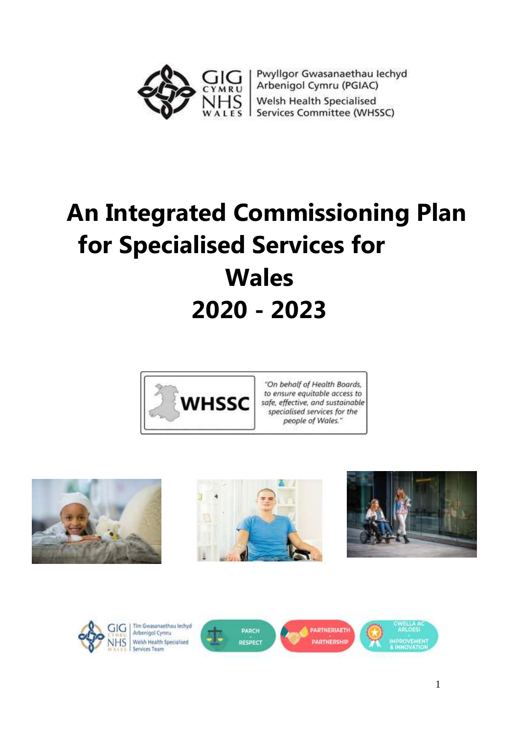Pwyllgor Gwasanaethau Iechyd Arbenigol Cymru (PGIAC)

Welsh Health Specialised Services Committee (WHSSC)

# An Integrated Commissioning Plan for Specialised Services for Wales 2020 - 2023

WHSSC

*"On behalf of Health Boards, to ensure equitable access to safe, effective, and sustainable specialised services for the people of Wales."*

Tîm Gwasanaethau Iechyd Arbenigol Cymru

Welsh Health Specialised Services Team

PARCH - RESPECT

PARTNERIAETH - PARTNERSHIP

GWELLA AC ARLOESI - IMPROVEMENT & INNOVATION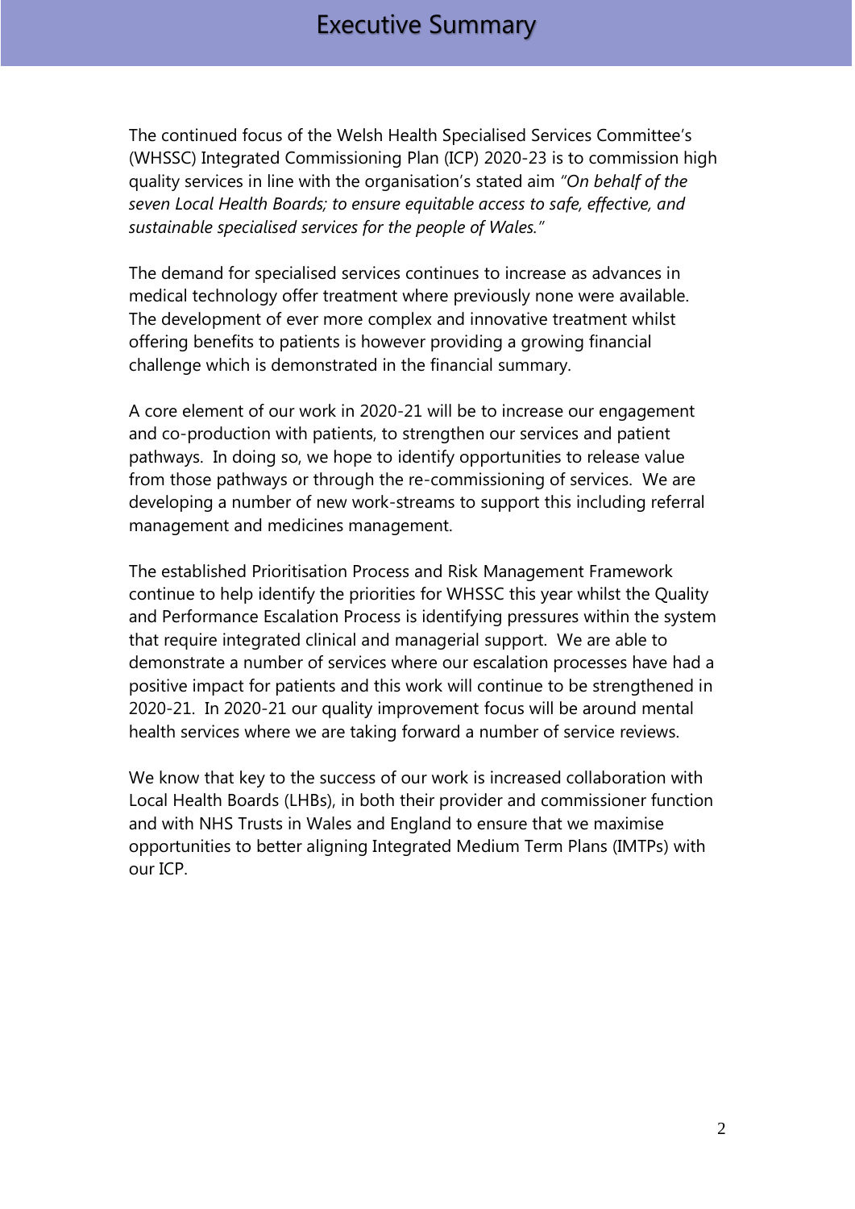# Executive Summary

The continued focus of the Welsh Health Specialised Services Committee's (WHSSC) Integrated Commissioning Plan (ICP) 2020-23 is to commission high quality services in line with the organisation's stated aim *"On behalf of the seven Local Health Boards; to ensure equitable access to safe, effective, and sustainable specialised services for the people of Wales."*

The demand for specialised services continues to increase as advances in medical technology offer treatment where previously none were available. The development of ever more complex and innovative treatment whilst offering benefits to patients is however providing a growing financial challenge which is demonstrated in the financial summary.

A core element of our work in 2020-21 will be to increase our engagement and co-production with patients, to strengthen our services and patient pathways. In doing so, we hope to identify opportunities to release value from those pathways or through the re-commissioning of services. We are developing a number of new work-streams to support this including referral management and medicines management.

The established Prioritisation Process and Risk Management Framework continue to help identify the priorities for WHSSC this year whilst the Quality and Performance Escalation Process is identifying pressures within the system that require integrated clinical and managerial support. We are able to demonstrate a number of services where our escalation processes have had a positive impact for patients and this work will continue to be strengthened in 2020-21. In 2020-21 our quality improvement focus will be around mental health services where we are taking forward a number of service reviews.

We know that key to the success of our work is increased collaboration with Local Health Boards (LHBs), in both their provider and commissioner function and with NHS Trusts in Wales and England to ensure that we maximise opportunities to better aligning Integrated Medium Term Plans (IMTPs) with our ICP.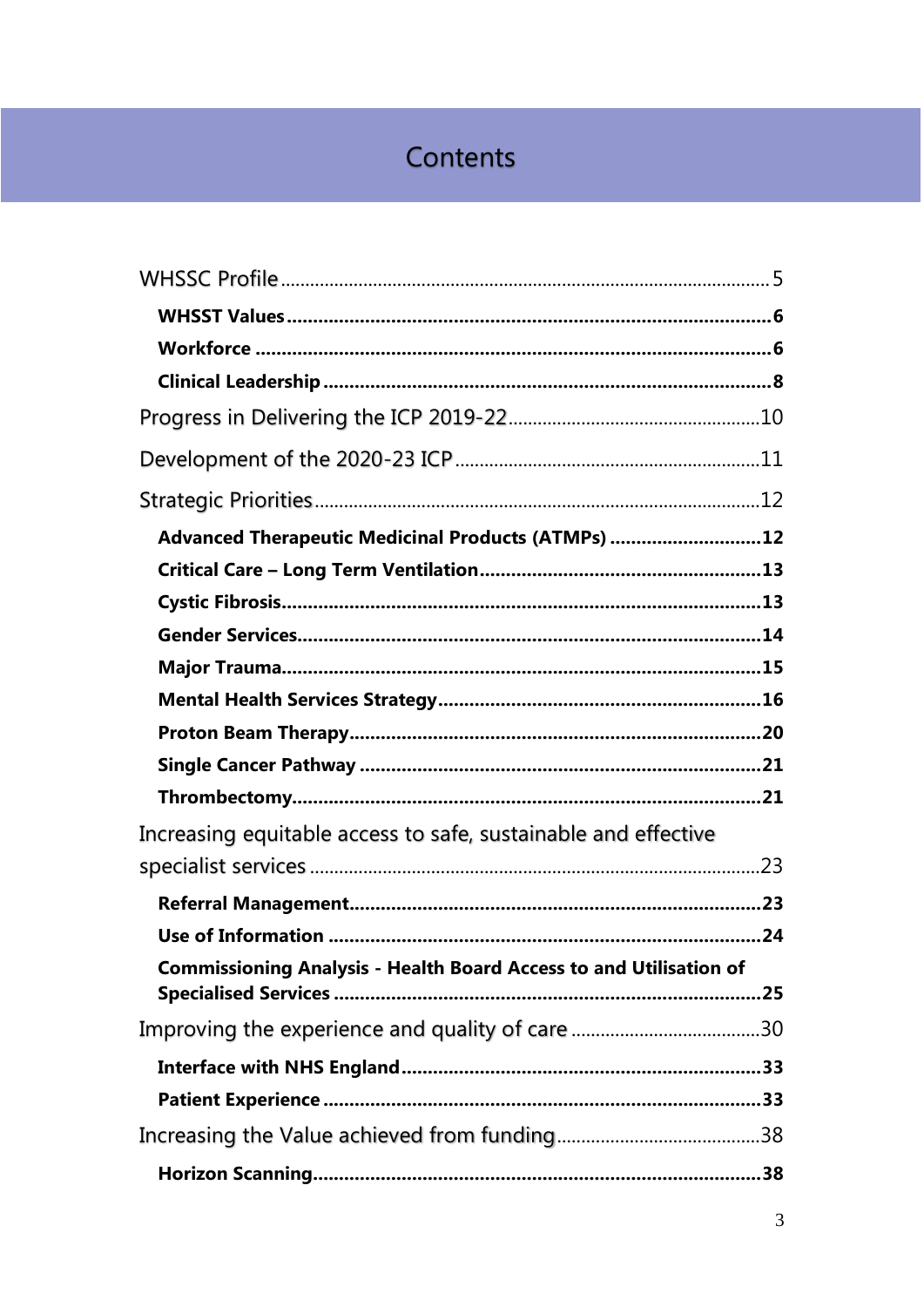# Contents

WHSSC Profile .......... 5

**WHSST Values .......... 6**

**Workforce .......... 6**

**Clinical Leadership .......... 8**

Progress in Delivering the ICP 2019-22 .......... 10

Development of the 2020-23 ICP .......... 11

Strategic Priorities .......... 12

**Advanced Therapeutic Medicinal Products (ATMPs) .......... 12**

**Critical Care – Long Term Ventilation .......... 13**

**Cystic Fibrosis .......... 13**

**Gender Services .......... 14**

**Major Trauma .......... 15**

**Mental Health Services Strategy .......... 16**

**Proton Beam Therapy .......... 20**

**Single Cancer Pathway .......... 21**

**Thrombectomy .......... 21**

Increasing equitable access to safe, sustainable and effective specialist services .......... 23

**Referral Management .......... 23**

**Use of Information .......... 24**

**Commissioning Analysis - Health Board Access to and Utilisation of Specialised Services .......... 25**

Improving the experience and quality of care .......... 30

**Interface with NHS England .......... 33**

**Patient Experience .......... 33**

Increasing the Value achieved from funding .......... 38

**Horizon Scanning .......... 38**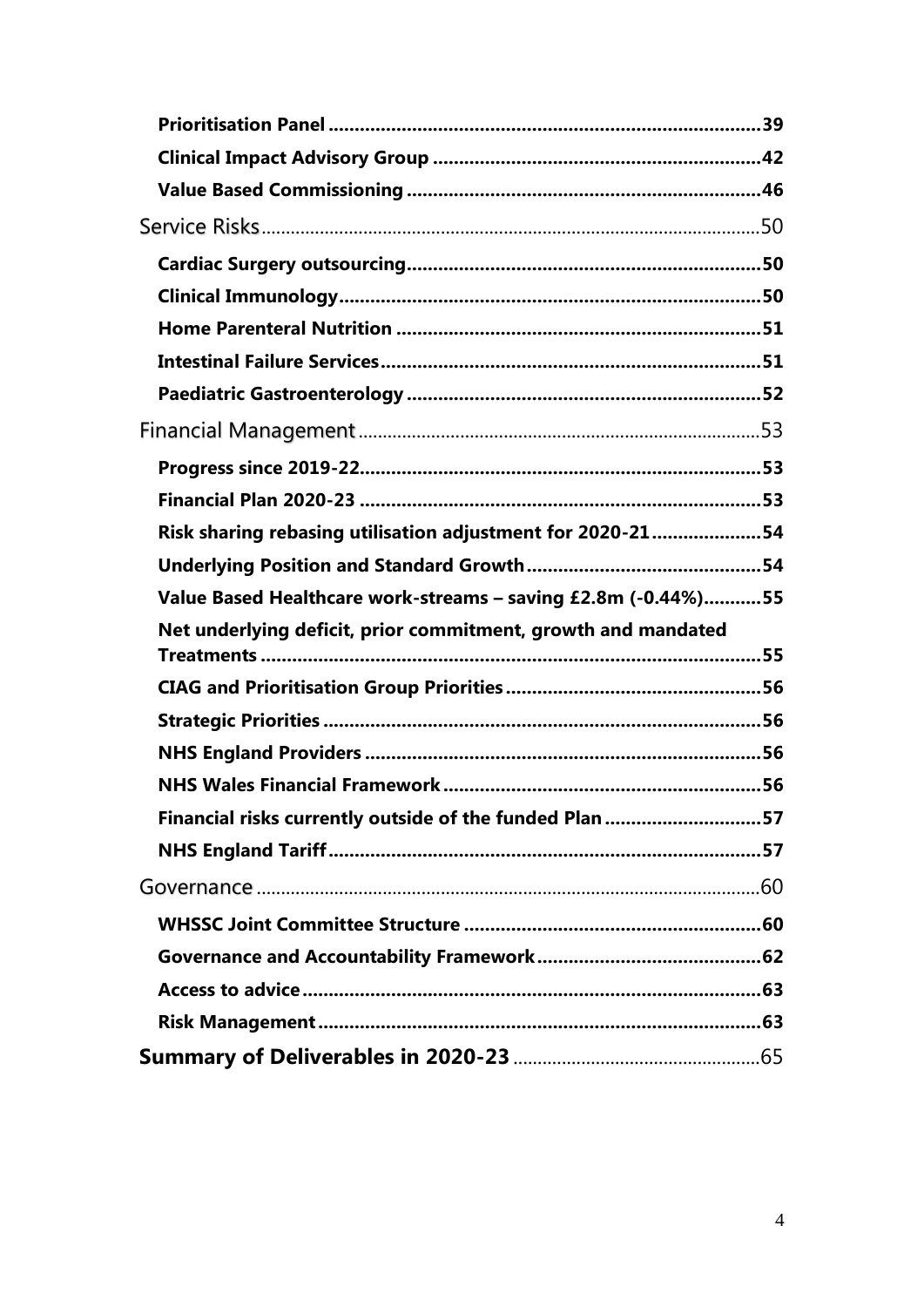**Prioritisation Panel** .......... **39**

**Clinical Impact Advisory Group** .......... **42**

**Value Based Commissioning** .......... **46**

Service Risks .......... 50

**Cardiac Surgery outsourcing** .......... **50**

**Clinical Immunology** .......... **50**

**Home Parenteral Nutrition** .......... **51**

**Intestinal Failure Services** .......... **51**

**Paediatric Gastroenterology** .......... **52**

Financial Management .......... 53

**Progress since 2019-22** .......... **53**

**Financial Plan 2020-23** .......... **53**

**Risk sharing rebasing utilisation adjustment for 2020-21** .......... **54**

**Underlying Position and Standard Growth** .......... **54**

**Value Based Healthcare work-streams – saving £2.8m (-0.44%)** .......... **55**

**Net underlying deficit, prior commitment, growth and mandated Treatments** .......... **55**

**CIAG and Prioritisation Group Priorities** .......... **56**

**Strategic Priorities** .......... **56**

**NHS England Providers** .......... **56**

**NHS Wales Financial Framework** .......... **56**

**Financial risks currently outside of the funded Plan** .......... **57**

**NHS England Tariff** .......... **57**

Governance .......... 60

**WHSSC Joint Committee Structure** .......... **60**

**Governance and Accountability Framework** .......... **62**

**Access to advice** .......... **63**

**Risk Management** .......... **63**

**Summary of Deliverables in 2020-23** .......... 65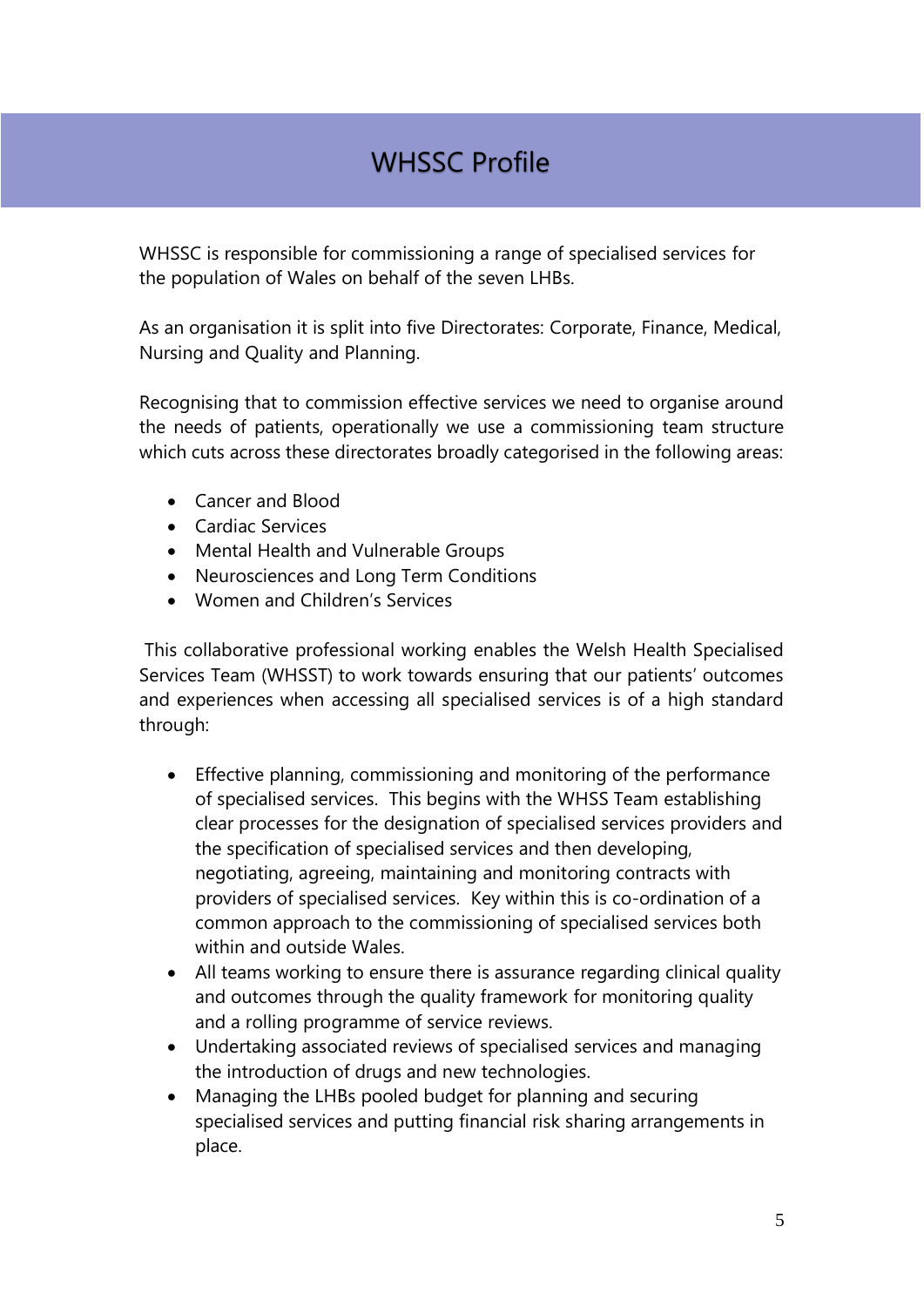# WHSSC Profile

WHSSC is responsible for commissioning a range of specialised services for the population of Wales on behalf of the seven LHBs.

As an organisation it is split into five Directorates: Corporate, Finance, Medical, Nursing and Quality and Planning.

Recognising that to commission effective services we need to organise around the needs of patients, operationally we use a commissioning team structure which cuts across these directorates broadly categorised in the following areas:

- Cancer and Blood
- Cardiac Services
- Mental Health and Vulnerable Groups
- Neurosciences and Long Term Conditions
- Women and Children's Services

This collaborative professional working enables the Welsh Health Specialised Services Team (WHSST) to work towards ensuring that our patients' outcomes and experiences when accessing all specialised services is of a high standard through:

- Effective planning, commissioning and monitoring of the performance of specialised services. This begins with the WHSS Team establishing clear processes for the designation of specialised services providers and the specification of specialised services and then developing, negotiating, agreeing, maintaining and monitoring contracts with providers of specialised services. Key within this is co-ordination of a common approach to the commissioning of specialised services both within and outside Wales.
- All teams working to ensure there is assurance regarding clinical quality and outcomes through the quality framework for monitoring quality and a rolling programme of service reviews.
- Undertaking associated reviews of specialised services and managing the introduction of drugs and new technologies.
- Managing the LHBs pooled budget for planning and securing specialised services and putting financial risk sharing arrangements in place.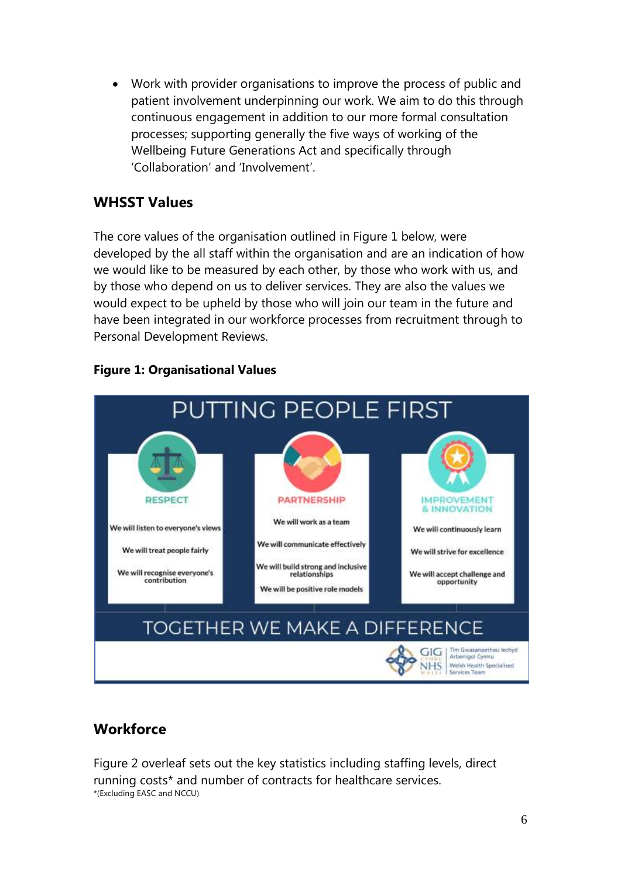- Work with provider organisations to improve the process of public and patient involvement underpinning our work. We aim to do this through continuous engagement in addition to our more formal consultation processes; supporting generally the five ways of working of the Wellbeing Future Generations Act and specifically through 'Collaboration' and 'Involvement'.

## WHSST Values

The core values of the organisation outlined in Figure 1 below, were developed by the all staff within the organisation and are an indication of how we would like to be measured by each other, by those who work with us, and by those who depend on us to deliver services. They are also the values we would expect to be upheld by those who will join our team in the future and have been integrated in our workforce processes from recruitment through to Personal Development Reviews.

**Figure 1: Organisational Values**

PUTTING PEOPLE FIRST

**RESPECT**
- We will listen to everyone's views
- We will treat people fairly
- We will recognise everyone's contribution

**PARTNERSHIP**
- We will work as a team
- We will communicate effectively
- We will build strong and inclusive relationships
- We will be positive role models

**IMPROVEMENT & INNOVATION**
- We will continuously learn
- We will strive for excellence
- We will accept challenge and opportunity

TOGETHER WE MAKE A DIFFERENCE

GIG Cymru NHS Wales | Tîm Gwasanaethau Iechyd Arbenigol Cymru | Welsh Health Specialised Services Team

## Workforce

Figure 2 overleaf sets out the key statistics including staffing levels, direct running costs* and number of contracts for healthcare services.

*(Excluding EASC and NCCU)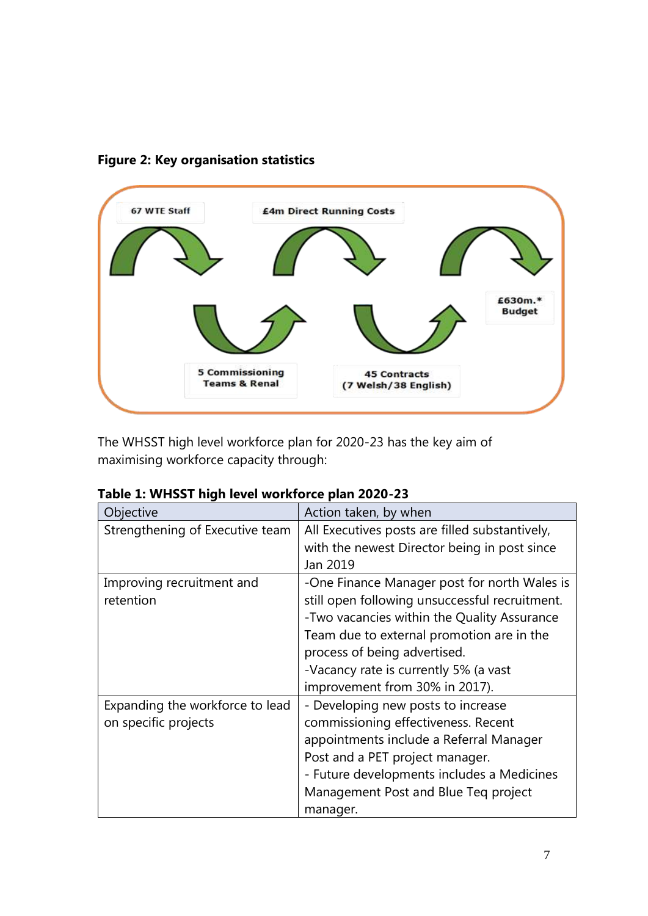**Figure 2: Key organisation statistics**

67 WTE Staff

£4m Direct Running Costs

£630m.* Budget

5 Commissioning Teams & Renal

45 Contracts (7 Welsh/38 English)

The WHSST high level workforce plan for 2020-23 has the key aim of maximising workforce capacity through:

**Table 1: WHSST high level workforce plan 2020-23**

| Objective | Action taken, by when |
|---|---|
| Strengthening of Executive team | All Executives posts are filled substantively, with the newest Director being in post since Jan 2019 |
| Improving recruitment and retention | -One Finance Manager post for north Wales is still open following unsuccessful recruitment.<br>-Two vacancies within the Quality Assurance Team due to external promotion are in the process of being advertised.<br>-Vacancy rate is currently 5% (a vast improvement from 30% in 2017). |
| Expanding the workforce to lead on specific projects | - Developing new posts to increase commissioning effectiveness. Recent appointments include a Referral Manager Post and a PET project manager.<br>- Future developments includes a Medicines Management Post and Blue Teq project manager. |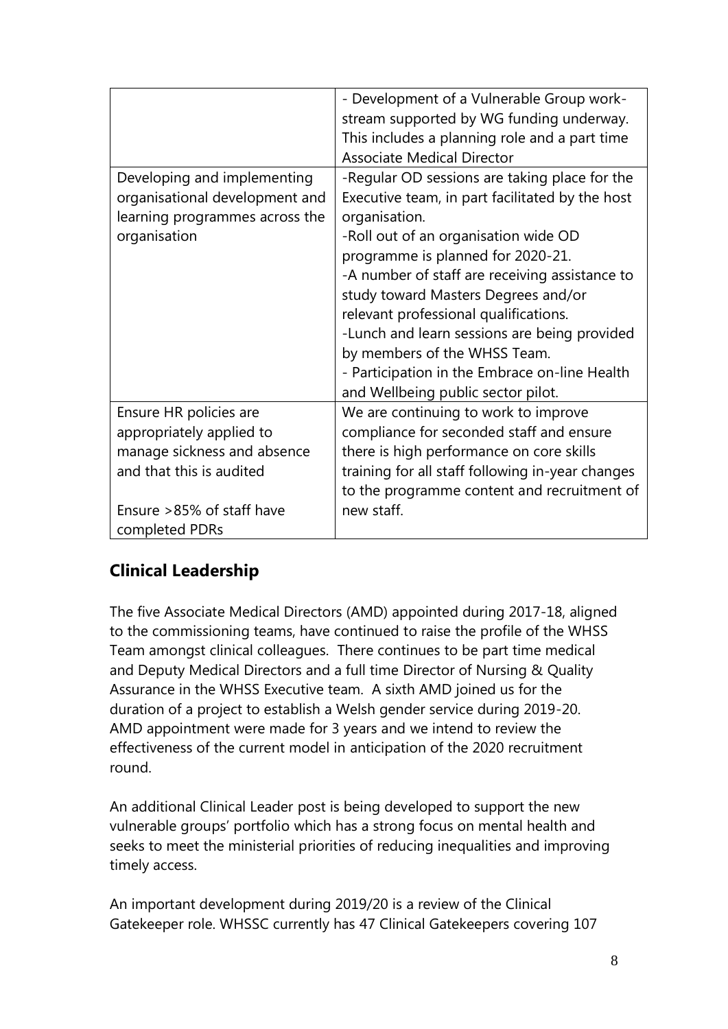| | |
|---|---|
| | - Development of a Vulnerable Group work-stream supported by WG funding underway. This includes a planning role and a part time Associate Medical Director |
| Developing and implementing organisational development and learning programmes across the organisation | -Regular OD sessions are taking place for the Executive team, in part facilitated by the host organisation.<br>-Roll out of an organisation wide OD programme is planned for 2020-21.<br>-A number of staff are receiving assistance to study toward Masters Degrees and/or relevant professional qualifications.<br>-Lunch and learn sessions are being provided by members of the WHSS Team.<br>- Participation in the Embrace on-line Health and Wellbeing public sector pilot. |
| Ensure HR policies are appropriately applied to manage sickness and absence and that this is audited<br><br>Ensure >85% of staff have completed PDRs | We are continuing to work to improve compliance for seconded staff and ensure there is high performance on core skills training for all staff following in-year changes to the programme content and recruitment of new staff. |

## Clinical Leadership

The five Associate Medical Directors (AMD) appointed during 2017-18, aligned to the commissioning teams, have continued to raise the profile of the WHSS Team amongst clinical colleagues. There continues to be part time medical and Deputy Medical Directors and a full time Director of Nursing & Quality Assurance in the WHSS Executive team. A sixth AMD joined us for the duration of a project to establish a Welsh gender service during 2019-20. AMD appointment were made for 3 years and we intend to review the effectiveness of the current model in anticipation of the 2020 recruitment round.

An additional Clinical Leader post is being developed to support the new vulnerable groups' portfolio which has a strong focus on mental health and seeks to meet the ministerial priorities of reducing inequalities and improving timely access.

An important development during 2019/20 is a review of the Clinical Gatekeeper role. WHSSC currently has 47 Clinical Gatekeepers covering 107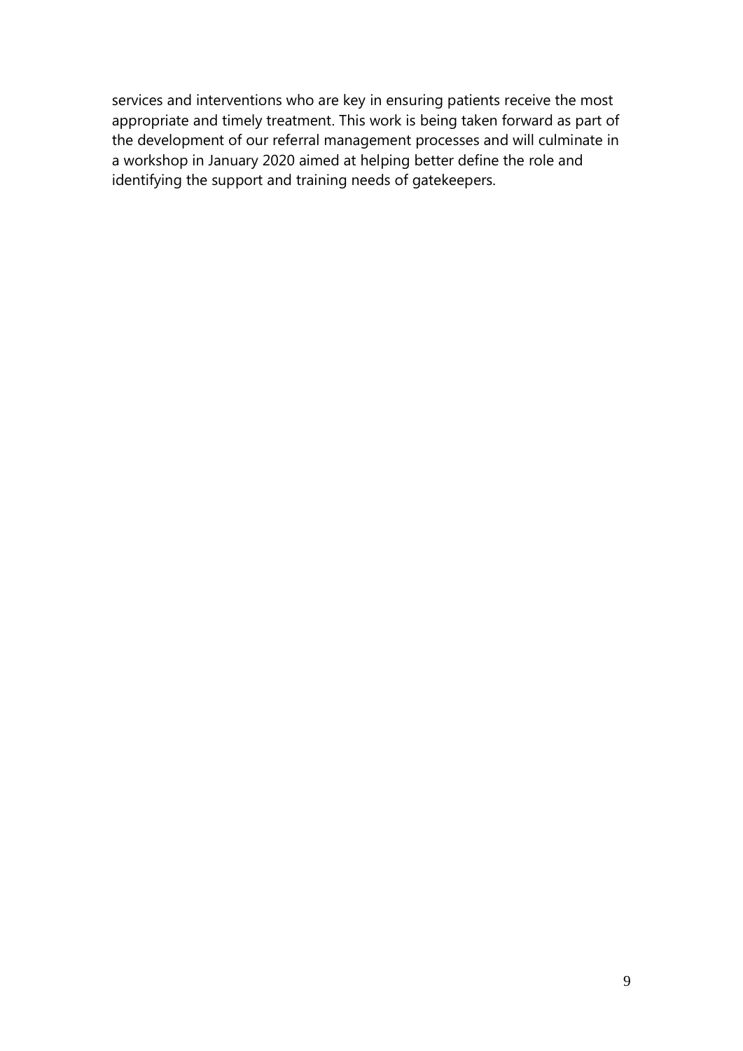services and interventions who are key in ensuring patients receive the most appropriate and timely treatment. This work is being taken forward as part of the development of our referral management processes and will culminate in a workshop in January 2020 aimed at helping better define the role and identifying the support and training needs of gatekeepers.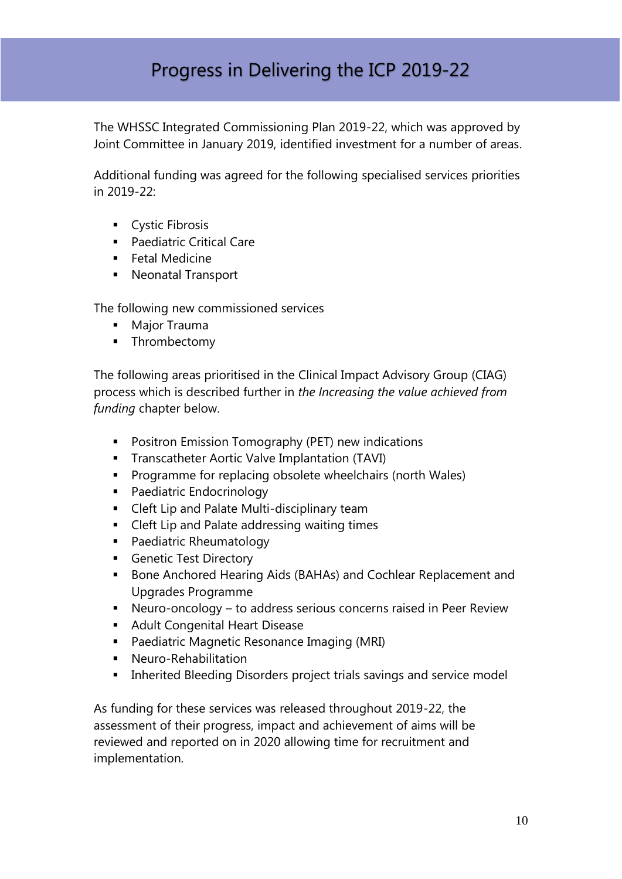# Progress in Delivering the ICP 2019-22

The WHSSC Integrated Commissioning Plan 2019-22, which was approved by Joint Committee in January 2019, identified investment for a number of areas.

Additional funding was agreed for the following specialised services priorities in 2019-22:

- Cystic Fibrosis
- Paediatric Critical Care
- Fetal Medicine
- Neonatal Transport

The following new commissioned services

- Major Trauma
- Thrombectomy

The following areas prioritised in the Clinical Impact Advisory Group (CIAG) process which is described further in *the Increasing the value achieved from funding* chapter below.

- Positron Emission Tomography (PET) new indications
- Transcatheter Aortic Valve Implantation (TAVI)
- Programme for replacing obsolete wheelchairs (north Wales)
- Paediatric Endocrinology
- Cleft Lip and Palate Multi-disciplinary team
- Cleft Lip and Palate addressing waiting times
- Paediatric Rheumatology
- Genetic Test Directory
- Bone Anchored Hearing Aids (BAHAs) and Cochlear Replacement and Upgrades Programme
- Neuro-oncology – to address serious concerns raised in Peer Review
- Adult Congenital Heart Disease
- Paediatric Magnetic Resonance Imaging (MRI)
- Neuro-Rehabilitation
- Inherited Bleeding Disorders project trials savings and service model

As funding for these services was released throughout 2019-22, the assessment of their progress, impact and achievement of aims will be reviewed and reported on in 2020 allowing time for recruitment and implementation.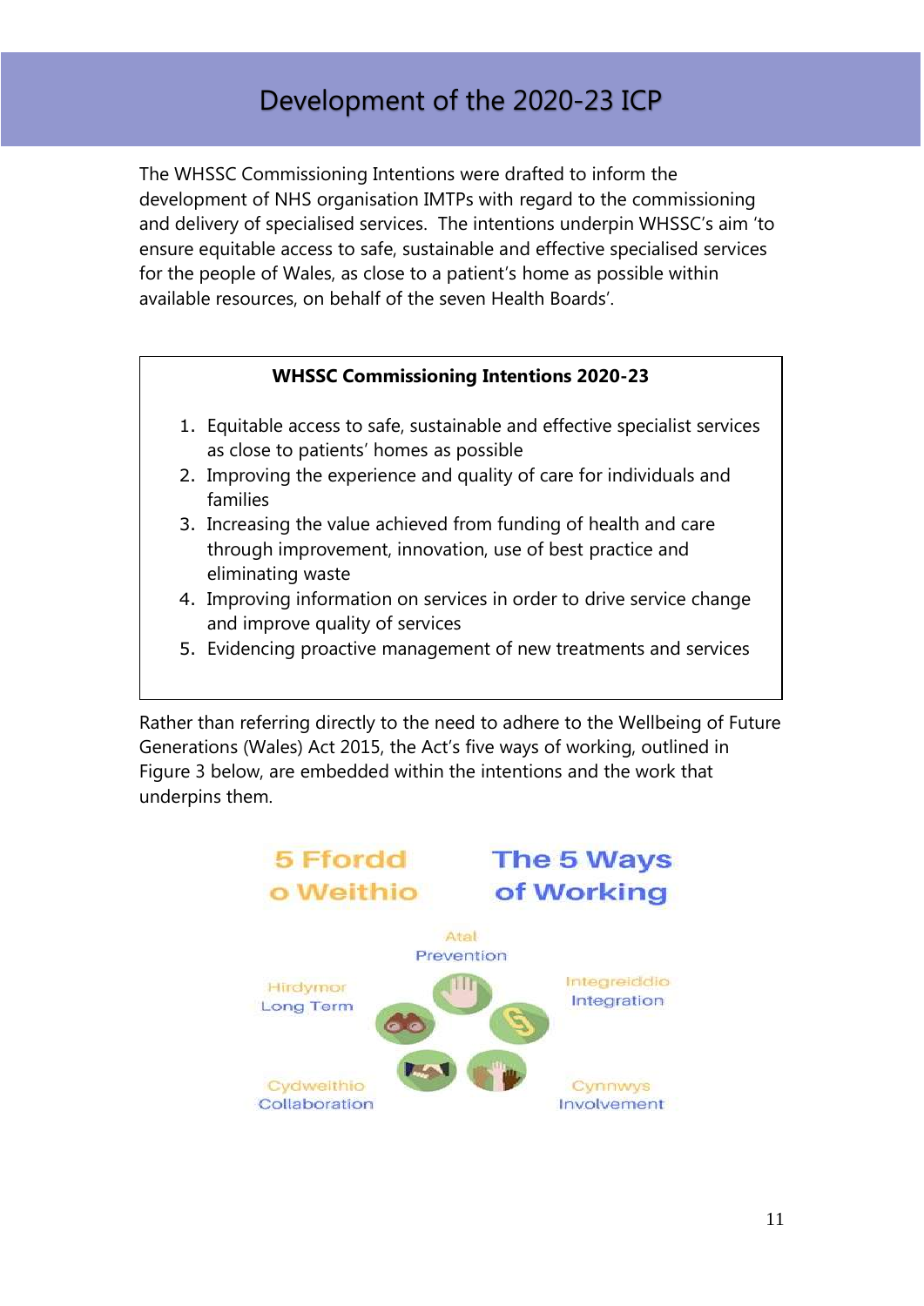# Development of the 2020-23 ICP

The WHSSC Commissioning Intentions were drafted to inform the development of NHS organisation IMTPs with regard to the commissioning and delivery of specialised services. The intentions underpin WHSSC's aim 'to ensure equitable access to safe, sustainable and effective specialised services for the people of Wales, as close to a patient's home as possible within available resources, on behalf of the seven Health Boards'.

**WHSSC Commissioning Intentions 2020-23**

1. Equitable access to safe, sustainable and effective specialist services as close to patients' homes as possible
2. Improving the experience and quality of care for individuals and families
3. Increasing the value achieved from funding of health and care through improvement, innovation, use of best practice and eliminating waste
4. Improving information on services in order to drive service change and improve quality of services
5. Evidencing proactive management of new treatments and services

Rather than referring directly to the need to adhere to the Wellbeing of Future Generations (Wales) Act 2015, the Act's five ways of working, outlined in Figure 3 below, are embedded within the intentions and the work that underpins them.

5 Ffordd o Weithio — The 5 Ways of Working

- Atal — Prevention
- Integreiddio — Integration
- Cynnwys — Involvement
- Cydweithio — Collaboration
- Hirdymor — Long Term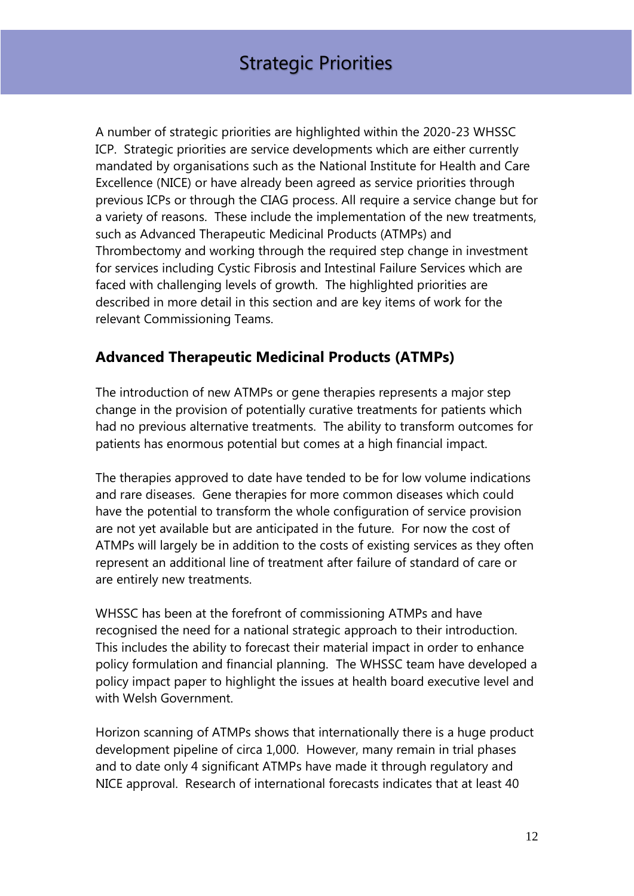# Strategic Priorities

A number of strategic priorities are highlighted within the 2020-23 WHSSC ICP. Strategic priorities are service developments which are either currently mandated by organisations such as the National Institute for Health and Care Excellence (NICE) or have already been agreed as service priorities through previous ICPs or through the CIAG process. All require a service change but for a variety of reasons. These include the implementation of the new treatments, such as Advanced Therapeutic Medicinal Products (ATMPs) and Thrombectomy and working through the required step change in investment for services including Cystic Fibrosis and Intestinal Failure Services which are faced with challenging levels of growth. The highlighted priorities are described in more detail in this section and are key items of work for the relevant Commissioning Teams.

## Advanced Therapeutic Medicinal Products (ATMPs)

The introduction of new ATMPs or gene therapies represents a major step change in the provision of potentially curative treatments for patients which had no previous alternative treatments. The ability to transform outcomes for patients has enormous potential but comes at a high financial impact.

The therapies approved to date have tended to be for low volume indications and rare diseases. Gene therapies for more common diseases which could have the potential to transform the whole configuration of service provision are not yet available but are anticipated in the future. For now the cost of ATMPs will largely be in addition to the costs of existing services as they often represent an additional line of treatment after failure of standard of care or are entirely new treatments.

WHSSC has been at the forefront of commissioning ATMPs and have recognised the need for a national strategic approach to their introduction. This includes the ability to forecast their material impact in order to enhance policy formulation and financial planning. The WHSSC team have developed a policy impact paper to highlight the issues at health board executive level and with Welsh Government.

Horizon scanning of ATMPs shows that internationally there is a huge product development pipeline of circa 1,000. However, many remain in trial phases and to date only 4 significant ATMPs have made it through regulatory and NICE approval. Research of international forecasts indicates that at least 40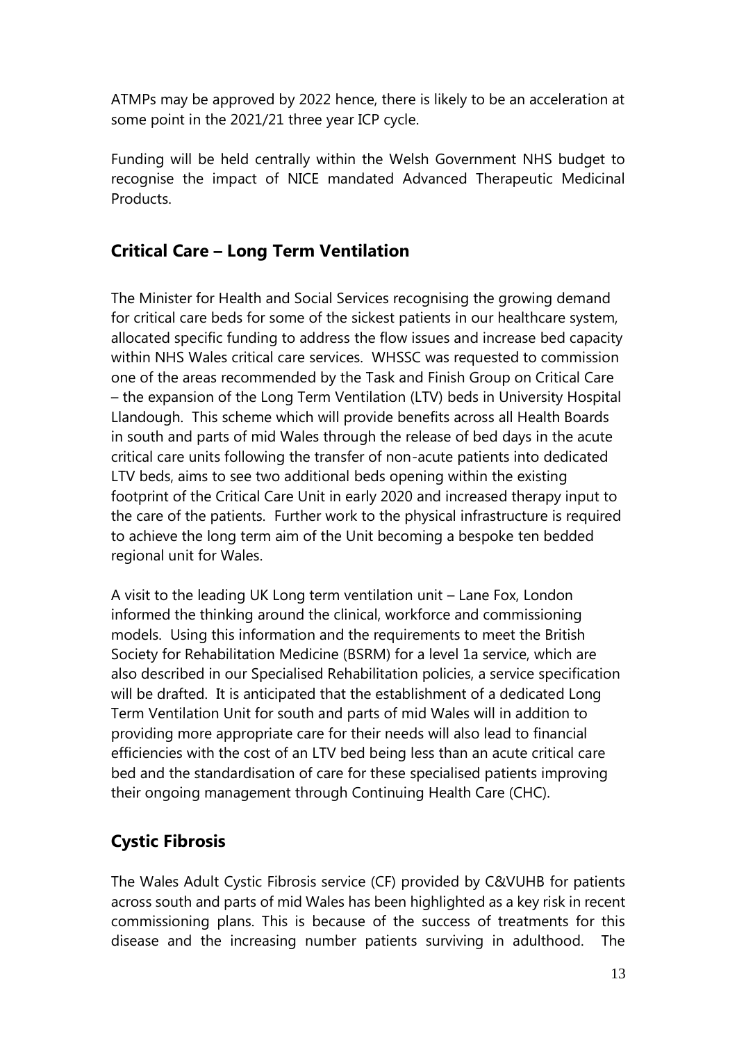ATMPs may be approved by 2022 hence, there is likely to be an acceleration at some point in the 2021/21 three year ICP cycle.

Funding will be held centrally within the Welsh Government NHS budget to recognise the impact of NICE mandated Advanced Therapeutic Medicinal Products.

## Critical Care – Long Term Ventilation

The Minister for Health and Social Services recognising the growing demand for critical care beds for some of the sickest patients in our healthcare system, allocated specific funding to address the flow issues and increase bed capacity within NHS Wales critical care services. WHSSC was requested to commission one of the areas recommended by the Task and Finish Group on Critical Care – the expansion of the Long Term Ventilation (LTV) beds in University Hospital Llandough. This scheme which will provide benefits across all Health Boards in south and parts of mid Wales through the release of bed days in the acute critical care units following the transfer of non-acute patients into dedicated LTV beds, aims to see two additional beds opening within the existing footprint of the Critical Care Unit in early 2020 and increased therapy input to the care of the patients. Further work to the physical infrastructure is required to achieve the long term aim of the Unit becoming a bespoke ten bedded regional unit for Wales.

A visit to the leading UK Long term ventilation unit – Lane Fox, London informed the thinking around the clinical, workforce and commissioning models. Using this information and the requirements to meet the British Society for Rehabilitation Medicine (BSRM) for a level 1a service, which are also described in our Specialised Rehabilitation policies, a service specification will be drafted. It is anticipated that the establishment of a dedicated Long Term Ventilation Unit for south and parts of mid Wales will in addition to providing more appropriate care for their needs will also lead to financial efficiencies with the cost of an LTV bed being less than an acute critical care bed and the standardisation of care for these specialised patients improving their ongoing management through Continuing Health Care (CHC).

## Cystic Fibrosis

The Wales Adult Cystic Fibrosis service (CF) provided by C&VUHB for patients across south and parts of mid Wales has been highlighted as a key risk in recent commissioning plans. This is because of the success of treatments for this disease and the increasing number patients surviving in adulthood. The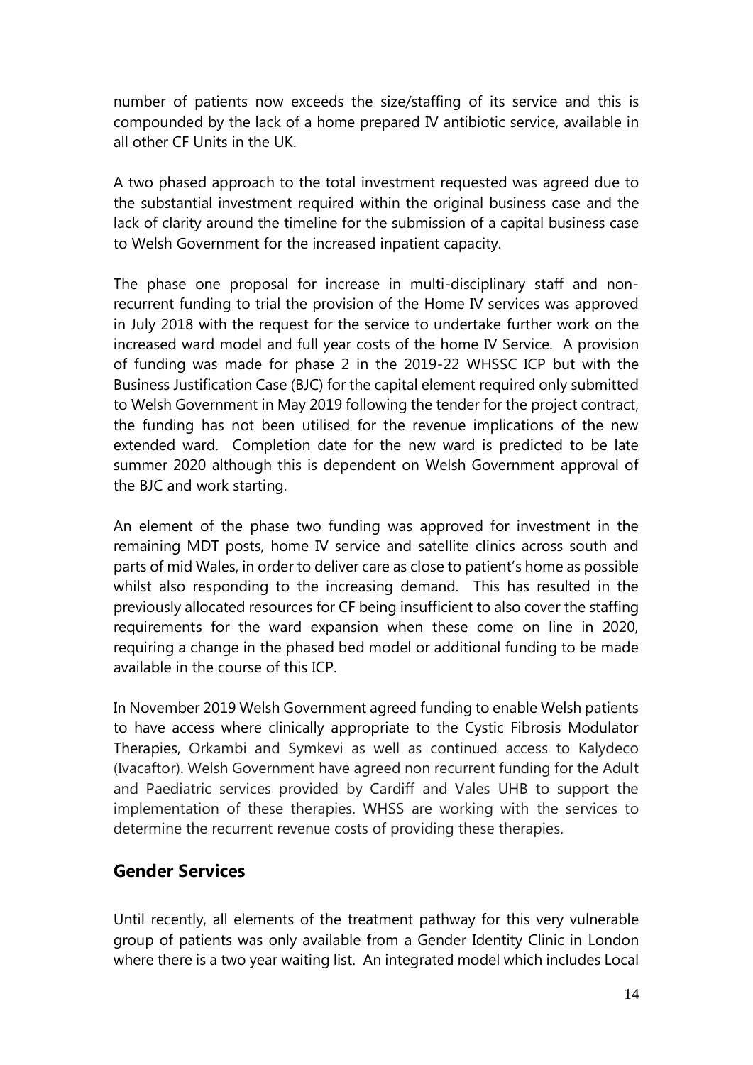number of patients now exceeds the size/staffing of its service and this is compounded by the lack of a home prepared IV antibiotic service, available in all other CF Units in the UK.

A two phased approach to the total investment requested was agreed due to the substantial investment required within the original business case and the lack of clarity around the timeline for the submission of a capital business case to Welsh Government for the increased inpatient capacity.

The phase one proposal for increase in multi-disciplinary staff and non-recurrent funding to trial the provision of the Home IV services was approved in July 2018 with the request for the service to undertake further work on the increased ward model and full year costs of the home IV Service. A provision of funding was made for phase 2 in the 2019-22 WHSSC ICP but with the Business Justification Case (BJC) for the capital element required only submitted to Welsh Government in May 2019 following the tender for the project contract, the funding has not been utilised for the revenue implications of the new extended ward. Completion date for the new ward is predicted to be late summer 2020 although this is dependent on Welsh Government approval of the BJC and work starting.

An element of the phase two funding was approved for investment in the remaining MDT posts, home IV service and satellite clinics across south and parts of mid Wales, in order to deliver care as close to patient's home as possible whilst also responding to the increasing demand. This has resulted in the previously allocated resources for CF being insufficient to also cover the staffing requirements for the ward expansion when these come on line in 2020, requiring a change in the phased bed model or additional funding to be made available in the course of this ICP.

In November 2019 Welsh Government agreed funding to enable Welsh patients to have access where clinically appropriate to the Cystic Fibrosis Modulator Therapies, Orkambi and Symkevi as well as continued access to Kalydeco (Ivacaftor). Welsh Government have agreed non recurrent funding for the Adult and Paediatric services provided by Cardiff and Vales UHB to support the implementation of these therapies. WHSS are working with the services to determine the recurrent revenue costs of providing these therapies.

## Gender Services

Until recently, all elements of the treatment pathway for this very vulnerable group of patients was only available from a Gender Identity Clinic in London where there is a two year waiting list. An integrated model which includes Local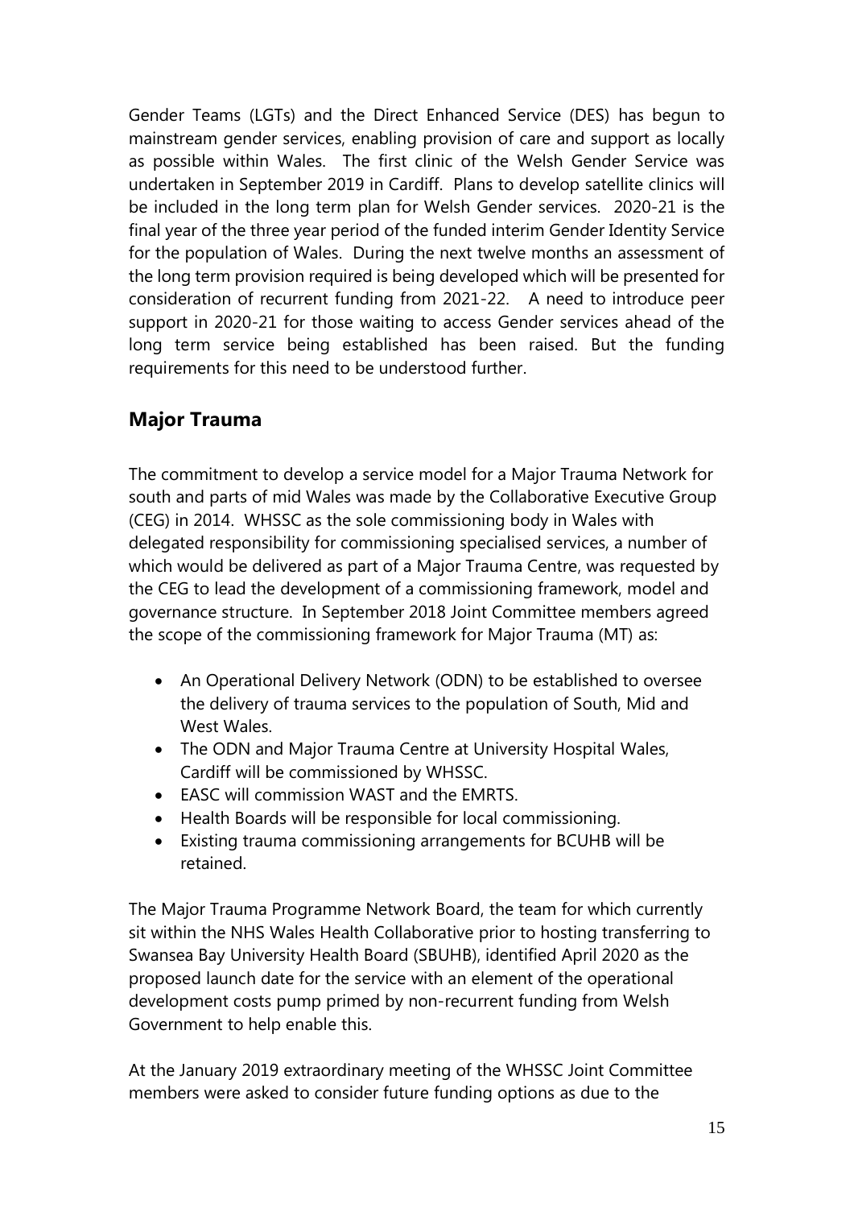Gender Teams (LGTs) and the Direct Enhanced Service (DES) has begun to mainstream gender services, enabling provision of care and support as locally as possible within Wales. The first clinic of the Welsh Gender Service was undertaken in September 2019 in Cardiff. Plans to develop satellite clinics will be included in the long term plan for Welsh Gender services. 2020-21 is the final year of the three year period of the funded interim Gender Identity Service for the population of Wales. During the next twelve months an assessment of the long term provision required is being developed which will be presented for consideration of recurrent funding from 2021-22. A need to introduce peer support in 2020-21 for those waiting to access Gender services ahead of the long term service being established has been raised. But the funding requirements for this need to be understood further.

## Major Trauma

The commitment to develop a service model for a Major Trauma Network for south and parts of mid Wales was made by the Collaborative Executive Group (CEG) in 2014. WHSSC as the sole commissioning body in Wales with delegated responsibility for commissioning specialised services, a number of which would be delivered as part of a Major Trauma Centre, was requested by the CEG to lead the development of a commissioning framework, model and governance structure. In September 2018 Joint Committee members agreed the scope of the commissioning framework for Major Trauma (MT) as:

- An Operational Delivery Network (ODN) to be established to oversee the delivery of trauma services to the population of South, Mid and West Wales.
- The ODN and Major Trauma Centre at University Hospital Wales, Cardiff will be commissioned by WHSSC.
- EASC will commission WAST and the EMRTS.
- Health Boards will be responsible for local commissioning.
- Existing trauma commissioning arrangements for BCUHB will be retained.

The Major Trauma Programme Network Board, the team for which currently sit within the NHS Wales Health Collaborative prior to hosting transferring to Swansea Bay University Health Board (SBUHB), identified April 2020 as the proposed launch date for the service with an element of the operational development costs pump primed by non-recurrent funding from Welsh Government to help enable this.

At the January 2019 extraordinary meeting of the WHSSC Joint Committee members were asked to consider future funding options as due to the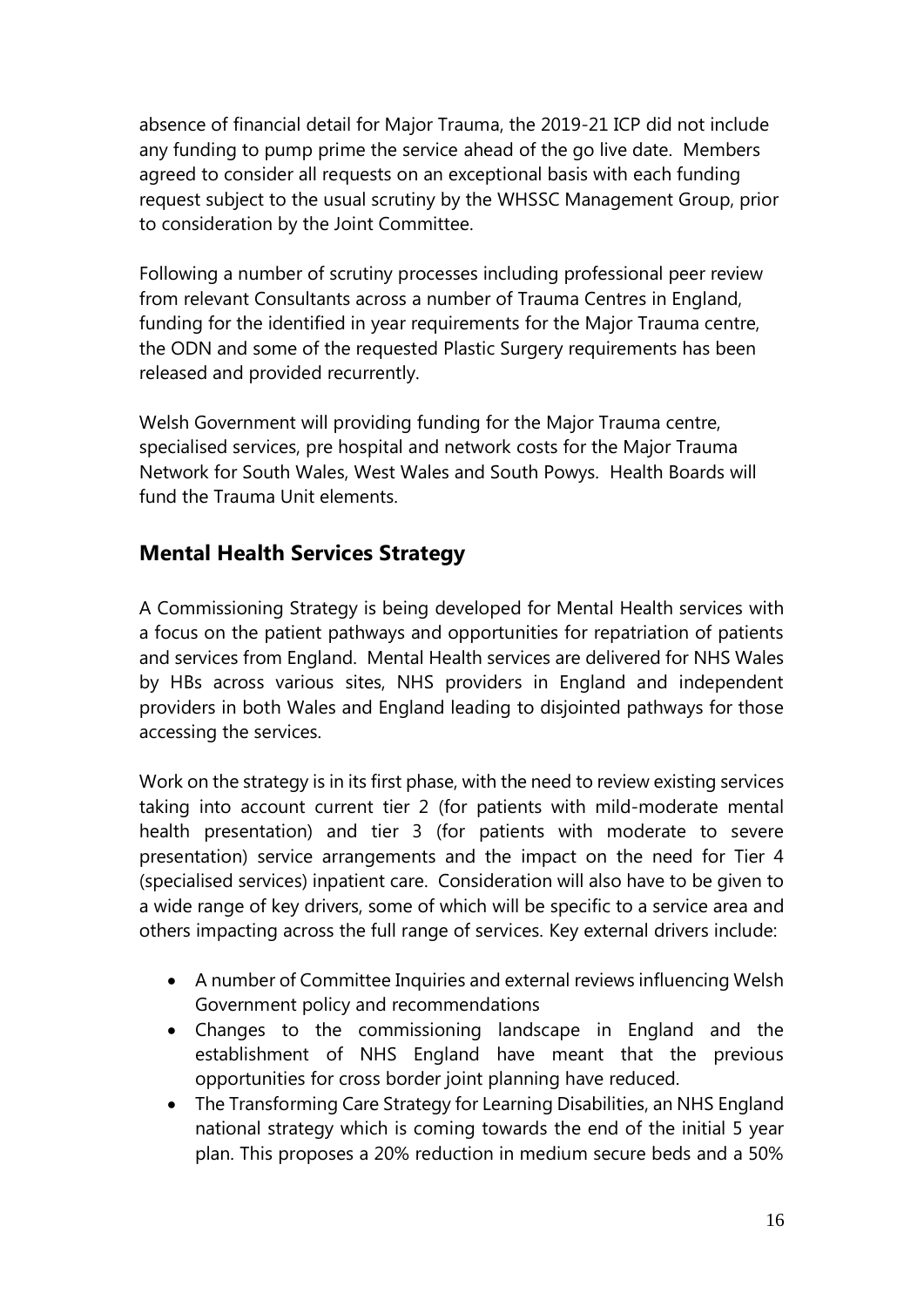absence of financial detail for Major Trauma, the 2019-21 ICP did not include any funding to pump prime the service ahead of the go live date. Members agreed to consider all requests on an exceptional basis with each funding request subject to the usual scrutiny by the WHSSC Management Group, prior to consideration by the Joint Committee.

Following a number of scrutiny processes including professional peer review from relevant Consultants across a number of Trauma Centres in England, funding for the identified in year requirements for the Major Trauma centre, the ODN and some of the requested Plastic Surgery requirements has been released and provided recurrently.

Welsh Government will providing funding for the Major Trauma centre, specialised services, pre hospital and network costs for the Major Trauma Network for South Wales, West Wales and South Powys. Health Boards will fund the Trauma Unit elements.

## Mental Health Services Strategy

A Commissioning Strategy is being developed for Mental Health services with a focus on the patient pathways and opportunities for repatriation of patients and services from England. Mental Health services are delivered for NHS Wales by HBs across various sites, NHS providers in England and independent providers in both Wales and England leading to disjointed pathways for those accessing the services.

Work on the strategy is in its first phase, with the need to review existing services taking into account current tier 2 (for patients with mild-moderate mental health presentation) and tier 3 (for patients with moderate to severe presentation) service arrangements and the impact on the need for Tier 4 (specialised services) inpatient care. Consideration will also have to be given to a wide range of key drivers, some of which will be specific to a service area and others impacting across the full range of services. Key external drivers include:

- A number of Committee Inquiries and external reviews influencing Welsh Government policy and recommendations
- Changes to the commissioning landscape in England and the establishment of NHS England have meant that the previous opportunities for cross border joint planning have reduced.
- The Transforming Care Strategy for Learning Disabilities, an NHS England national strategy which is coming towards the end of the initial 5 year plan. This proposes a 20% reduction in medium secure beds and a 50%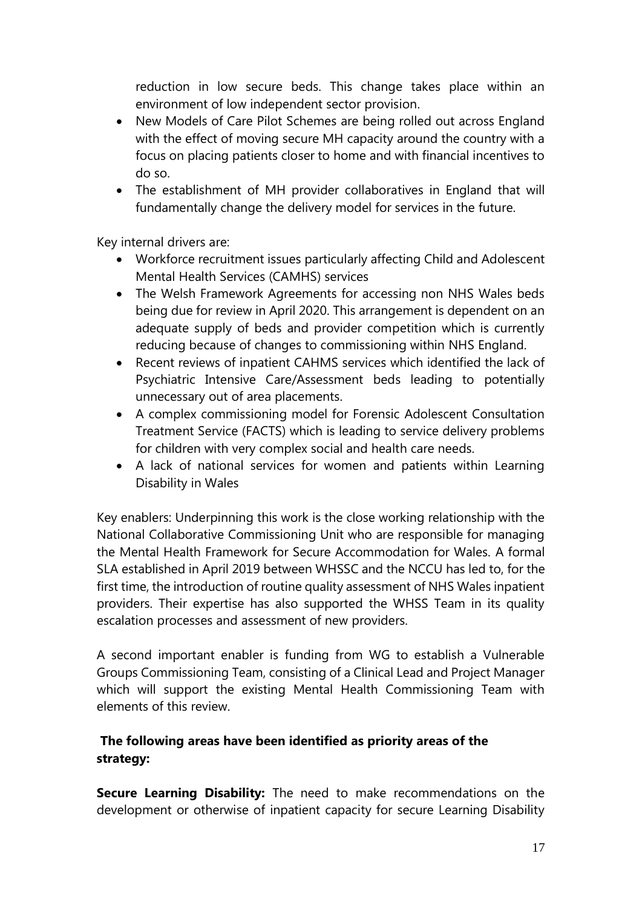reduction in low secure beds. This change takes place within an environment of low independent sector provision.

- New Models of Care Pilot Schemes are being rolled out across England with the effect of moving secure MH capacity around the country with a focus on placing patients closer to home and with financial incentives to do so.
- The establishment of MH provider collaboratives in England that will fundamentally change the delivery model for services in the future.

Key internal drivers are:

- Workforce recruitment issues particularly affecting Child and Adolescent Mental Health Services (CAMHS) services
- The Welsh Framework Agreements for accessing non NHS Wales beds being due for review in April 2020. This arrangement is dependent on an adequate supply of beds and provider competition which is currently reducing because of changes to commissioning within NHS England.
- Recent reviews of inpatient CAHMS services which identified the lack of Psychiatric Intensive Care/Assessment beds leading to potentially unnecessary out of area placements.
- A complex commissioning model for Forensic Adolescent Consultation Treatment Service (FACTS) which is leading to service delivery problems for children with very complex social and health care needs.
- A lack of national services for women and patients within Learning Disability in Wales

Key enablers: Underpinning this work is the close working relationship with the National Collaborative Commissioning Unit who are responsible for managing the Mental Health Framework for Secure Accommodation for Wales. A formal SLA established in April 2019 between WHSSC and the NCCU has led to, for the first time, the introduction of routine quality assessment of NHS Wales inpatient providers. Their expertise has also supported the WHSS Team in its quality escalation processes and assessment of new providers.

A second important enabler is funding from WG to establish a Vulnerable Groups Commissioning Team, consisting of a Clinical Lead and Project Manager which will support the existing Mental Health Commissioning Team with elements of this review.

**The following areas have been identified as priority areas of the strategy:**

**Secure Learning Disability:** The need to make recommendations on the development or otherwise of inpatient capacity for secure Learning Disability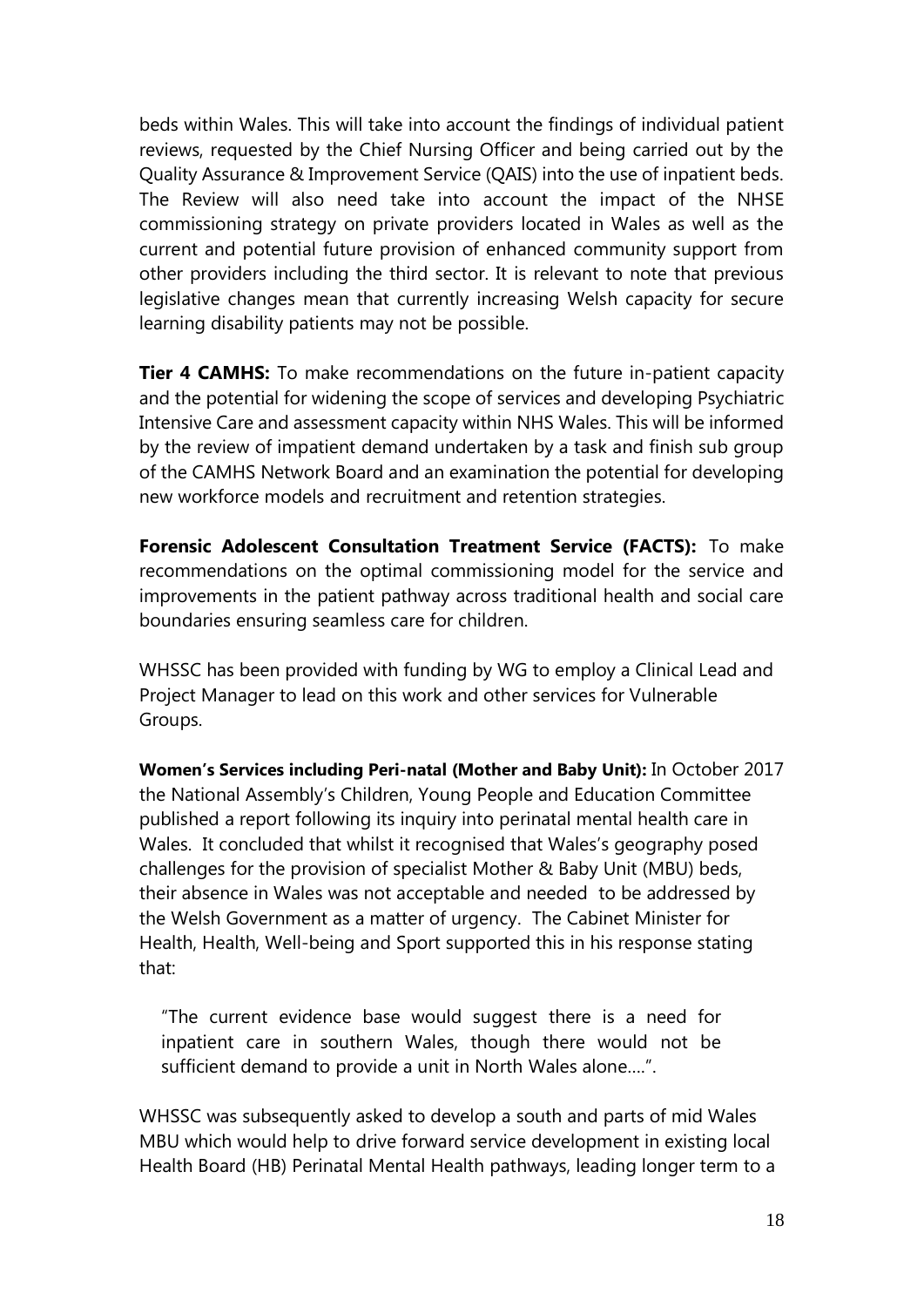beds within Wales. This will take into account the findings of individual patient reviews, requested by the Chief Nursing Officer and being carried out by the Quality Assurance & Improvement Service (QAIS) into the use of inpatient beds. The Review will also need take into account the impact of the NHSE commissioning strategy on private providers located in Wales as well as the current and potential future provision of enhanced community support from other providers including the third sector. It is relevant to note that previous legislative changes mean that currently increasing Welsh capacity for secure learning disability patients may not be possible.

**Tier 4 CAMHS:** To make recommendations on the future in-patient capacity and the potential for widening the scope of services and developing Psychiatric Intensive Care and assessment capacity within NHS Wales. This will be informed by the review of impatient demand undertaken by a task and finish sub group of the CAMHS Network Board and an examination the potential for developing new workforce models and recruitment and retention strategies.

**Forensic Adolescent Consultation Treatment Service (FACTS):** To make recommendations on the optimal commissioning model for the service and improvements in the patient pathway across traditional health and social care boundaries ensuring seamless care for children.

WHSSC has been provided with funding by WG to employ a Clinical Lead and Project Manager to lead on this work and other services for Vulnerable Groups.

**Women's Services including Peri-natal (Mother and Baby Unit):** In October 2017 the National Assembly's Children, Young People and Education Committee published a report following its inquiry into perinatal mental health care in Wales. It concluded that whilst it recognised that Wales's geography posed challenges for the provision of specialist Mother & Baby Unit (MBU) beds, their absence in Wales was not acceptable and needed to be addressed by the Welsh Government as a matter of urgency. The Cabinet Minister for Health, Health, Well-being and Sport supported this in his response stating that:

> "The current evidence base would suggest there is a need for inpatient care in southern Wales, though there would not be sufficient demand to provide a unit in North Wales alone….".

WHSSC was subsequently asked to develop a south and parts of mid Wales MBU which would help to drive forward service development in existing local Health Board (HB) Perinatal Mental Health pathways, leading longer term to a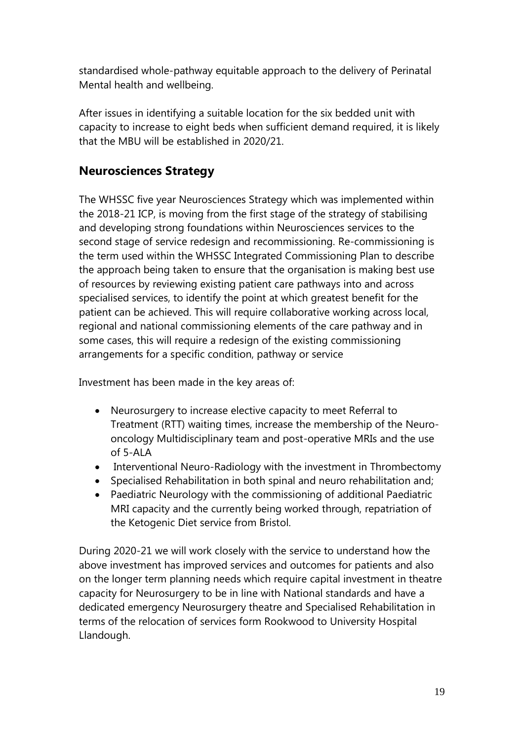standardised whole-pathway equitable approach to the delivery of Perinatal Mental health and wellbeing.

After issues in identifying a suitable location for the six bedded unit with capacity to increase to eight beds when sufficient demand required, it is likely that the MBU will be established in 2020/21.

## Neurosciences Strategy

The WHSSC five year Neurosciences Strategy which was implemented within the 2018-21 ICP, is moving from the first stage of the strategy of stabilising and developing strong foundations within Neurosciences services to the second stage of service redesign and recommissioning. Re-commissioning is the term used within the WHSSC Integrated Commissioning Plan to describe the approach being taken to ensure that the organisation is making best use of resources by reviewing existing patient care pathways into and across specialised services, to identify the point at which greatest benefit for the patient can be achieved. This will require collaborative working across local, regional and national commissioning elements of the care pathway and in some cases, this will require a redesign of the existing commissioning arrangements for a specific condition, pathway or service

Investment has been made in the key areas of:

- Neurosurgery to increase elective capacity to meet Referral to Treatment (RTT) waiting times, increase the membership of the Neuro-oncology Multidisciplinary team and post-operative MRIs and the use of 5-ALA
- Interventional Neuro-Radiology with the investment in Thrombectomy
- Specialised Rehabilitation in both spinal and neuro rehabilitation and;
- Paediatric Neurology with the commissioning of additional Paediatric MRI capacity and the currently being worked through, repatriation of the Ketogenic Diet service from Bristol.

During 2020-21 we will work closely with the service to understand how the above investment has improved services and outcomes for patients and also on the longer term planning needs which require capital investment in theatre capacity for Neurosurgery to be in line with National standards and have a dedicated emergency Neurosurgery theatre and Specialised Rehabilitation in terms of the relocation of services form Rookwood to University Hospital Llandough.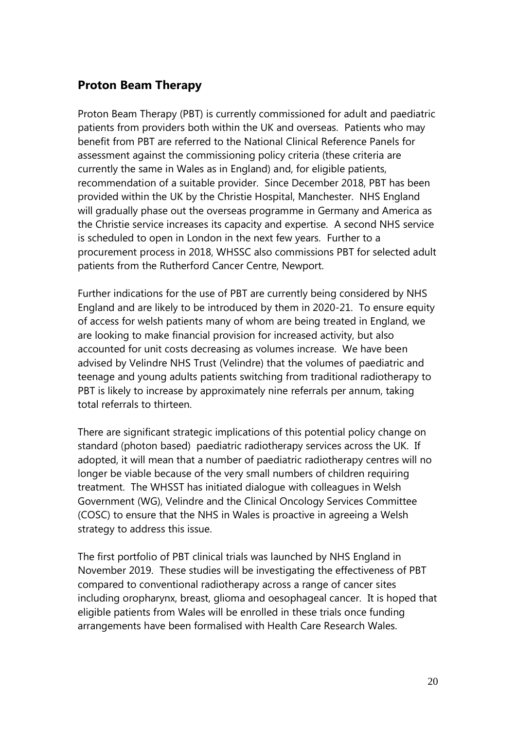## Proton Beam Therapy

Proton Beam Therapy (PBT) is currently commissioned for adult and paediatric patients from providers both within the UK and overseas. Patients who may benefit from PBT are referred to the National Clinical Reference Panels for assessment against the commissioning policy criteria (these criteria are currently the same in Wales as in England) and, for eligible patients, recommendation of a suitable provider. Since December 2018, PBT has been provided within the UK by the Christie Hospital, Manchester. NHS England will gradually phase out the overseas programme in Germany and America as the Christie service increases its capacity and expertise. A second NHS service is scheduled to open in London in the next few years. Further to a procurement process in 2018, WHSSC also commissions PBT for selected adult patients from the Rutherford Cancer Centre, Newport.

Further indications for the use of PBT are currently being considered by NHS England and are likely to be introduced by them in 2020-21. To ensure equity of access for welsh patients many of whom are being treated in England, we are looking to make financial provision for increased activity, but also accounted for unit costs decreasing as volumes increase. We have been advised by Velindre NHS Trust (Velindre) that the volumes of paediatric and teenage and young adults patients switching from traditional radiotherapy to PBT is likely to increase by approximately nine referrals per annum, taking total referrals to thirteen.

There are significant strategic implications of this potential policy change on standard (photon based) paediatric radiotherapy services across the UK. If adopted, it will mean that a number of paediatric radiotherapy centres will no longer be viable because of the very small numbers of children requiring treatment. The WHSST has initiated dialogue with colleagues in Welsh Government (WG), Velindre and the Clinical Oncology Services Committee (COSC) to ensure that the NHS in Wales is proactive in agreeing a Welsh strategy to address this issue.

The first portfolio of PBT clinical trials was launched by NHS England in November 2019. These studies will be investigating the effectiveness of PBT compared to conventional radiotherapy across a range of cancer sites including oropharynx, breast, glioma and oesophageal cancer. It is hoped that eligible patients from Wales will be enrolled in these trials once funding arrangements have been formalised with Health Care Research Wales.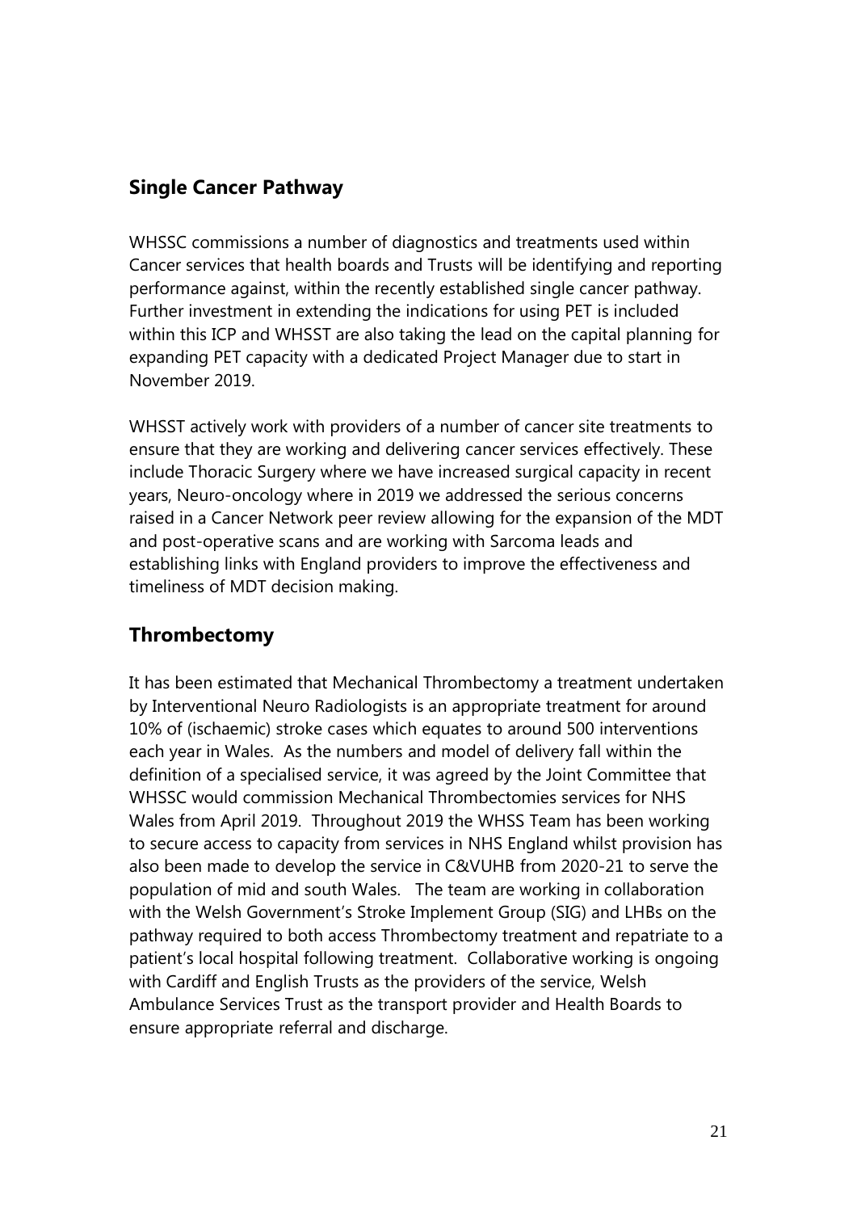## Single Cancer Pathway

WHSSC commissions a number of diagnostics and treatments used within Cancer services that health boards and Trusts will be identifying and reporting performance against, within the recently established single cancer pathway. Further investment in extending the indications for using PET is included within this ICP and WHSST are also taking the lead on the capital planning for expanding PET capacity with a dedicated Project Manager due to start in November 2019.

WHSST actively work with providers of a number of cancer site treatments to ensure that they are working and delivering cancer services effectively. These include Thoracic Surgery where we have increased surgical capacity in recent years, Neuro-oncology where in 2019 we addressed the serious concerns raised in a Cancer Network peer review allowing for the expansion of the MDT and post-operative scans and are working with Sarcoma leads and establishing links with England providers to improve the effectiveness and timeliness of MDT decision making.

## Thrombectomy

It has been estimated that Mechanical Thrombectomy a treatment undertaken by Interventional Neuro Radiologists is an appropriate treatment for around 10% of (ischaemic) stroke cases which equates to around 500 interventions each year in Wales. As the numbers and model of delivery fall within the definition of a specialised service, it was agreed by the Joint Committee that WHSSC would commission Mechanical Thrombectomies services for NHS Wales from April 2019. Throughout 2019 the WHSS Team has been working to secure access to capacity from services in NHS England whilst provision has also been made to develop the service in C&VUHB from 2020-21 to serve the population of mid and south Wales. The team are working in collaboration with the Welsh Government's Stroke Implement Group (SIG) and LHBs on the pathway required to both access Thrombectomy treatment and repatriate to a patient's local hospital following treatment. Collaborative working is ongoing with Cardiff and English Trusts as the providers of the service, Welsh Ambulance Services Trust as the transport provider and Health Boards to ensure appropriate referral and discharge.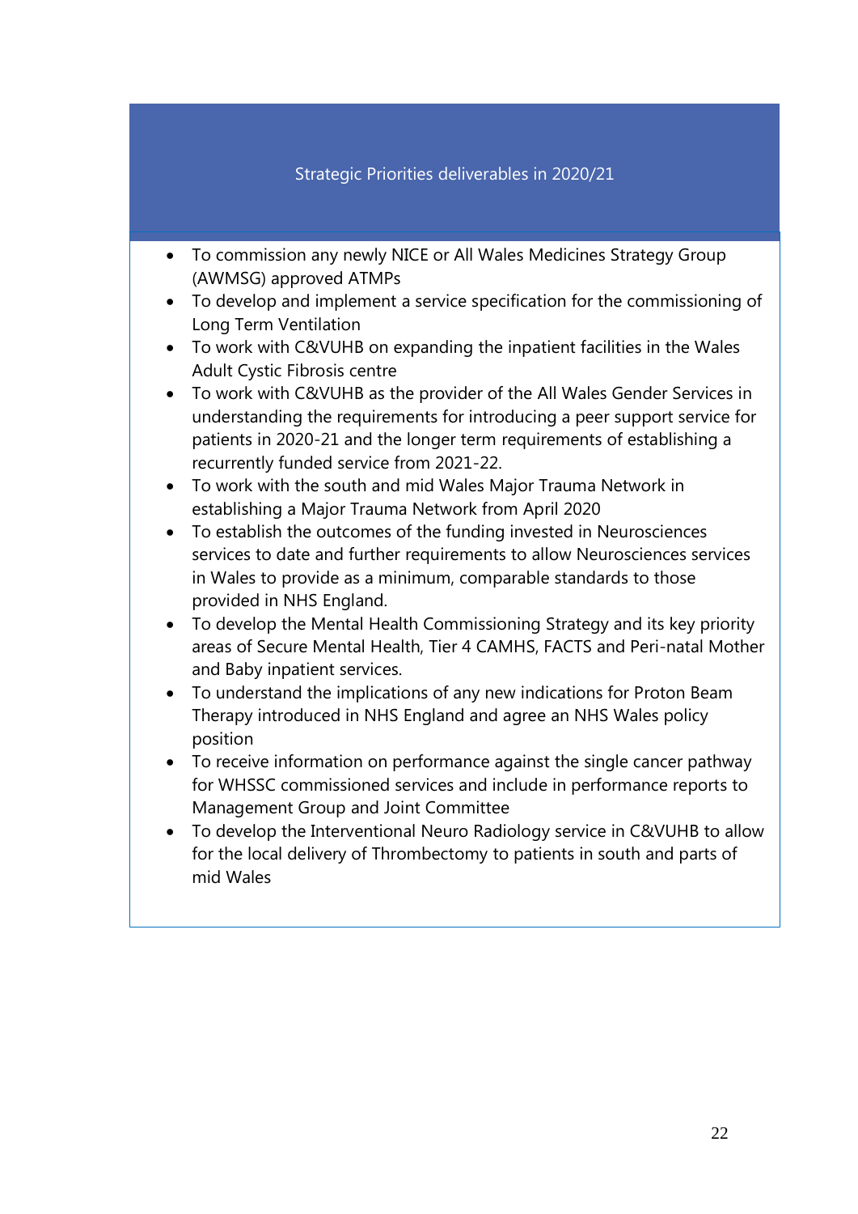**Strategic Priorities deliverables in 2020/21**

- To commission any newly NICE or All Wales Medicines Strategy Group (AWMSG) approved ATMPs
- To develop and implement a service specification for the commissioning of Long Term Ventilation
- To work with C&VUHB on expanding the inpatient facilities in the Wales Adult Cystic Fibrosis centre
- To work with C&VUHB as the provider of the All Wales Gender Services in understanding the requirements for introducing a peer support service for patients in 2020-21 and the longer term requirements of establishing a recurrently funded service from 2021-22.
- To work with the south and mid Wales Major Trauma Network in establishing a Major Trauma Network from April 2020
- To establish the outcomes of the funding invested in Neurosciences services to date and further requirements to allow Neurosciences services in Wales to provide as a minimum, comparable standards to those provided in NHS England.
- To develop the Mental Health Commissioning Strategy and its key priority areas of Secure Mental Health, Tier 4 CAMHS, FACTS and Peri-natal Mother and Baby inpatient services.
- To understand the implications of any new indications for Proton Beam Therapy introduced in NHS England and agree an NHS Wales policy position
- To receive information on performance against the single cancer pathway for WHSSC commissioned services and include in performance reports to Management Group and Joint Committee
- To develop the Interventional Neuro Radiology service in C&VUHB to allow for the local delivery of Thrombectomy to patients in south and parts of mid Wales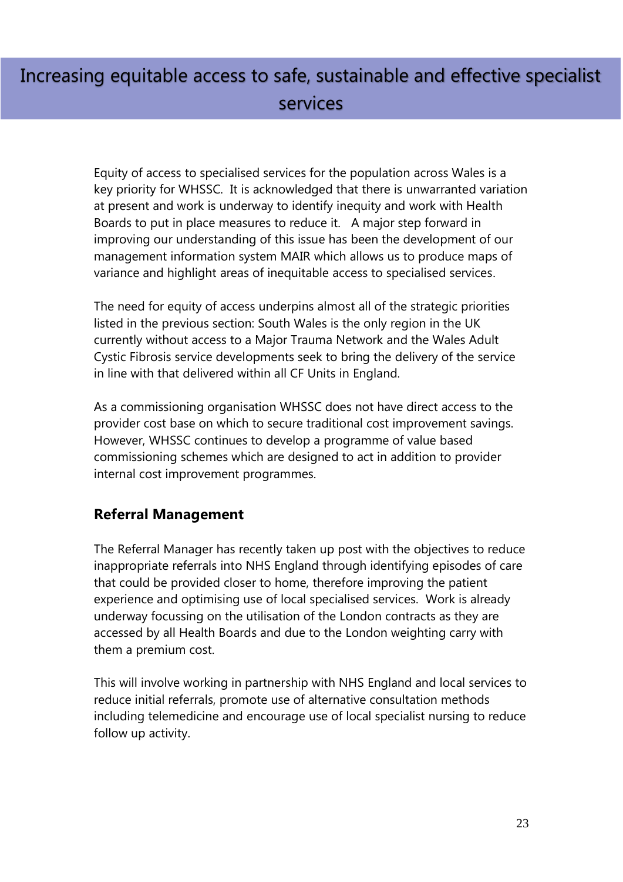# Increasing equitable access to safe, sustainable and effective specialist services

Equity of access to specialised services for the population across Wales is a key priority for WHSSC. It is acknowledged that there is unwarranted variation at present and work is underway to identify inequity and work with Health Boards to put in place measures to reduce it. A major step forward in improving our understanding of this issue has been the development of our management information system MAIR which allows us to produce maps of variance and highlight areas of inequitable access to specialised services.

The need for equity of access underpins almost all of the strategic priorities listed in the previous section: South Wales is the only region in the UK currently without access to a Major Trauma Network and the Wales Adult Cystic Fibrosis service developments seek to bring the delivery of the service in line with that delivered within all CF Units in England.

As a commissioning organisation WHSSC does not have direct access to the provider cost base on which to secure traditional cost improvement savings. However, WHSSC continues to develop a programme of value based commissioning schemes which are designed to act in addition to provider internal cost improvement programmes.

## Referral Management

The Referral Manager has recently taken up post with the objectives to reduce inappropriate referrals into NHS England through identifying episodes of care that could be provided closer to home, therefore improving the patient experience and optimising use of local specialised services. Work is already underway focussing on the utilisation of the London contracts as they are accessed by all Health Boards and due to the London weighting carry with them a premium cost.

This will involve working in partnership with NHS England and local services to reduce initial referrals, promote use of alternative consultation methods including telemedicine and encourage use of local specialist nursing to reduce follow up activity.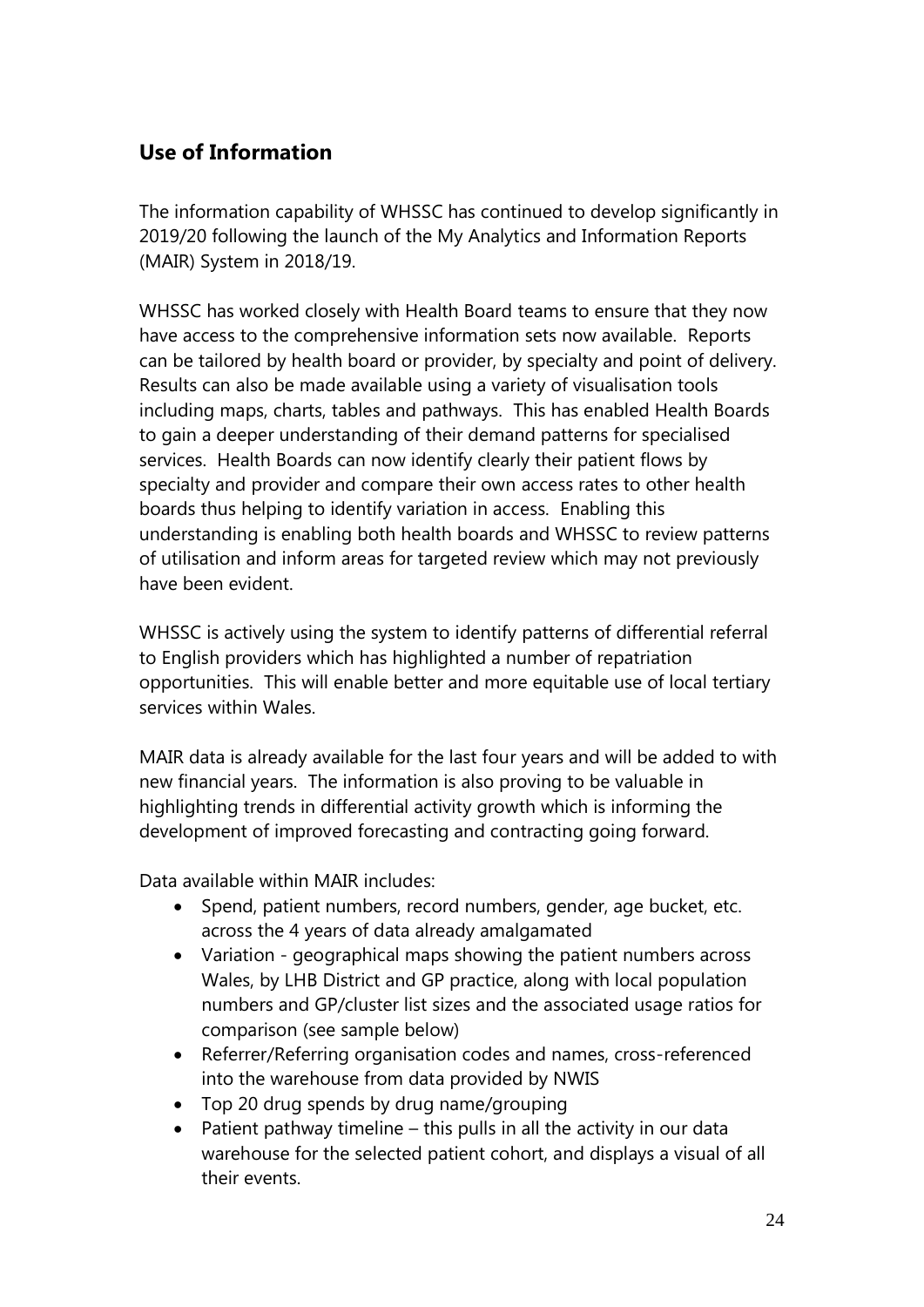## Use of Information

The information capability of WHSSC has continued to develop significantly in 2019/20 following the launch of the My Analytics and Information Reports (MAIR) System in 2018/19.

WHSSC has worked closely with Health Board teams to ensure that they now have access to the comprehensive information sets now available. Reports can be tailored by health board or provider, by specialty and point of delivery. Results can also be made available using a variety of visualisation tools including maps, charts, tables and pathways. This has enabled Health Boards to gain a deeper understanding of their demand patterns for specialised services. Health Boards can now identify clearly their patient flows by specialty and provider and compare their own access rates to other health boards thus helping to identify variation in access. Enabling this understanding is enabling both health boards and WHSSC to review patterns of utilisation and inform areas for targeted review which may not previously have been evident.

WHSSC is actively using the system to identify patterns of differential referral to English providers which has highlighted a number of repatriation opportunities. This will enable better and more equitable use of local tertiary services within Wales.

MAIR data is already available for the last four years and will be added to with new financial years. The information is also proving to be valuable in highlighting trends in differential activity growth which is informing the development of improved forecasting and contracting going forward.

Data available within MAIR includes:

- Spend, patient numbers, record numbers, gender, age bucket, etc. across the 4 years of data already amalgamated
- Variation - geographical maps showing the patient numbers across Wales, by LHB District and GP practice, along with local population numbers and GP/cluster list sizes and the associated usage ratios for comparison (see sample below)
- Referrer/Referring organisation codes and names, cross-referenced into the warehouse from data provided by NWIS
- Top 20 drug spends by drug name/grouping
- Patient pathway timeline – this pulls in all the activity in our data warehouse for the selected patient cohort, and displays a visual of all their events.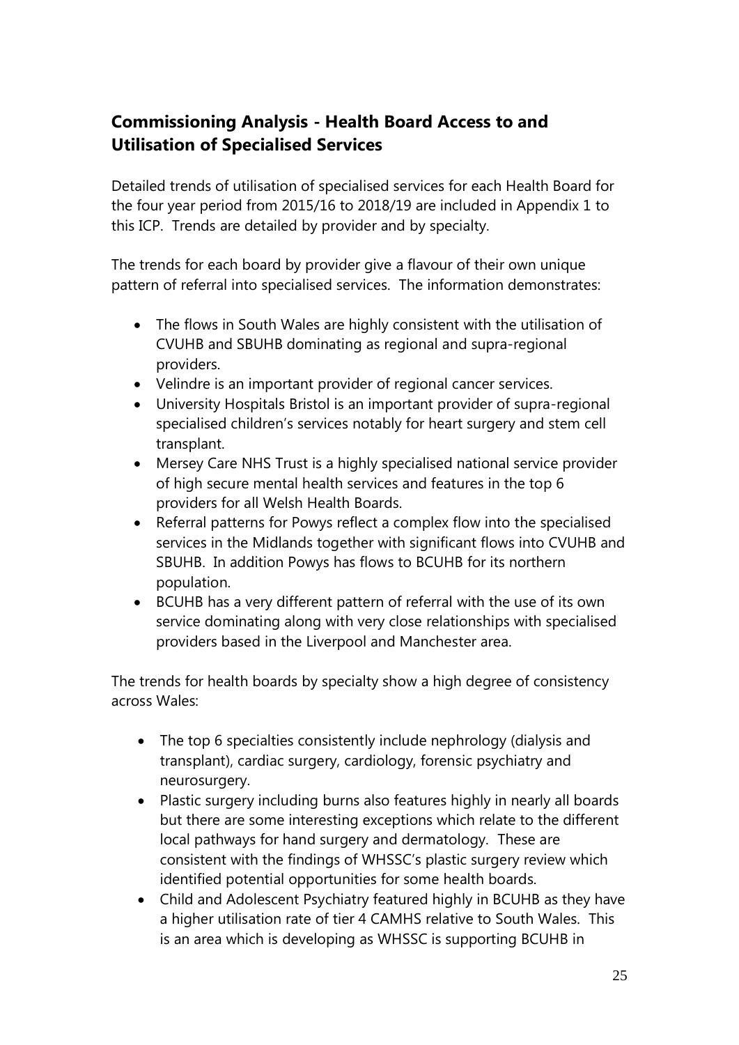## Commissioning Analysis - Health Board Access to and Utilisation of Specialised Services

Detailed trends of utilisation of specialised services for each Health Board for the four year period from 2015/16 to 2018/19 are included in Appendix 1 to this ICP. Trends are detailed by provider and by specialty.

The trends for each board by provider give a flavour of their own unique pattern of referral into specialised services. The information demonstrates:

- The flows in South Wales are highly consistent with the utilisation of CVUHB and SBUHB dominating as regional and supra-regional providers.
- Velindre is an important provider of regional cancer services.
- University Hospitals Bristol is an important provider of supra-regional specialised children's services notably for heart surgery and stem cell transplant.
- Mersey Care NHS Trust is a highly specialised national service provider of high secure mental health services and features in the top 6 providers for all Welsh Health Boards.
- Referral patterns for Powys reflect a complex flow into the specialised services in the Midlands together with significant flows into CVUHB and SBUHB. In addition Powys has flows to BCUHB for its northern population.
- BCUHB has a very different pattern of referral with the use of its own service dominating along with very close relationships with specialised providers based in the Liverpool and Manchester area.

The trends for health boards by specialty show a high degree of consistency across Wales:

- The top 6 specialties consistently include nephrology (dialysis and transplant), cardiac surgery, cardiology, forensic psychiatry and neurosurgery.
- Plastic surgery including burns also features highly in nearly all boards but there are some interesting exceptions which relate to the different local pathways for hand surgery and dermatology. These are consistent with the findings of WHSSC's plastic surgery review which identified potential opportunities for some health boards.
- Child and Adolescent Psychiatry featured highly in BCUHB as they have a higher utilisation rate of tier 4 CAMHS relative to South Wales. This is an area which is developing as WHSSC is supporting BCUHB in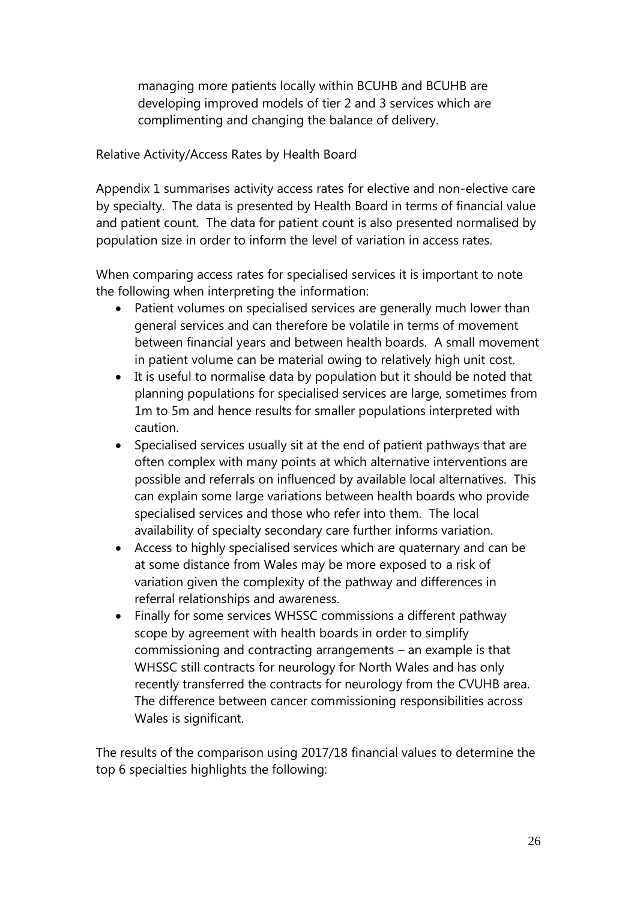managing more patients locally within BCUHB and BCUHB are developing improved models of tier 2 and 3 services which are complimenting and changing the balance of delivery.

Relative Activity/Access Rates by Health Board

Appendix 1 summarises activity access rates for elective and non-elective care by specialty. The data is presented by Health Board in terms of financial value and patient count. The data for patient count is also presented normalised by population size in order to inform the level of variation in access rates.

When comparing access rates for specialised services it is important to note the following when interpreting the information:

- Patient volumes on specialised services are generally much lower than general services and can therefore be volatile in terms of movement between financial years and between health boards. A small movement in patient volume can be material owing to relatively high unit cost.
- It is useful to normalise data by population but it should be noted that planning populations for specialised services are large, sometimes from 1m to 5m and hence results for smaller populations interpreted with caution.
- Specialised services usually sit at the end of patient pathways that are often complex with many points at which alternative interventions are possible and referrals on influenced by available local alternatives. This can explain some large variations between health boards who provide specialised services and those who refer into them. The local availability of specialty secondary care further informs variation.
- Access to highly specialised services which are quaternary and can be at some distance from Wales may be more exposed to a risk of variation given the complexity of the pathway and differences in referral relationships and awareness.
- Finally for some services WHSSC commissions a different pathway scope by agreement with health boards in order to simplify commissioning and contracting arrangements – an example is that WHSSC still contracts for neurology for North Wales and has only recently transferred the contracts for neurology from the CVUHB area. The difference between cancer commissioning responsibilities across Wales is significant.

The results of the comparison using 2017/18 financial values to determine the top 6 specialties highlights the following: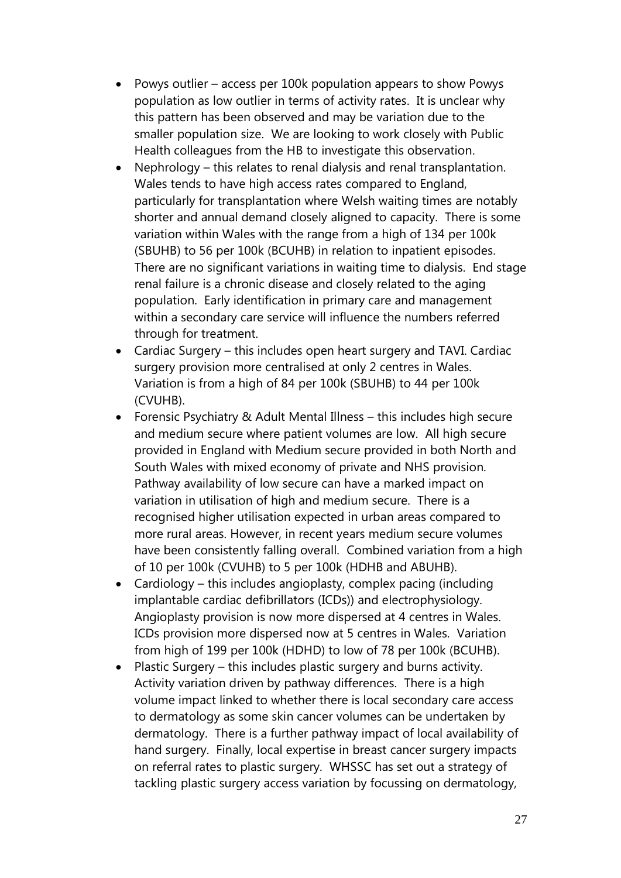- Powys outlier – access per 100k population appears to show Powys population as low outlier in terms of activity rates. It is unclear why this pattern has been observed and may be variation due to the smaller population size. We are looking to work closely with Public Health colleagues from the HB to investigate this observation.
- Nephrology – this relates to renal dialysis and renal transplantation. Wales tends to have high access rates compared to England, particularly for transplantation where Welsh waiting times are notably shorter and annual demand closely aligned to capacity. There is some variation within Wales with the range from a high of 134 per 100k (SBUHB) to 56 per 100k (BCUHB) in relation to inpatient episodes. There are no significant variations in waiting time to dialysis. End stage renal failure is a chronic disease and closely related to the aging population. Early identification in primary care and management within a secondary care service will influence the numbers referred through for treatment.
- Cardiac Surgery – this includes open heart surgery and TAVI. Cardiac surgery provision more centralised at only 2 centres in Wales. Variation is from a high of 84 per 100k (SBUHB) to 44 per 100k (CVUHB).
- Forensic Psychiatry & Adult Mental Illness – this includes high secure and medium secure where patient volumes are low. All high secure provided in England with Medium secure provided in both North and South Wales with mixed economy of private and NHS provision. Pathway availability of low secure can have a marked impact on variation in utilisation of high and medium secure. There is a recognised higher utilisation expected in urban areas compared to more rural areas. However, in recent years medium secure volumes have been consistently falling overall. Combined variation from a high of 10 per 100k (CVUHB) to 5 per 100k (HDHB and ABUHB).
- Cardiology – this includes angioplasty, complex pacing (including implantable cardiac defibrillators (ICDs)) and electrophysiology. Angioplasty provision is now more dispersed at 4 centres in Wales. ICDs provision more dispersed now at 5 centres in Wales. Variation from high of 199 per 100k (HDHD) to low of 78 per 100k (BCUHB).
- Plastic Surgery – this includes plastic surgery and burns activity. Activity variation driven by pathway differences. There is a high volume impact linked to whether there is local secondary care access to dermatology as some skin cancer volumes can be undertaken by dermatology. There is a further pathway impact of local availability of hand surgery. Finally, local expertise in breast cancer surgery impacts on referral rates to plastic surgery. WHSSC has set out a strategy of tackling plastic surgery access variation by focussing on dermatology,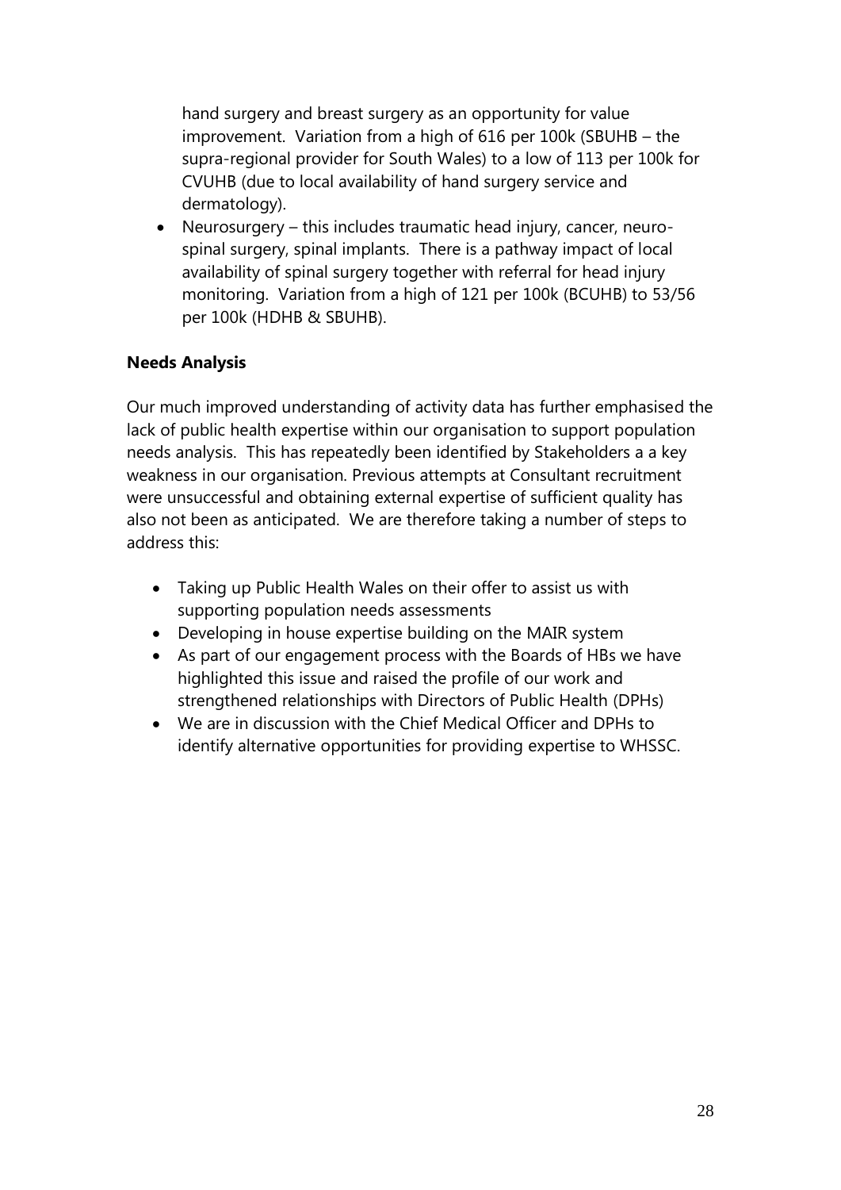hand surgery and breast surgery as an opportunity for value improvement. Variation from a high of 616 per 100k (SBUHB – the supra-regional provider for South Wales) to a low of 113 per 100k for CVUHB (due to local availability of hand surgery service and dermatology).

- Neurosurgery – this includes traumatic head injury, cancer, neuro-spinal surgery, spinal implants. There is a pathway impact of local availability of spinal surgery together with referral for head injury monitoring. Variation from a high of 121 per 100k (BCUHB) to 53/56 per 100k (HDHB & SBUHB).

**Needs Analysis**

Our much improved understanding of activity data has further emphasised the lack of public health expertise within our organisation to support population needs analysis. This has repeatedly been identified by Stakeholders a a key weakness in our organisation. Previous attempts at Consultant recruitment were unsuccessful and obtaining external expertise of sufficient quality has also not been as anticipated. We are therefore taking a number of steps to address this:

- Taking up Public Health Wales on their offer to assist us with supporting population needs assessments
- Developing in house expertise building on the MAIR system
- As part of our engagement process with the Boards of HBs we have highlighted this issue and raised the profile of our work and strengthened relationships with Directors of Public Health (DPHs)
- We are in discussion with the Chief Medical Officer and DPHs to identify alternative opportunities for providing expertise to WHSSC.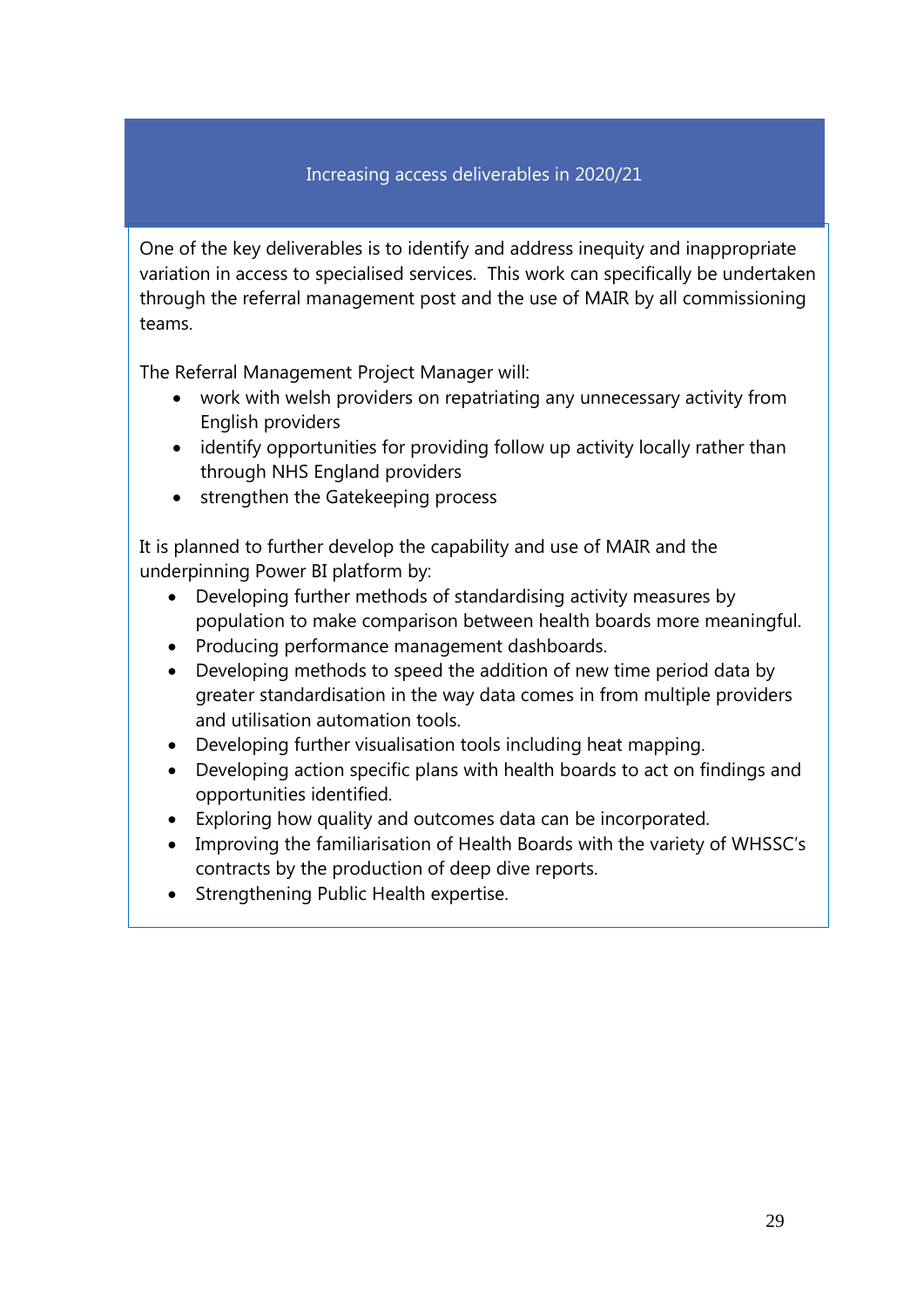## Increasing access deliverables in 2020/21

One of the key deliverables is to identify and address inequity and inappropriate variation in access to specialised services. This work can specifically be undertaken through the referral management post and the use of MAIR by all commissioning teams.

The Referral Management Project Manager will:

- work with welsh providers on repatriating any unnecessary activity from English providers
- identify opportunities for providing follow up activity locally rather than through NHS England providers
- strengthen the Gatekeeping process

It is planned to further develop the capability and use of MAIR and the underpinning Power BI platform by:

- Developing further methods of standardising activity measures by population to make comparison between health boards more meaningful.
- Producing performance management dashboards.
- Developing methods to speed the addition of new time period data by greater standardisation in the way data comes in from multiple providers and utilisation automation tools.
- Developing further visualisation tools including heat mapping.
- Developing action specific plans with health boards to act on findings and opportunities identified.
- Exploring how quality and outcomes data can be incorporated.
- Improving the familiarisation of Health Boards with the variety of WHSSC's contracts by the production of deep dive reports.
- Strengthening Public Health expertise.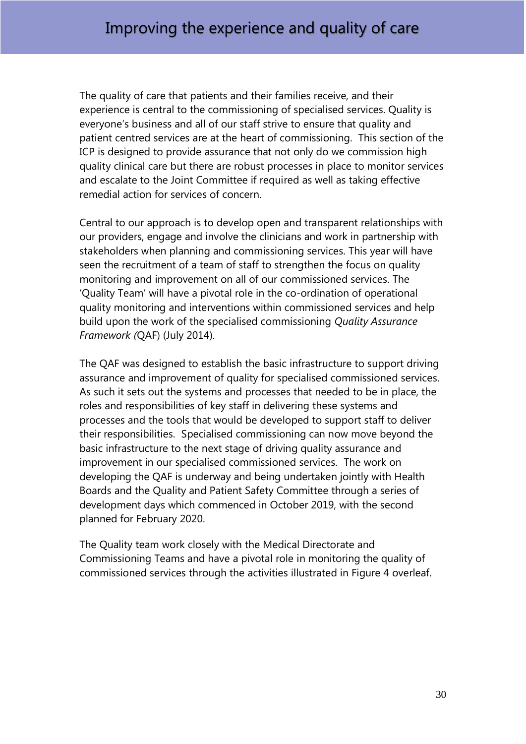# Improving the experience and quality of care

The quality of care that patients and their families receive, and their experience is central to the commissioning of specialised services. Quality is everyone's business and all of our staff strive to ensure that quality and patient centred services are at the heart of commissioning. This section of the ICP is designed to provide assurance that not only do we commission high quality clinical care but there are robust processes in place to monitor services and escalate to the Joint Committee if required as well as taking effective remedial action for services of concern.

Central to our approach is to develop open and transparent relationships with our providers, engage and involve the clinicians and work in partnership with stakeholders when planning and commissioning services. This year will have seen the recruitment of a team of staff to strengthen the focus on quality monitoring and improvement on all of our commissioned services. The 'Quality Team' will have a pivotal role in the co-ordination of operational quality monitoring and interventions within commissioned services and help build upon the work of the specialised commissioning *Quality Assurance Framework (*QAF) (July 2014).

The QAF was designed to establish the basic infrastructure to support driving assurance and improvement of quality for specialised commissioned services. As such it sets out the systems and processes that needed to be in place, the roles and responsibilities of key staff in delivering these systems and processes and the tools that would be developed to support staff to deliver their responsibilities. Specialised commissioning can now move beyond the basic infrastructure to the next stage of driving quality assurance and improvement in our specialised commissioned services. The work on developing the QAF is underway and being undertaken jointly with Health Boards and the Quality and Patient Safety Committee through a series of development days which commenced in October 2019, with the second planned for February 2020.

The Quality team work closely with the Medical Directorate and Commissioning Teams and have a pivotal role in monitoring the quality of commissioned services through the activities illustrated in Figure 4 overleaf.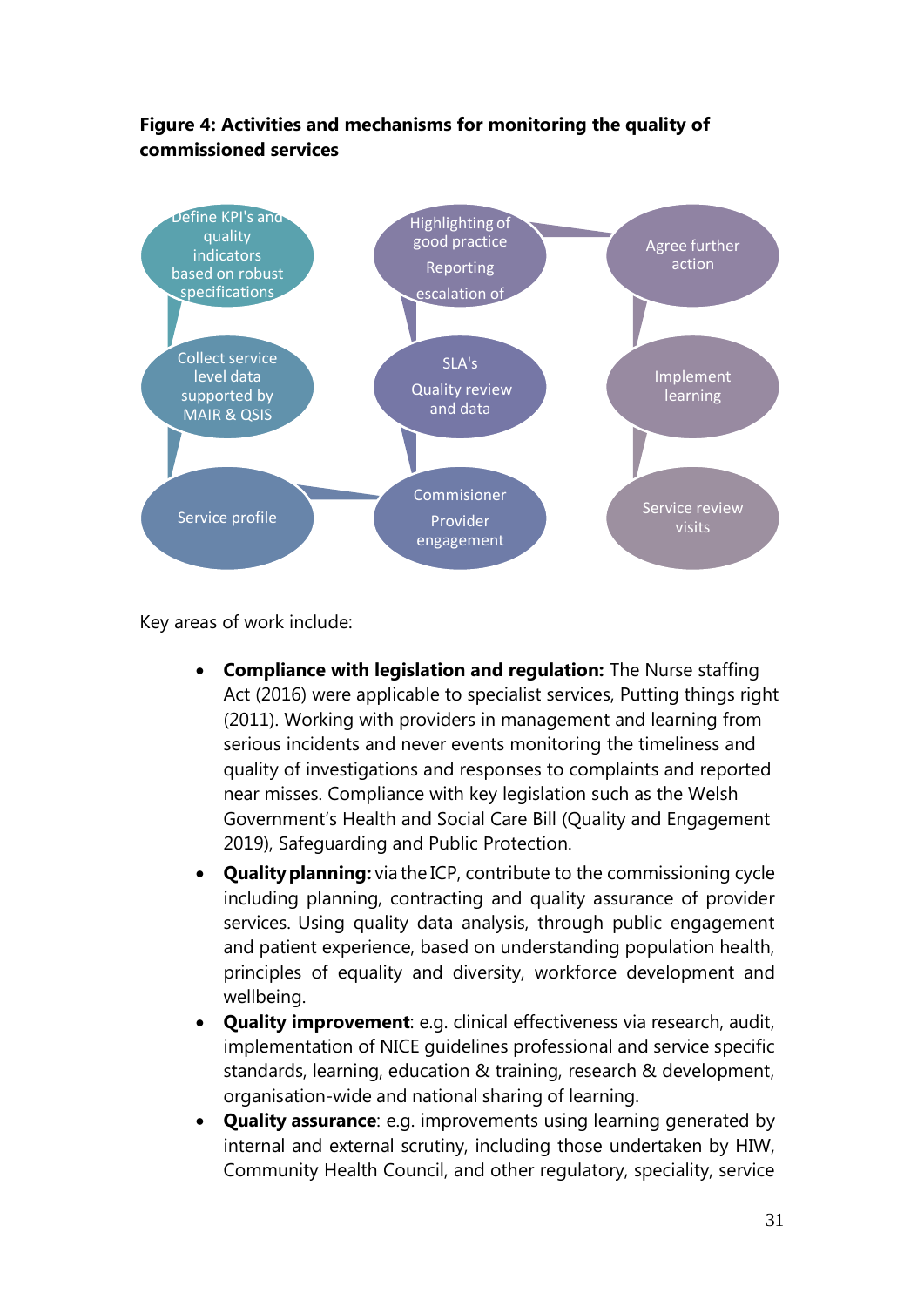**Figure 4: Activities and mechanisms for monitoring the quality of commissioned services**

Define KPI's and quality indicators based on robust specifications

Collect service level data supported by MAIR & QSIS

Service profile

Commisioner Provider engagement

SLA's Quality review and data

Highlighting of good practice Reporting escalation of

Agree further action

Implement learning

Service review visits

Key areas of work include:

- **Compliance with legislation and regulation:** The Nurse staffing Act (2016) were applicable to specialist services, Putting things right (2011). Working with providers in management and learning from serious incidents and never events monitoring the timeliness and quality of investigations and responses to complaints and reported near misses. Compliance with key legislation such as the Welsh Government's Health and Social Care Bill (Quality and Engagement 2019), Safeguarding and Public Protection.
- **Quality planning:** via the ICP, contribute to the commissioning cycle including planning, contracting and quality assurance of provider services. Using quality data analysis, through public engagement and patient experience, based on understanding population health, principles of equality and diversity, workforce development and wellbeing.
- **Quality improvement**: e.g. clinical effectiveness via research, audit, implementation of NICE guidelines professional and service specific standards, learning, education & training, research & development, organisation-wide and national sharing of learning.
- **Quality assurance**: e.g. improvements using learning generated by internal and external scrutiny, including those undertaken by HIW, Community Health Council, and other regulatory, speciality, service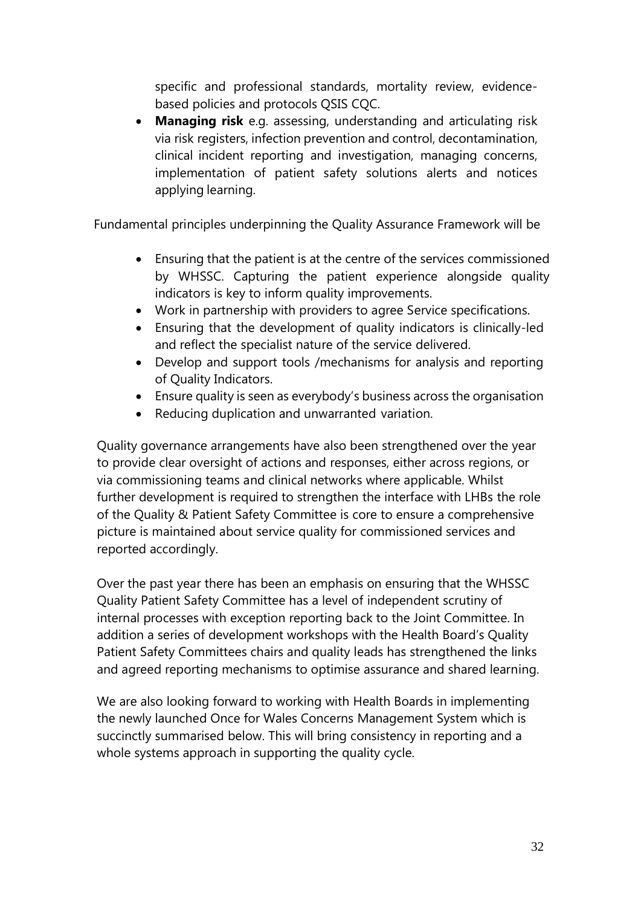specific and professional standards, mortality review, evidence-based policies and protocols QSIS CQC.

- **Managing risk** e.g. assessing, understanding and articulating risk via risk registers, infection prevention and control, decontamination, clinical incident reporting and investigation, managing concerns, implementation of patient safety solutions alerts and notices applying learning.

Fundamental principles underpinning the Quality Assurance Framework will be

- Ensuring that the patient is at the centre of the services commissioned by WHSSC. Capturing the patient experience alongside quality indicators is key to inform quality improvements.
- Work in partnership with providers to agree Service specifications.
- Ensuring that the development of quality indicators is clinically-led and reflect the specialist nature of the service delivered.
- Develop and support tools /mechanisms for analysis and reporting of Quality Indicators.
- Ensure quality is seen as everybody's business across the organisation
- Reducing duplication and unwarranted variation.

Quality governance arrangements have also been strengthened over the year to provide clear oversight of actions and responses, either across regions, or via commissioning teams and clinical networks where applicable. Whilst further development is required to strengthen the interface with LHBs the role of the Quality & Patient Safety Committee is core to ensure a comprehensive picture is maintained about service quality for commissioned services and reported accordingly.

Over the past year there has been an emphasis on ensuring that the WHSSC Quality Patient Safety Committee has a level of independent scrutiny of internal processes with exception reporting back to the Joint Committee. In addition a series of development workshops with the Health Board's Quality Patient Safety Committees chairs and quality leads has strengthened the links and agreed reporting mechanisms to optimise assurance and shared learning.

We are also looking forward to working with Health Boards in implementing the newly launched Once for Wales Concerns Management System which is succinctly summarised below. This will bring consistency in reporting and a whole systems approach in supporting the quality cycle.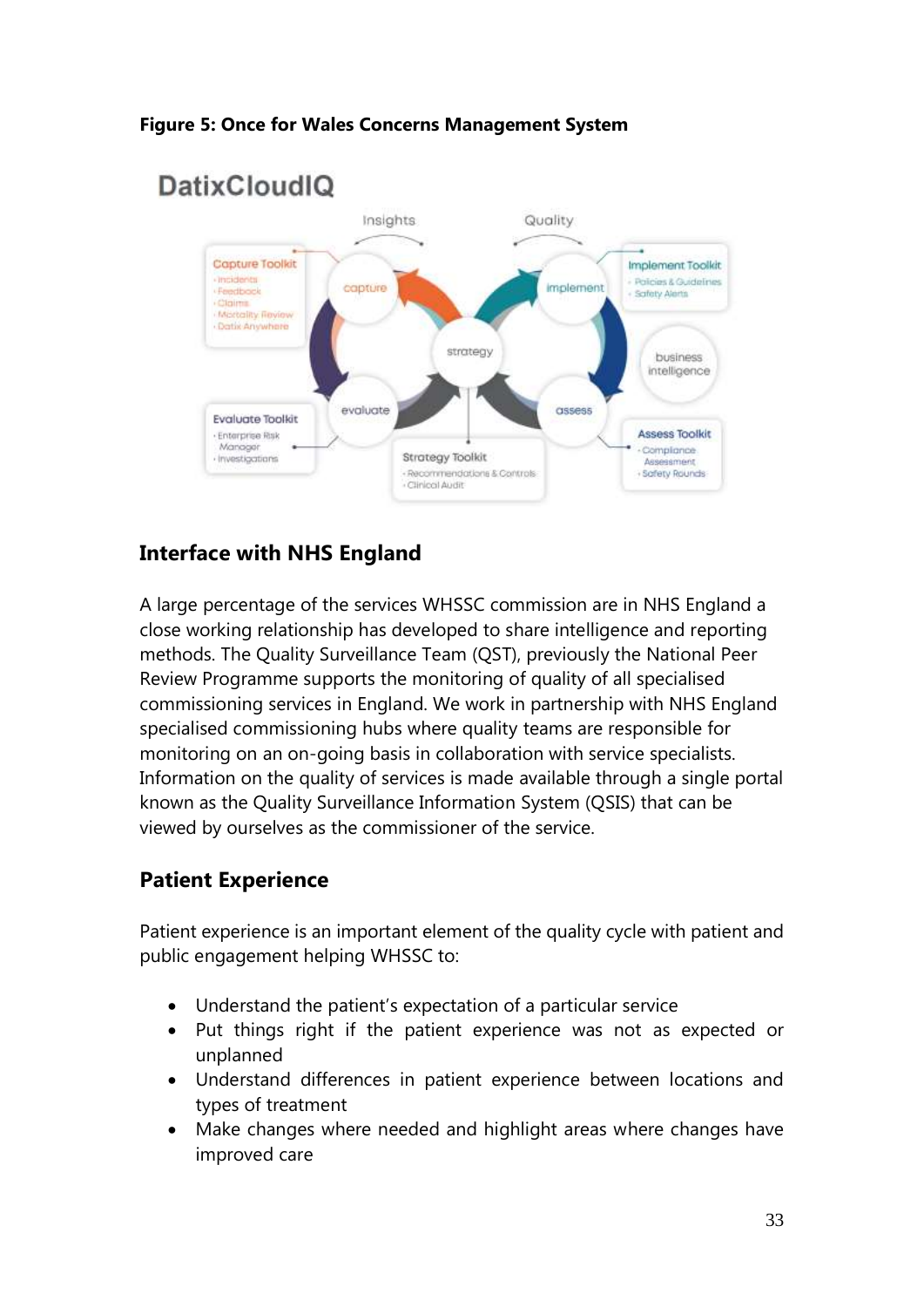**Figure 5: Once for Wales Concerns Management System**

## Interface with NHS England

A large percentage of the services WHSSC commission are in NHS England a close working relationship has developed to share intelligence and reporting methods. The Quality Surveillance Team (QST), previously the National Peer Review Programme supports the monitoring of quality of all specialised commissioning services in England. We work in partnership with NHS England specialised commissioning hubs where quality teams are responsible for monitoring on an on-going basis in collaboration with service specialists. Information on the quality of services is made available through a single portal known as the Quality Surveillance Information System (QSIS) that can be viewed by ourselves as the commissioner of the service.

## Patient Experience

Patient experience is an important element of the quality cycle with patient and public engagement helping WHSSC to:

- Understand the patient's expectation of a particular service
- Put things right if the patient experience was not as expected or unplanned
- Understand differences in patient experience between locations and types of treatment
- Make changes where needed and highlight areas where changes have improved care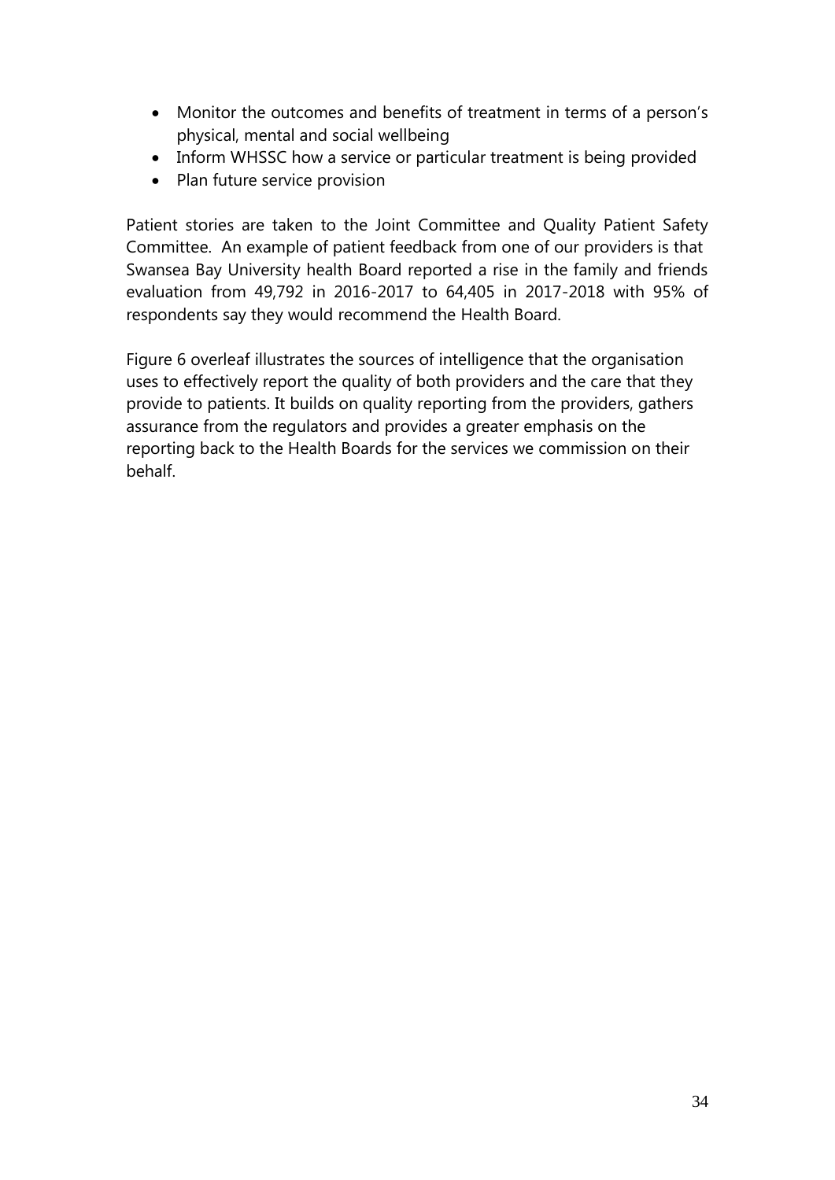- Monitor the outcomes and benefits of treatment in terms of a person's physical, mental and social wellbeing
- Inform WHSSC how a service or particular treatment is being provided
- Plan future service provision

Patient stories are taken to the Joint Committee and Quality Patient Safety Committee. An example of patient feedback from one of our providers is that Swansea Bay University health Board reported a rise in the family and friends evaluation from 49,792 in 2016-2017 to 64,405 in 2017-2018 with 95% of respondents say they would recommend the Health Board.

Figure 6 overleaf illustrates the sources of intelligence that the organisation uses to effectively report the quality of both providers and the care that they provide to patients. It builds on quality reporting from the providers, gathers assurance from the regulators and provides a greater emphasis on the reporting back to the Health Boards for the services we commission on their behalf.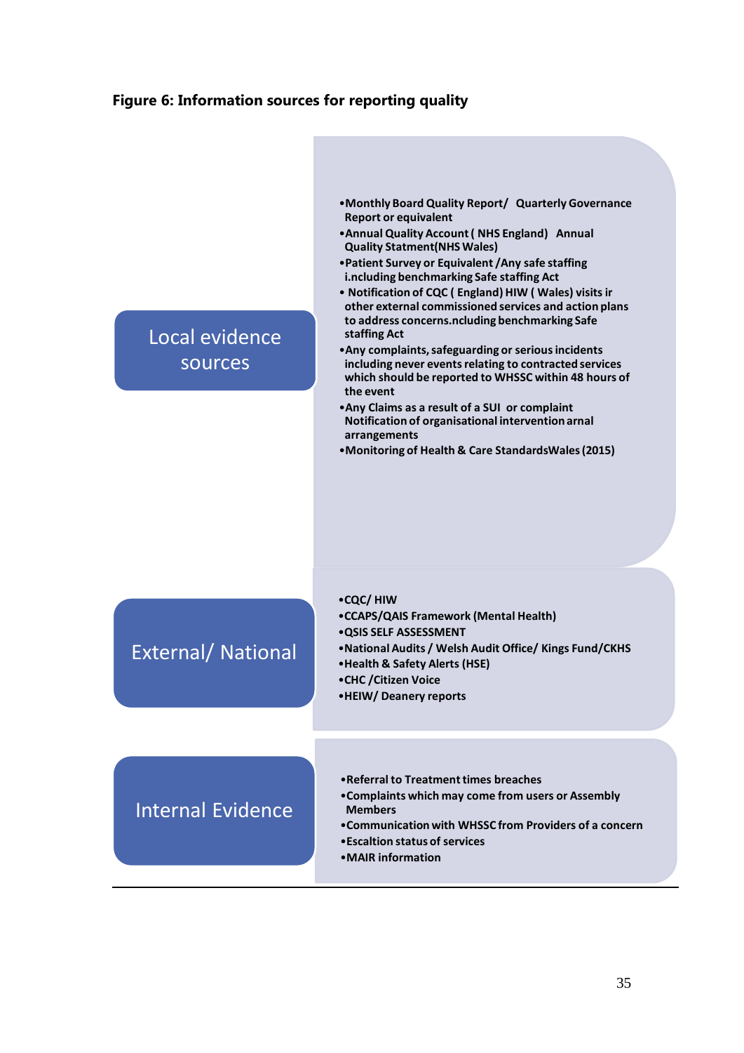**Figure 6: Information sources for reporting quality**

### Local evidence sources

- Monthly Board Quality Report/ Quarterly Governance Report or equivalent
- Annual Quality Account ( NHS England) Annual Quality Statment(NHS Wales)
- Patient Survey or Equivalent /Any safe staffing i.ncluding benchmarking Safe staffing Act
- Notification of CQC ( England) HIW ( Wales) visits ir other external commissioned services and action plans to address concerns.ncluding benchmarking Safe staffing Act
- Any complaints, safeguarding or serious incidents including never events relating to contracted services which should be reported to WHSSC within 48 hours of the event
- Any Claims as a result of a SUI or complaint Notification of organisational intervention arnal arrangements
- Monitoring of Health & Care StandardsWales (2015)

### External/ National

- CQC/ HIW
- CCAPS/QAIS Framework (Mental Health)
- QSIS SELF ASSESSMENT
- National Audits / Welsh Audit Office/ Kings Fund/CKHS
- Health & Safety Alerts (HSE)
- CHC /Citizen Voice
- HEIW/ Deanery reports

### Internal Evidence

- Referral to Treatment times breaches
- Complaints which may come from users or Assembly Members
- Communication with WHSSC from Providers of a concern
- Escaltion status of services
- MAIR information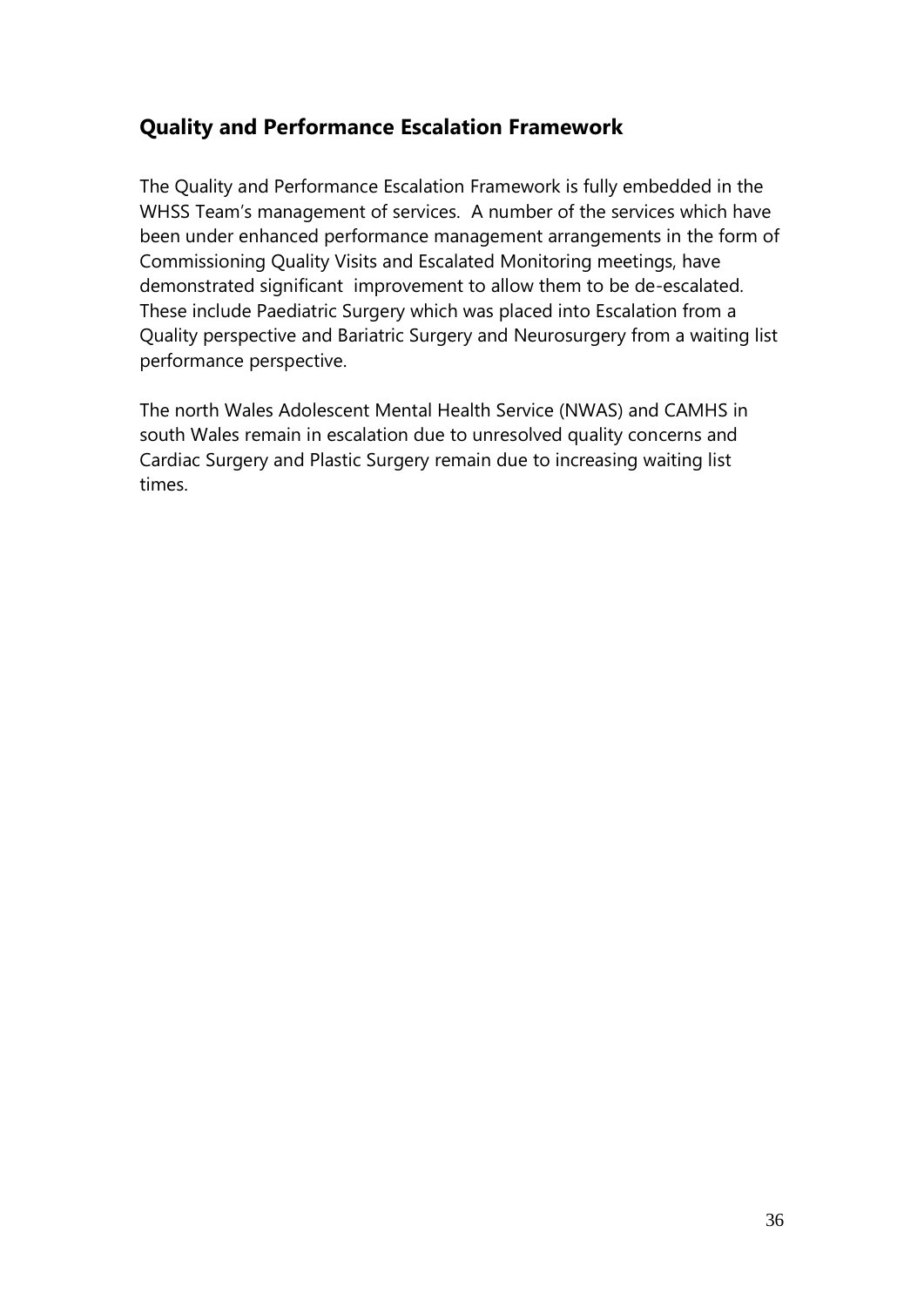## Quality and Performance Escalation Framework

The Quality and Performance Escalation Framework is fully embedded in the WHSS Team's management of services. A number of the services which have been under enhanced performance management arrangements in the form of Commissioning Quality Visits and Escalated Monitoring meetings, have demonstrated significant improvement to allow them to be de-escalated. These include Paediatric Surgery which was placed into Escalation from a Quality perspective and Bariatric Surgery and Neurosurgery from a waiting list performance perspective.

The north Wales Adolescent Mental Health Service (NWAS) and CAMHS in south Wales remain in escalation due to unresolved quality concerns and Cardiac Surgery and Plastic Surgery remain due to increasing waiting list times.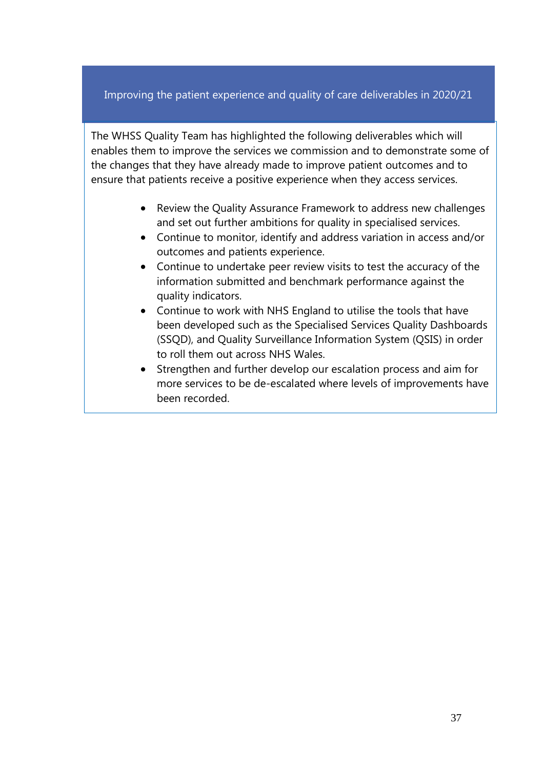## Improving the patient experience and quality of care deliverables in 2020/21

The WHSS Quality Team has highlighted the following deliverables which will enables them to improve the services we commission and to demonstrate some of the changes that they have already made to improve patient outcomes and to ensure that patients receive a positive experience when they access services.

- Review the Quality Assurance Framework to address new challenges and set out further ambitions for quality in specialised services.
- Continue to monitor, identify and address variation in access and/or outcomes and patients experience.
- Continue to undertake peer review visits to test the accuracy of the information submitted and benchmark performance against the quality indicators.
- Continue to work with NHS England to utilise the tools that have been developed such as the Specialised Services Quality Dashboards (SSQD), and Quality Surveillance Information System (QSIS) in order to roll them out across NHS Wales.
- Strengthen and further develop our escalation process and aim for more services to be de-escalated where levels of improvements have been recorded.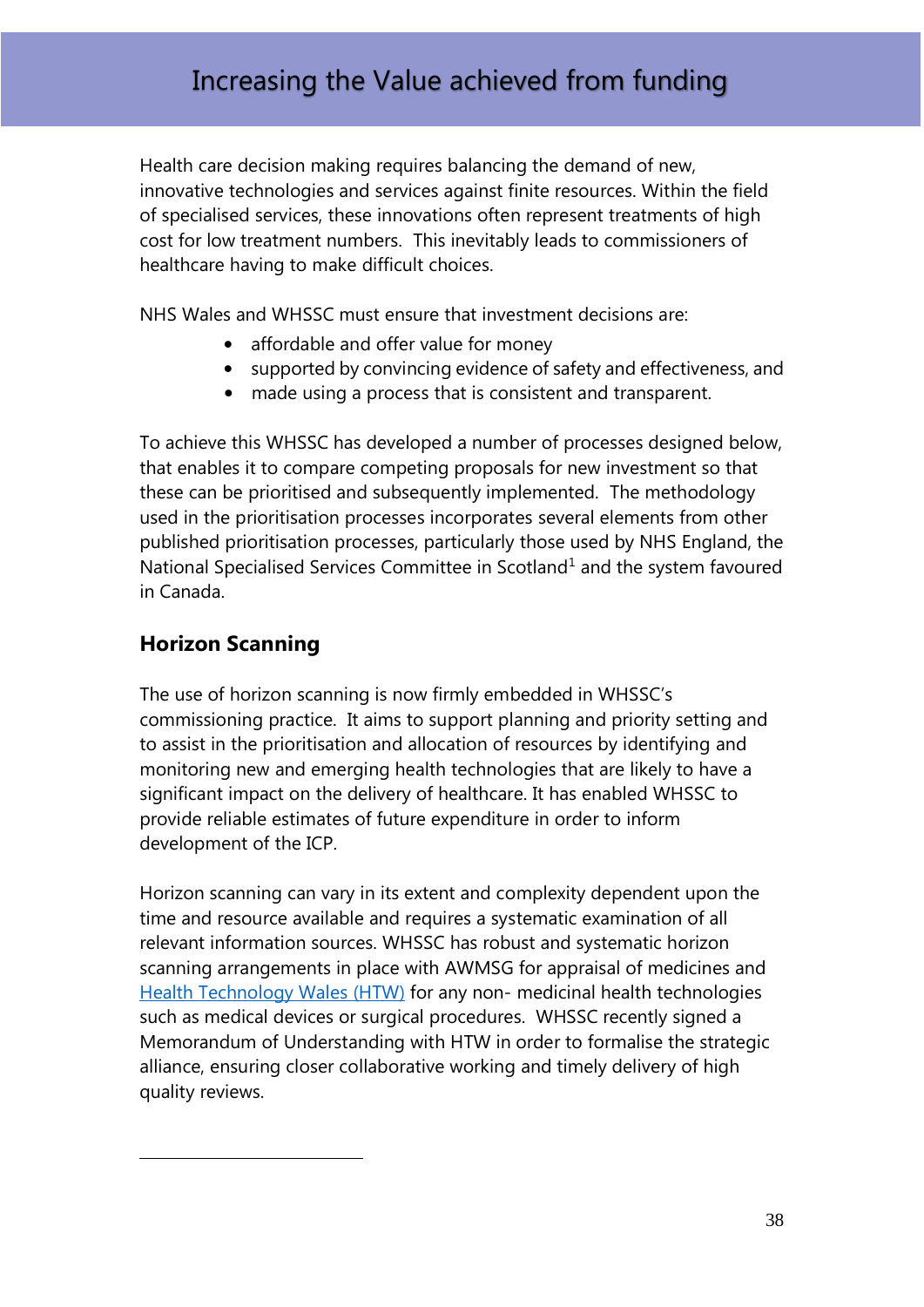# Increasing the Value achieved from funding

Health care decision making requires balancing the demand of new, innovative technologies and services against finite resources. Within the field of specialised services, these innovations often represent treatments of high cost for low treatment numbers. This inevitably leads to commissioners of healthcare having to make difficult choices.

NHS Wales and WHSSC must ensure that investment decisions are:

- affordable and offer value for money
- supported by convincing evidence of safety and effectiveness, and
- made using a process that is consistent and transparent.

To achieve this WHSSC has developed a number of processes designed below, that enables it to compare competing proposals for new investment so that these can be prioritised and subsequently implemented. The methodology used in the prioritisation processes incorporates several elements from other published prioritisation processes, particularly those used by NHS England, the National Specialised Services Committee in Scotland[1] and the system favoured in Canada.

## Horizon Scanning

The use of horizon scanning is now firmly embedded in WHSSC's commissioning practice. It aims to support planning and priority setting and to assist in the prioritisation and allocation of resources by identifying and monitoring new and emerging health technologies that are likely to have a significant impact on the delivery of healthcare. It has enabled WHSSC to provide reliable estimates of future expenditure in order to inform development of the ICP.

Horizon scanning can vary in its extent and complexity dependent upon the time and resource available and requires a systematic examination of all relevant information sources. WHSSC has robust and systematic horizon scanning arrangements in place with AWMSG for appraisal of medicines and Health Technology Wales (HTW) for any non- medicinal health technologies such as medical devices or surgical procedures. WHSSC recently signed a Memorandum of Understanding with HTW in order to formalise the strategic alliance, ensuring closer collaborative working and timely delivery of high quality reviews.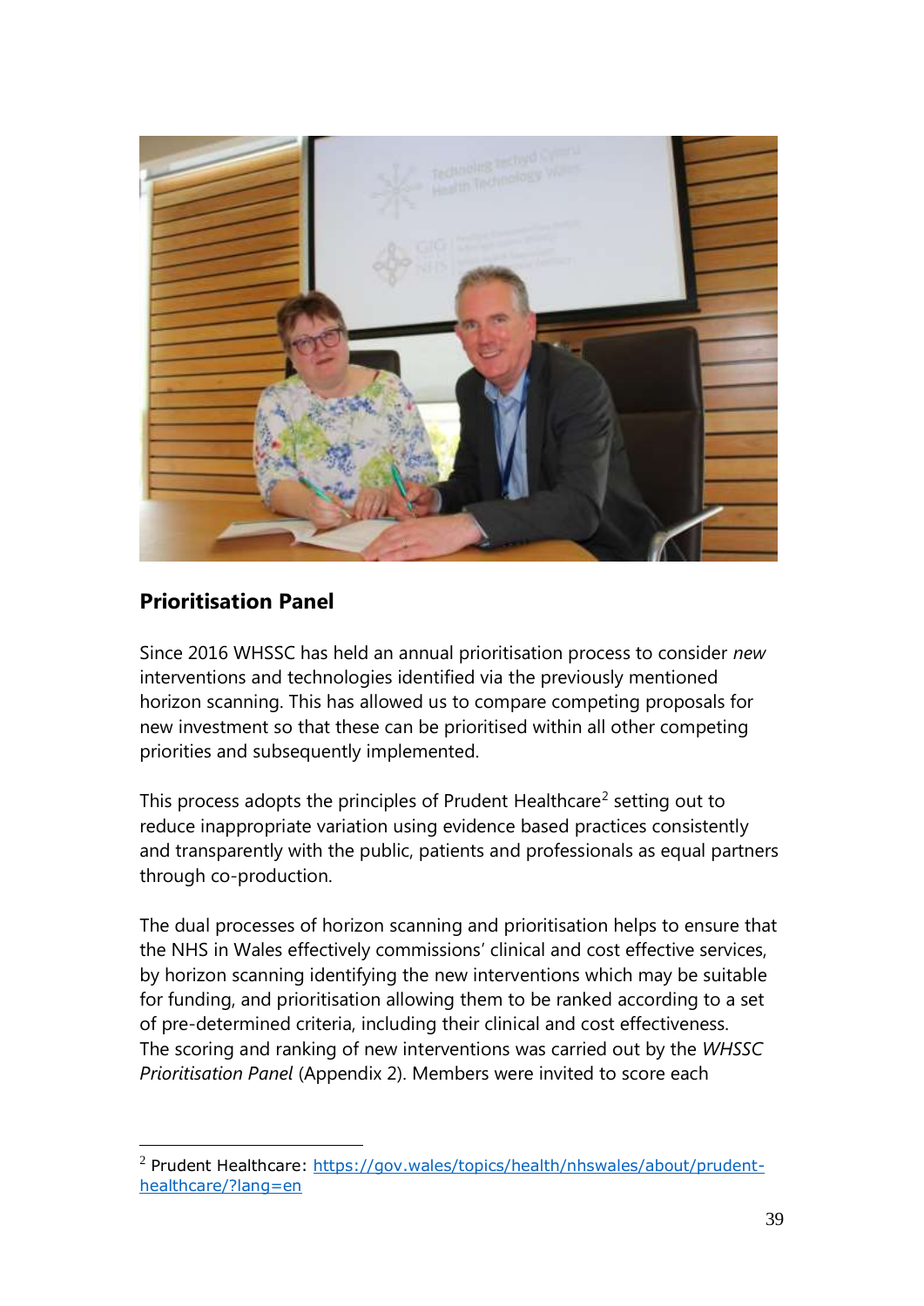## Prioritisation Panel

Since 2016 WHSSC has held an annual prioritisation process to consider *new* interventions and technologies identified via the previously mentioned horizon scanning. This has allowed us to compare competing proposals for new investment so that these can be prioritised within all other competing priorities and subsequently implemented.

This process adopts the principles of Prudent Healthcare[2] setting out to reduce inappropriate variation using evidence based practices consistently and transparently with the public, patients and professionals as equal partners through co-production.

The dual processes of horizon scanning and prioritisation helps to ensure that the NHS in Wales effectively commissions' clinical and cost effective services, by horizon scanning identifying the new interventions which may be suitable for funding, and prioritisation allowing them to be ranked according to a set of pre-determined criteria, including their clinical and cost effectiveness. The scoring and ranking of new interventions was carried out by the *WHSSC Prioritisation Panel* (Appendix 2). Members were invited to score each

[2] Prudent Healthcare: https://gov.wales/topics/health/nhswales/about/prudent-healthcare/?lang=en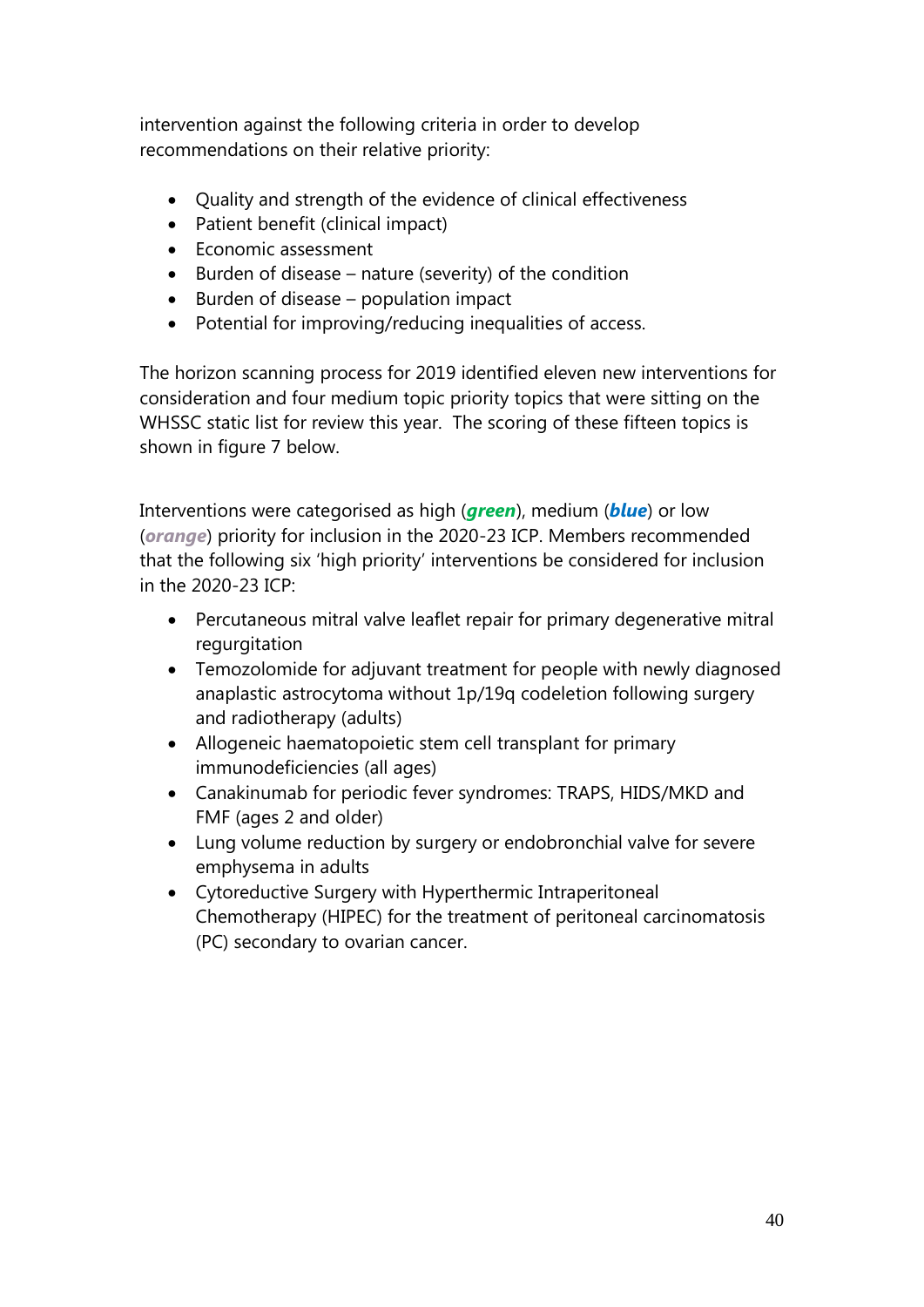intervention against the following criteria in order to develop recommendations on their relative priority:

- Quality and strength of the evidence of clinical effectiveness
- Patient benefit (clinical impact)
- Economic assessment
- Burden of disease – nature (severity) of the condition
- Burden of disease – population impact
- Potential for improving/reducing inequalities of access.

The horizon scanning process for 2019 identified eleven new interventions for consideration and four medium topic priority topics that were sitting on the WHSSC static list for review this year. The scoring of these fifteen topics is shown in figure 7 below.

Interventions were categorised as high (***green***), medium (***blue***) or low (***orange***) priority for inclusion in the 2020-23 ICP. Members recommended that the following six 'high priority' interventions be considered for inclusion in the 2020-23 ICP:

- Percutaneous mitral valve leaflet repair for primary degenerative mitral regurgitation
- Temozolomide for adjuvant treatment for people with newly diagnosed anaplastic astrocytoma without 1p/19q codeletion following surgery and radiotherapy (adults)
- Allogeneic haematopoietic stem cell transplant for primary immunodeficiencies (all ages)
- Canakinumab for periodic fever syndromes: TRAPS, HIDS/MKD and FMF (ages 2 and older)
- Lung volume reduction by surgery or endobronchial valve for severe emphysema in adults
- Cytoreductive Surgery with Hyperthermic Intraperitoneal Chemotherapy (HIPEC) for the treatment of peritoneal carcinomatosis (PC) secondary to ovarian cancer.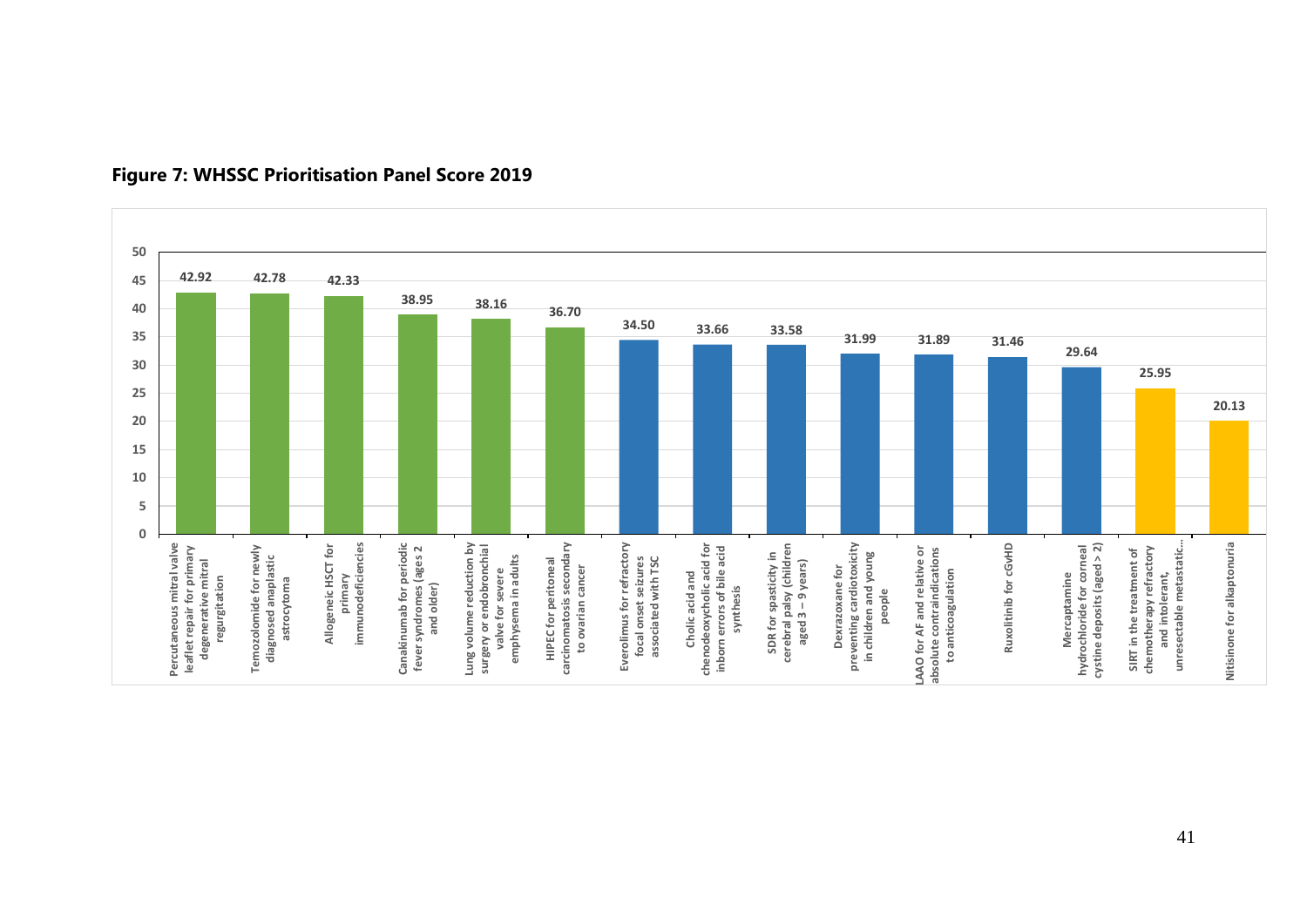**Figure 7: WHSSC Prioritisation Panel Score 2019**

| Intervention | Score |
|---|---|
| Percutaneous mitral valve leaflet repair for primary degenerative mitral regurgitation | 42.92 |
| Temozolomide for newly diagnosed anaplastic astrocytoma | 42.78 |
| Allogeneic HSCT for primary immunodeficiencies | 42.33 |
| Canakinumab for periodic fever syndromes (ages 2 and older) | 38.95 |
| Lung volume reduction by surgery or endobronchial valve for severe emphysema in adults | 38.16 |
| HIPEC for peritoneal carcinomatosis secondary to ovarian cancer | 36.70 |
| Everolimus for refractory focal onset seizures associated with TSC | 34.50 |
| Cholic acid and chenodeoxycholic acid for inborn errors of bile acid synthesis | 33.66 |
| SDR for spasticity in cerebral palsy (children aged 3 – 9 years) | 33.58 |
| Dexrazoxane for preventing cardiotoxicity in children and young people | 31.99 |
| LAAO for AF and relative or absolute contraindications to anticoagulation | 31.89 |
| Ruxolitinib for cGvHD | 31.46 |
| Mercaptamine hydrochloride for corneal cystine deposits (aged > 2) | 29.64 |
| SIRT in the treatment of chemotherapy refractory and intolerant, unresectable metastatic... | 25.95 |
| Nitisinone for alkaptonuria | 20.13 |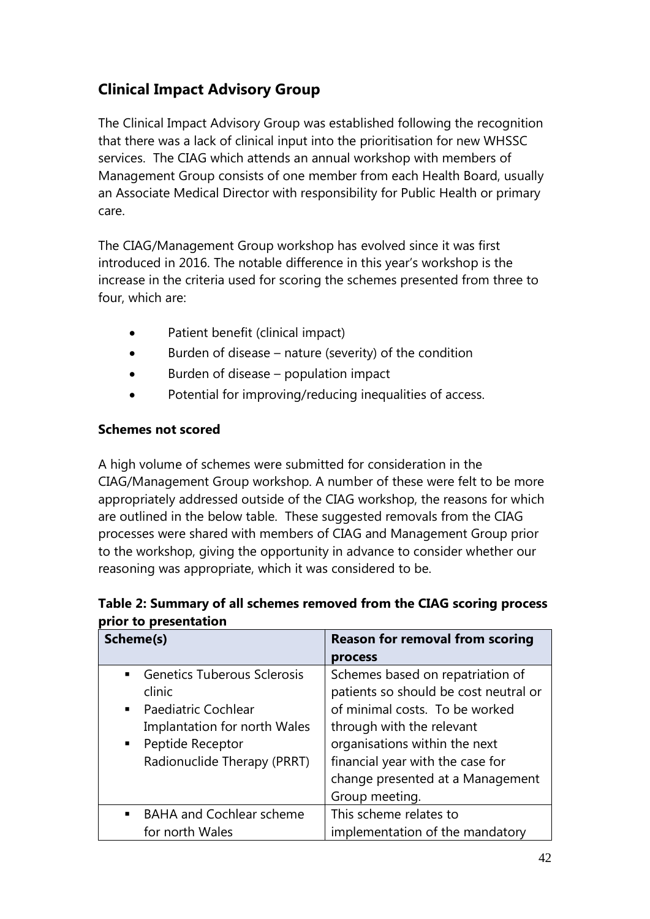## Clinical Impact Advisory Group

The Clinical Impact Advisory Group was established following the recognition that there was a lack of clinical input into the prioritisation for new WHSSC services. The CIAG which attends an annual workshop with members of Management Group consists of one member from each Health Board, usually an Associate Medical Director with responsibility for Public Health or primary care.

The CIAG/Management Group workshop has evolved since it was first introduced in 2016. The notable difference in this year's workshop is the increase in the criteria used for scoring the schemes presented from three to four, which are:

- Patient benefit (clinical impact)
- Burden of disease – nature (severity) of the condition
- Burden of disease – population impact
- Potential for improving/reducing inequalities of access.

**Schemes not scored**

A high volume of schemes were submitted for consideration in the CIAG/Management Group workshop. A number of these were felt to be more appropriately addressed outside of the CIAG workshop, the reasons for which are outlined in the below table. These suggested removals from the CIAG processes were shared with members of CIAG and Management Group prior to the workshop, giving the opportunity in advance to consider whether our reasoning was appropriate, which it was considered to be.

**Table 2: Summary of all schemes removed from the CIAG scoring process prior to presentation**

| Scheme(s) | Reason for removal from scoring process |
|---|---|
| ▪ Genetics Tuberous Sclerosis clinic<br>▪ Paediatric Cochlear Implantation for north Wales<br>▪ Peptide Receptor Radionuclide Therapy (PRRT) | Schemes based on repatriation of patients so should be cost neutral or of minimal costs. To be worked through with the relevant organisations within the next financial year with the case for change presented at a Management Group meeting. |
| ▪ BAHA and Cochlear scheme for north Wales | This scheme relates to implementation of the mandatory |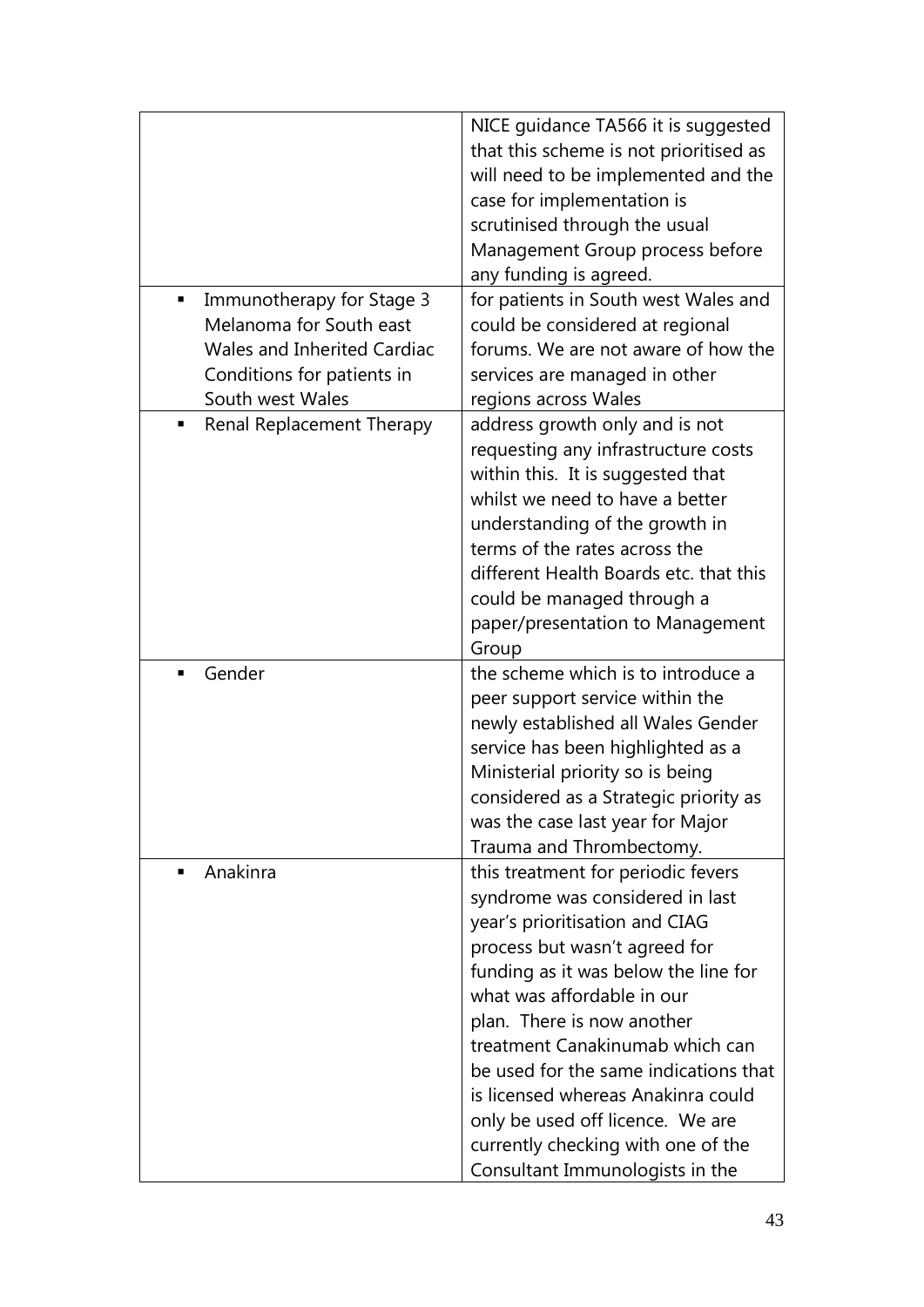| | |
|---|---|
| | NICE guidance TA566 it is suggested that this scheme is not prioritised as will need to be implemented and the case for implementation is scrutinised through the usual Management Group process before any funding is agreed. |
| ▪ Immunotherapy for Stage 3 Melanoma for South east Wales and Inherited Cardiac Conditions for patients in South west Wales | for patients in South west Wales and could be considered at regional forums. We are not aware of how the services are managed in other regions across Wales |
| ▪ Renal Replacement Therapy | address growth only and is not requesting any infrastructure costs within this. It is suggested that whilst we need to have a better understanding of the growth in terms of the rates across the different Health Boards etc. that this could be managed through a paper/presentation to Management Group |
| ▪ Gender | the scheme which is to introduce a peer support service within the newly established all Wales Gender service has been highlighted as a Ministerial priority so is being considered as a Strategic priority as was the case last year for Major Trauma and Thrombectomy. |
| ▪ Anakinra | this treatment for periodic fevers syndrome was considered in last year's prioritisation and CIAG process but wasn't agreed for funding as it was below the line for what was affordable in our plan. There is now another treatment Canakinumab which can be used for the same indications that is licensed whereas Anakinra could only be used off licence. We are currently checking with one of the Consultant Immunologists in the |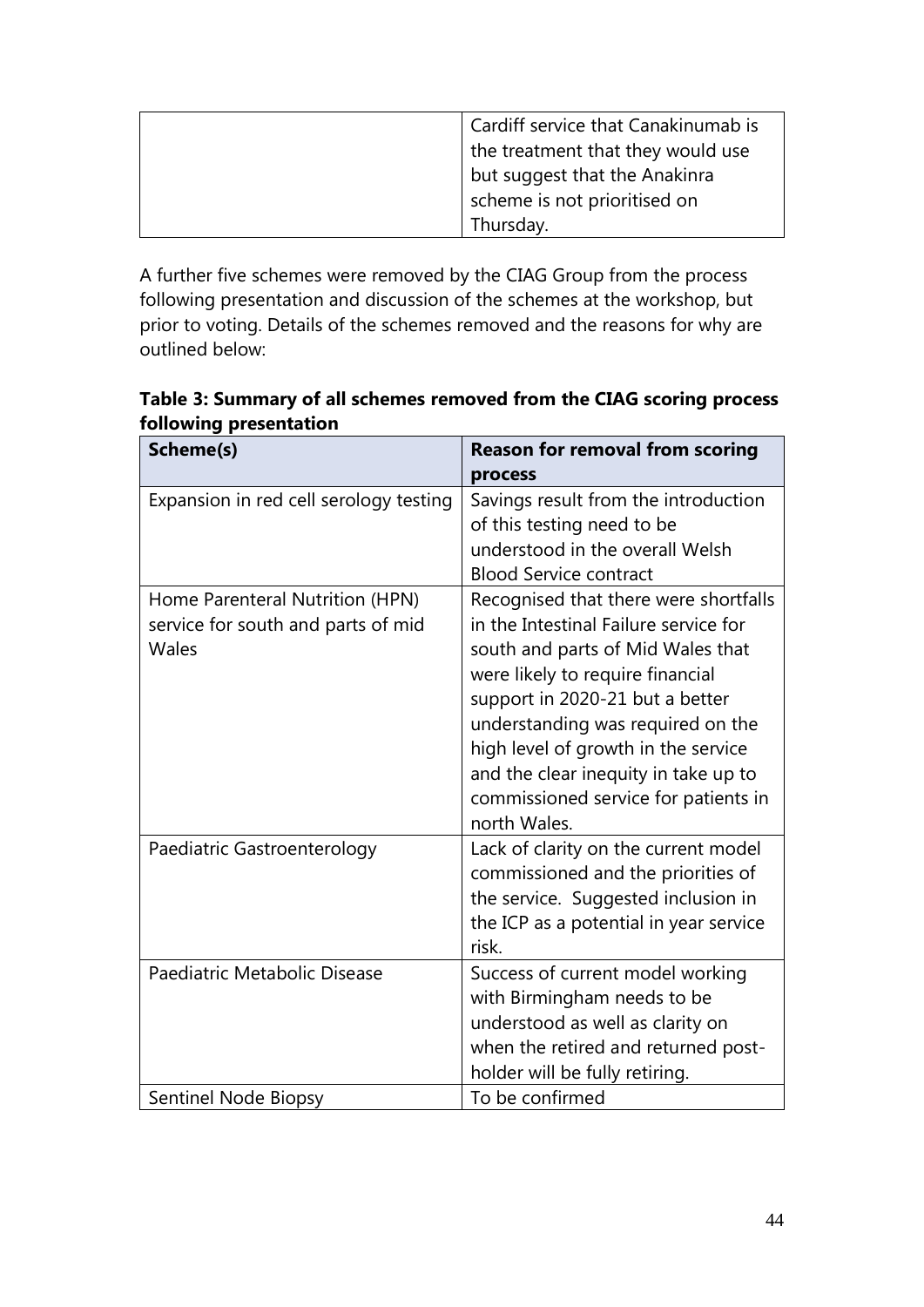| | Cardiff service that Canakinumab is the treatment that they would use but suggest that the Anakinra scheme is not prioritised on Thursday. |
|---|---|

A further five schemes were removed by the CIAG Group from the process following presentation and discussion of the schemes at the workshop, but prior to voting. Details of the schemes removed and the reasons for why are outlined below:

**Table 3: Summary of all schemes removed from the CIAG scoring process following presentation**

| Scheme(s) | Reason for removal from scoring process |
|---|---|
| Expansion in red cell serology testing | Savings result from the introduction of this testing need to be understood in the overall Welsh Blood Service contract |
| Home Parenteral Nutrition (HPN) service for south and parts of mid Wales | Recognised that there were shortfalls in the Intestinal Failure service for south and parts of Mid Wales that were likely to require financial support in 2020-21 but a better understanding was required on the high level of growth in the service and the clear inequity in take up to commissioned service for patients in north Wales. |
| Paediatric Gastroenterology | Lack of clarity on the current model commissioned and the priorities of the service. Suggested inclusion in the ICP as a potential in year service risk. |
| Paediatric Metabolic Disease | Success of current model working with Birmingham needs to be understood as well as clarity on when the retired and returned post-holder will be fully retiring. |
| Sentinel Node Biopsy | To be confirmed |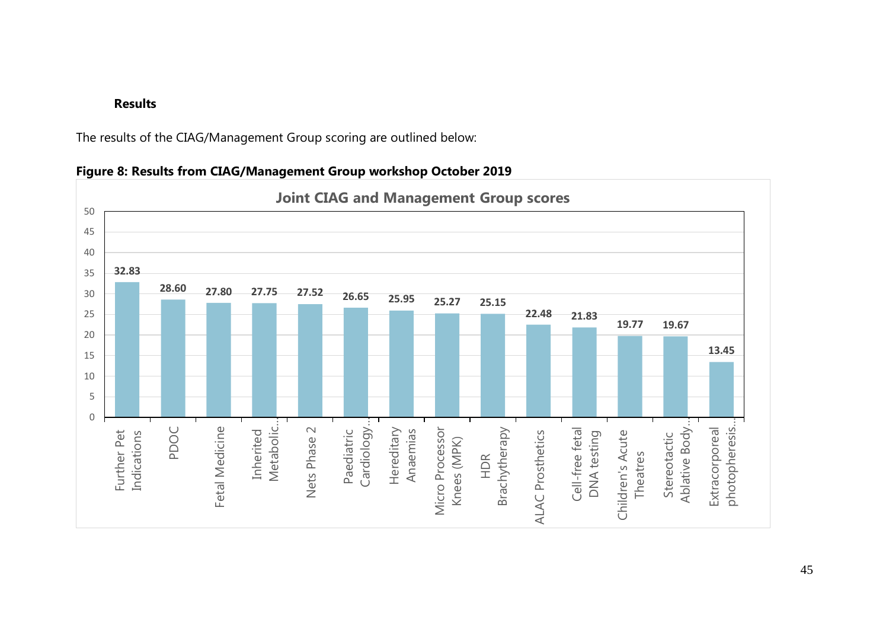**Results**

The results of the CIAG/Management Group scoring are outlined below:

**Figure 8: Results from CIAG/Management Group workshop October 2019**

**Joint CIAG and Management Group scores**

| Service | Score |
|---|---|
| Further Pet Indications | 32.83 |
| PDOC | 28.60 |
| Fetal Medicine | 27.80 |
| Inherited Metabolic... | 27.75 |
| Nets Phase 2 | 27.52 |
| Paediatric Cardiology... | 26.65 |
| Hereditary Anaemias | 25.95 |
| Micro Processor Knees (MPK) | 25.27 |
| HDR Brachytherapy | 25.15 |
| ALAC Prosthetics | 22.48 |
| Cell-free fetal DNA testing | 21.83 |
| Children's Acute Theatres | 19.77 |
| Stereotactic Ablative Body... | 19.67 |
| Extracorporeal photopheresis... | 13.45 |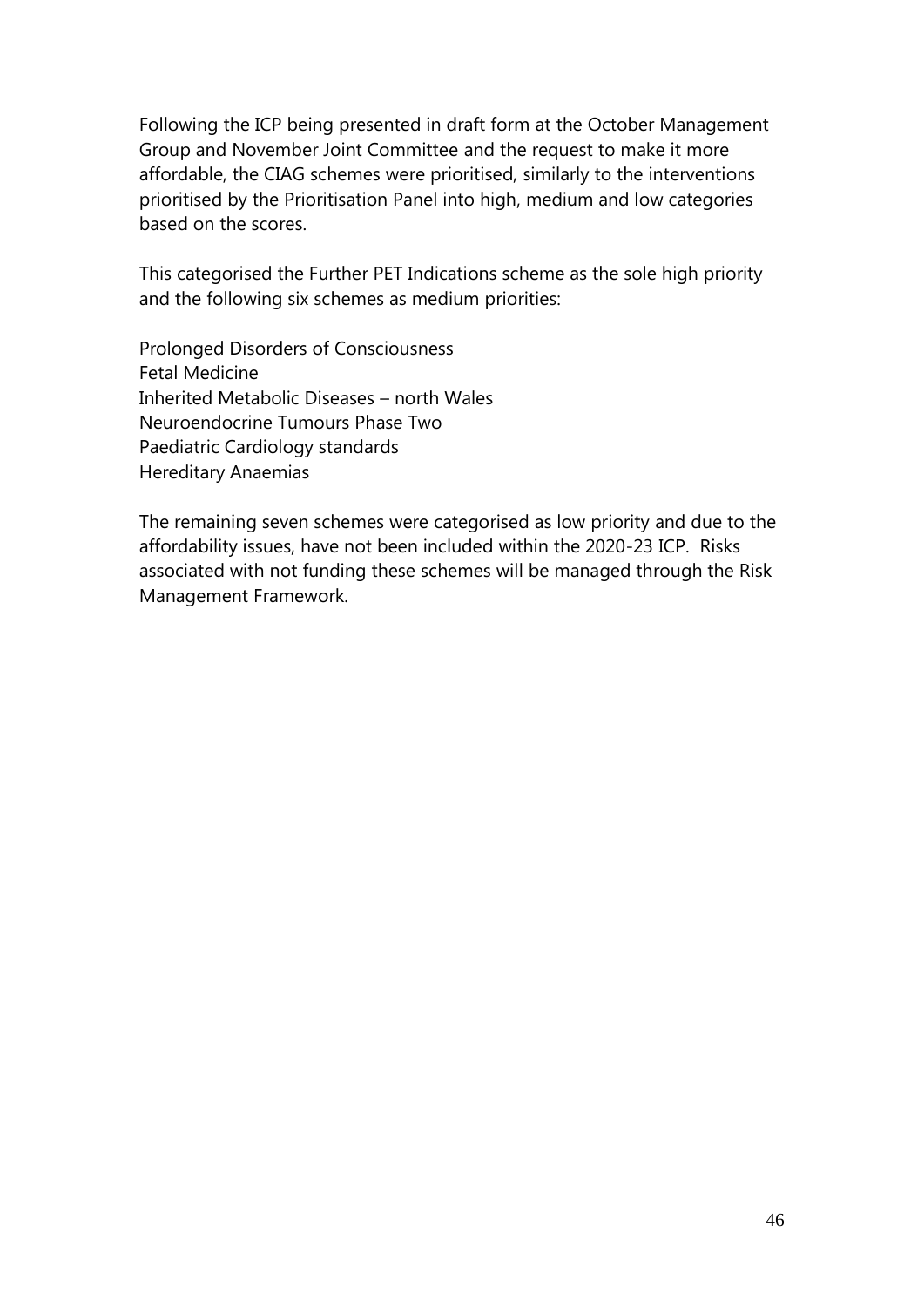Following the ICP being presented in draft form at the October Management Group and November Joint Committee and the request to make it more affordable, the CIAG schemes were prioritised, similarly to the interventions prioritised by the Prioritisation Panel into high, medium and low categories based on the scores.

This categorised the Further PET Indications scheme as the sole high priority and the following six schemes as medium priorities:

Prolonged Disorders of Consciousness
Fetal Medicine
Inherited Metabolic Diseases – north Wales
Neuroendocrine Tumours Phase Two
Paediatric Cardiology standards
Hereditary Anaemias

The remaining seven schemes were categorised as low priority and due to the affordability issues, have not been included within the 2020-23 ICP. Risks associated with not funding these schemes will be managed through the Risk Management Framework.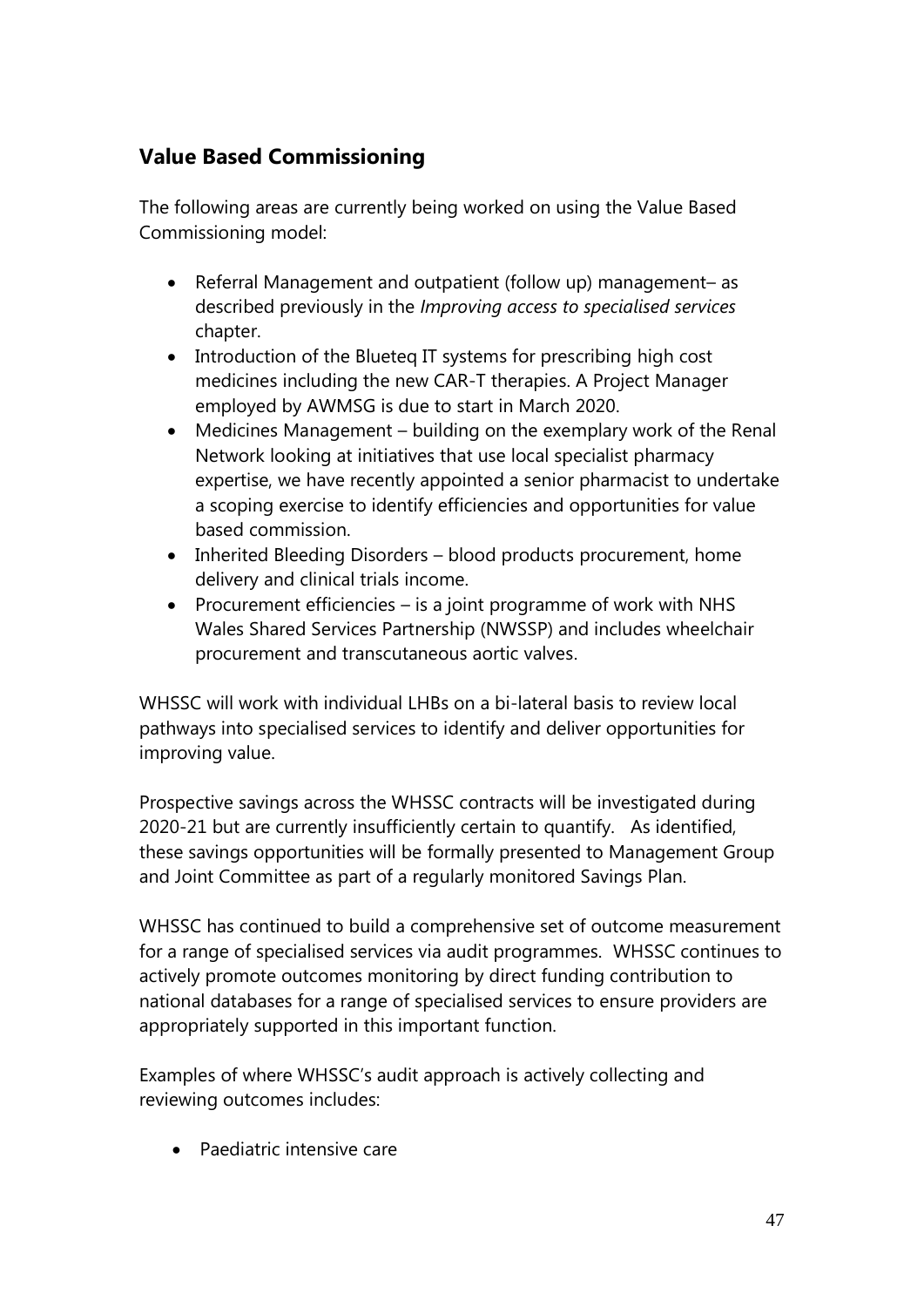## Value Based Commissioning

The following areas are currently being worked on using the Value Based Commissioning model:

- Referral Management and outpatient (follow up) management– as described previously in the *Improving access to specialised services* chapter.
- Introduction of the Blueteq IT systems for prescribing high cost medicines including the new CAR-T therapies. A Project Manager employed by AWMSG is due to start in March 2020.
- Medicines Management – building on the exemplary work of the Renal Network looking at initiatives that use local specialist pharmacy expertise, we have recently appointed a senior pharmacist to undertake a scoping exercise to identify efficiencies and opportunities for value based commission.
- Inherited Bleeding Disorders – blood products procurement, home delivery and clinical trials income.
- Procurement efficiencies – is a joint programme of work with NHS Wales Shared Services Partnership (NWSSP) and includes wheelchair procurement and transcutaneous aortic valves.

WHSSC will work with individual LHBs on a bi-lateral basis to review local pathways into specialised services to identify and deliver opportunities for improving value.

Prospective savings across the WHSSC contracts will be investigated during 2020-21 but are currently insufficiently certain to quantify. As identified, these savings opportunities will be formally presented to Management Group and Joint Committee as part of a regularly monitored Savings Plan.

WHSSC has continued to build a comprehensive set of outcome measurement for a range of specialised services via audit programmes. WHSSC continues to actively promote outcomes monitoring by direct funding contribution to national databases for a range of specialised services to ensure providers are appropriately supported in this important function.

Examples of where WHSSC's audit approach is actively collecting and reviewing outcomes includes:

- Paediatric intensive care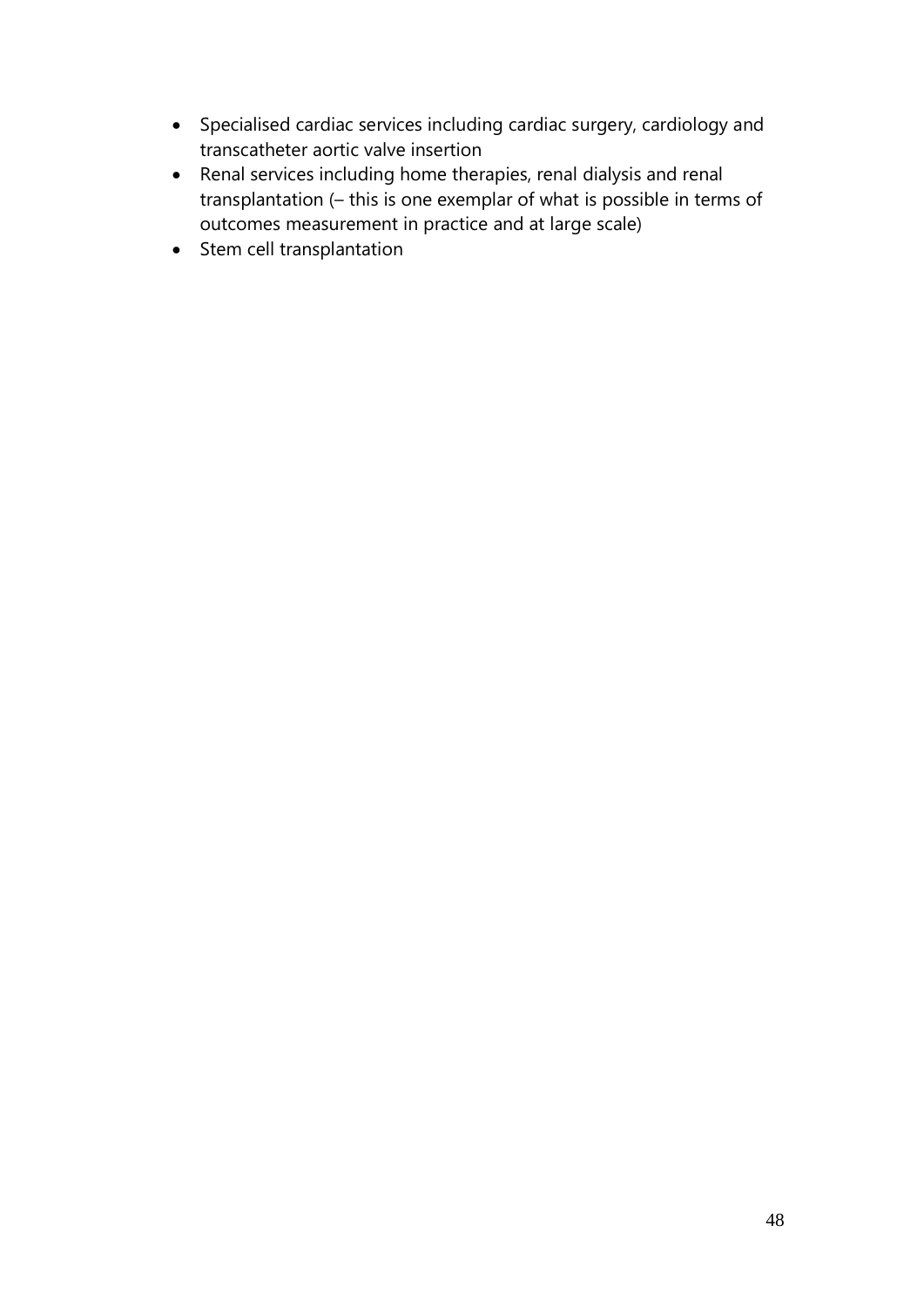- Specialised cardiac services including cardiac surgery, cardiology and transcatheter aortic valve insertion
- Renal services including home therapies, renal dialysis and renal transplantation (– this is one exemplar of what is possible in terms of outcomes measurement in practice and at large scale)
- Stem cell transplantation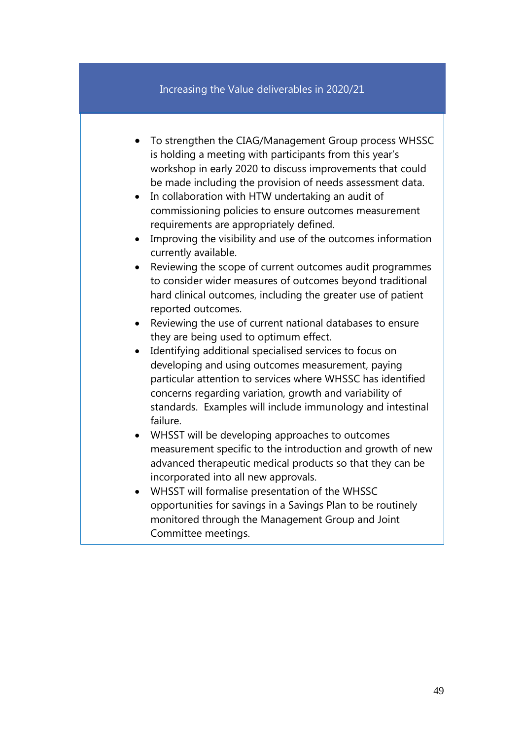## Increasing the Value deliverables in 2020/21

- To strengthen the CIAG/Management Group process WHSSC is holding a meeting with participants from this year's workshop in early 2020 to discuss improvements that could be made including the provision of needs assessment data.
- In collaboration with HTW undertaking an audit of commissioning policies to ensure outcomes measurement requirements are appropriately defined.
- Improving the visibility and use of the outcomes information currently available.
- Reviewing the scope of current outcomes audit programmes to consider wider measures of outcomes beyond traditional hard clinical outcomes, including the greater use of patient reported outcomes.
- Reviewing the use of current national databases to ensure they are being used to optimum effect.
- Identifying additional specialised services to focus on developing and using outcomes measurement, paying particular attention to services where WHSSC has identified concerns regarding variation, growth and variability of standards. Examples will include immunology and intestinal failure.
- WHSST will be developing approaches to outcomes measurement specific to the introduction and growth of new advanced therapeutic medical products so that they can be incorporated into all new approvals.
- WHSST will formalise presentation of the WHSSC opportunities for savings in a Savings Plan to be routinely monitored through the Management Group and Joint Committee meetings.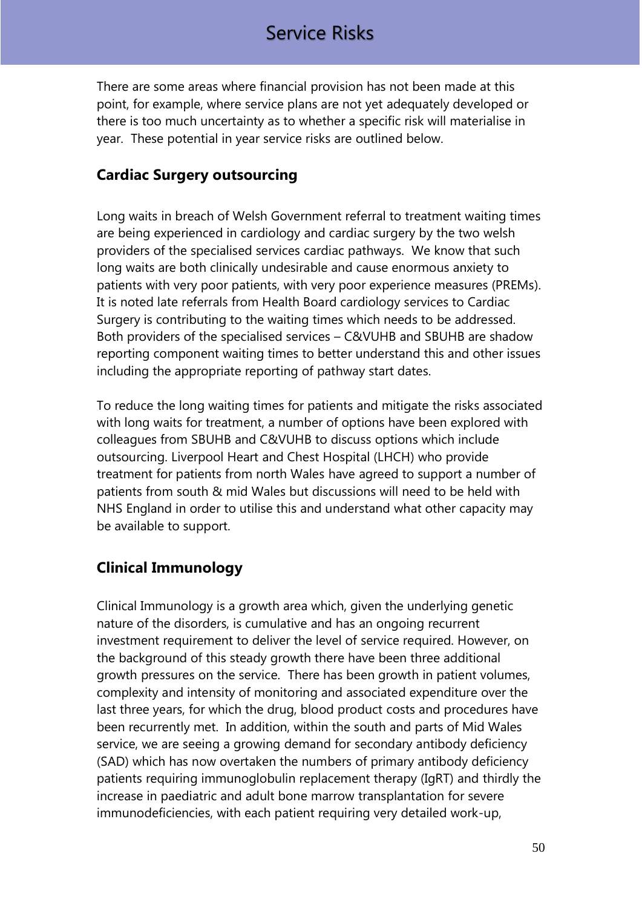# Service Risks

There are some areas where financial provision has not been made at this point, for example, where service plans are not yet adequately developed or there is too much uncertainty as to whether a specific risk will materialise in year. These potential in year service risks are outlined below.

### Cardiac Surgery outsourcing

Long waits in breach of Welsh Government referral to treatment waiting times are being experienced in cardiology and cardiac surgery by the two welsh providers of the specialised services cardiac pathways. We know that such long waits are both clinically undesirable and cause enormous anxiety to patients with very poor patients, with very poor experience measures (PREMs). It is noted late referrals from Health Board cardiology services to Cardiac Surgery is contributing to the waiting times which needs to be addressed. Both providers of the specialised services – C&VUHB and SBUHB are shadow reporting component waiting times to better understand this and other issues including the appropriate reporting of pathway start dates.

To reduce the long waiting times for patients and mitigate the risks associated with long waits for treatment, a number of options have been explored with colleagues from SBUHB and C&VUHB to discuss options which include outsourcing. Liverpool Heart and Chest Hospital (LHCH) who provide treatment for patients from north Wales have agreed to support a number of patients from south & mid Wales but discussions will need to be held with NHS England in order to utilise this and understand what other capacity may be available to support.

### Clinical Immunology

Clinical Immunology is a growth area which, given the underlying genetic nature of the disorders, is cumulative and has an ongoing recurrent investment requirement to deliver the level of service required. However, on the background of this steady growth there have been three additional growth pressures on the service. There has been growth in patient volumes, complexity and intensity of monitoring and associated expenditure over the last three years, for which the drug, blood product costs and procedures have been recurrently met. In addition, within the south and parts of Mid Wales service, we are seeing a growing demand for secondary antibody deficiency (SAD) which has now overtaken the numbers of primary antibody deficiency patients requiring immunoglobulin replacement therapy (IgRT) and thirdly the increase in paediatric and adult bone marrow transplantation for severe immunodeficiencies, with each patient requiring very detailed work-up,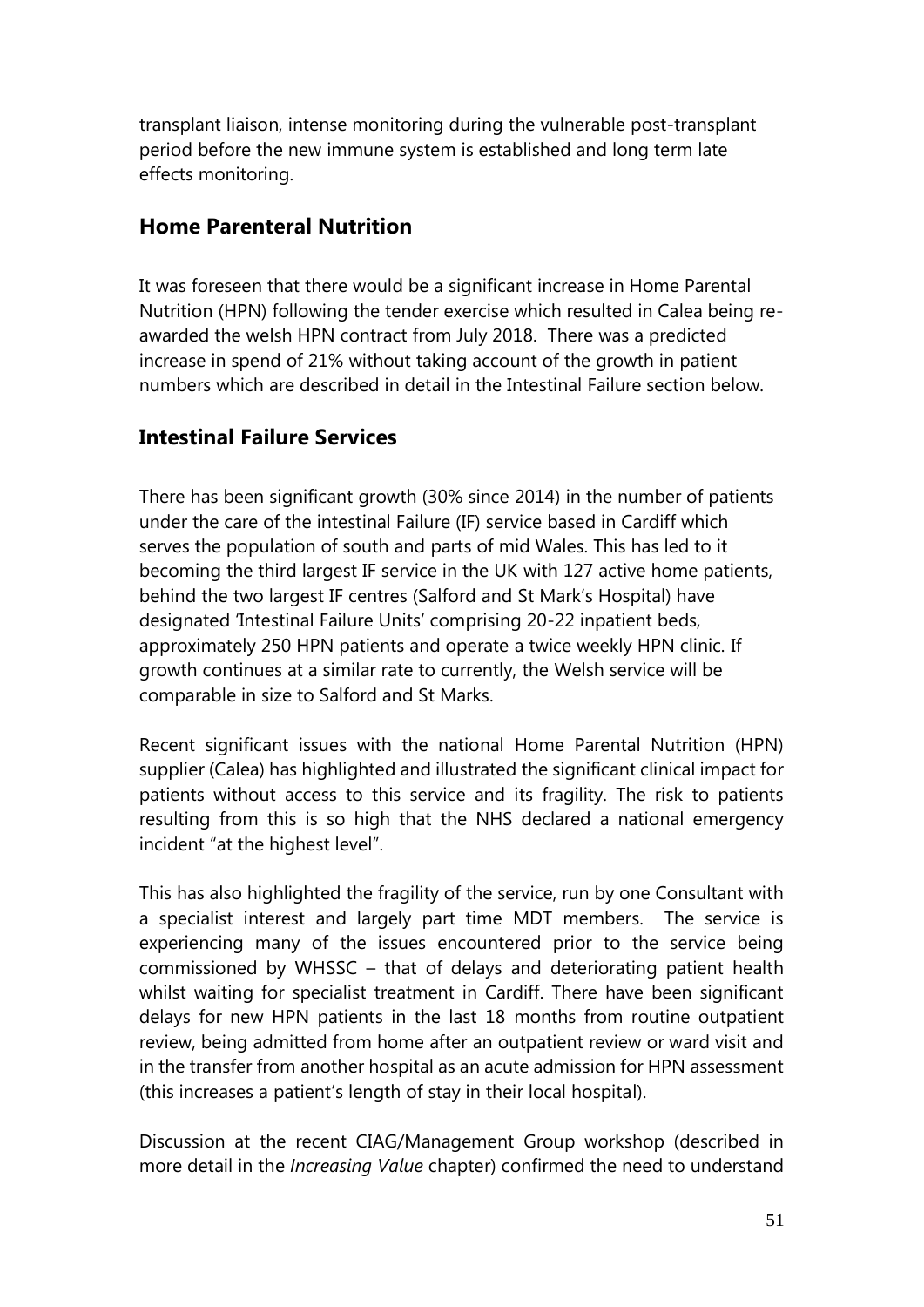transplant liaison, intense monitoring during the vulnerable post-transplant period before the new immune system is established and long term late effects monitoring.

## Home Parenteral Nutrition

It was foreseen that there would be a significant increase in Home Parental Nutrition (HPN) following the tender exercise which resulted in Calea being re-awarded the welsh HPN contract from July 2018. There was a predicted increase in spend of 21% without taking account of the growth in patient numbers which are described in detail in the Intestinal Failure section below.

## Intestinal Failure Services

There has been significant growth (30% since 2014) in the number of patients under the care of the intestinal Failure (IF) service based in Cardiff which serves the population of south and parts of mid Wales. This has led to it becoming the third largest IF service in the UK with 127 active home patients, behind the two largest IF centres (Salford and St Mark's Hospital) have designated 'Intestinal Failure Units' comprising 20-22 inpatient beds, approximately 250 HPN patients and operate a twice weekly HPN clinic. If growth continues at a similar rate to currently, the Welsh service will be comparable in size to Salford and St Marks.

Recent significant issues with the national Home Parental Nutrition (HPN) supplier (Calea) has highlighted and illustrated the significant clinical impact for patients without access to this service and its fragility. The risk to patients resulting from this is so high that the NHS declared a national emergency incident "at the highest level".

This has also highlighted the fragility of the service, run by one Consultant with a specialist interest and largely part time MDT members. The service is experiencing many of the issues encountered prior to the service being commissioned by WHSSC – that of delays and deteriorating patient health whilst waiting for specialist treatment in Cardiff. There have been significant delays for new HPN patients in the last 18 months from routine outpatient review, being admitted from home after an outpatient review or ward visit and in the transfer from another hospital as an acute admission for HPN assessment (this increases a patient's length of stay in their local hospital).

Discussion at the recent CIAG/Management Group workshop (described in more detail in the *Increasing Value* chapter) confirmed the need to understand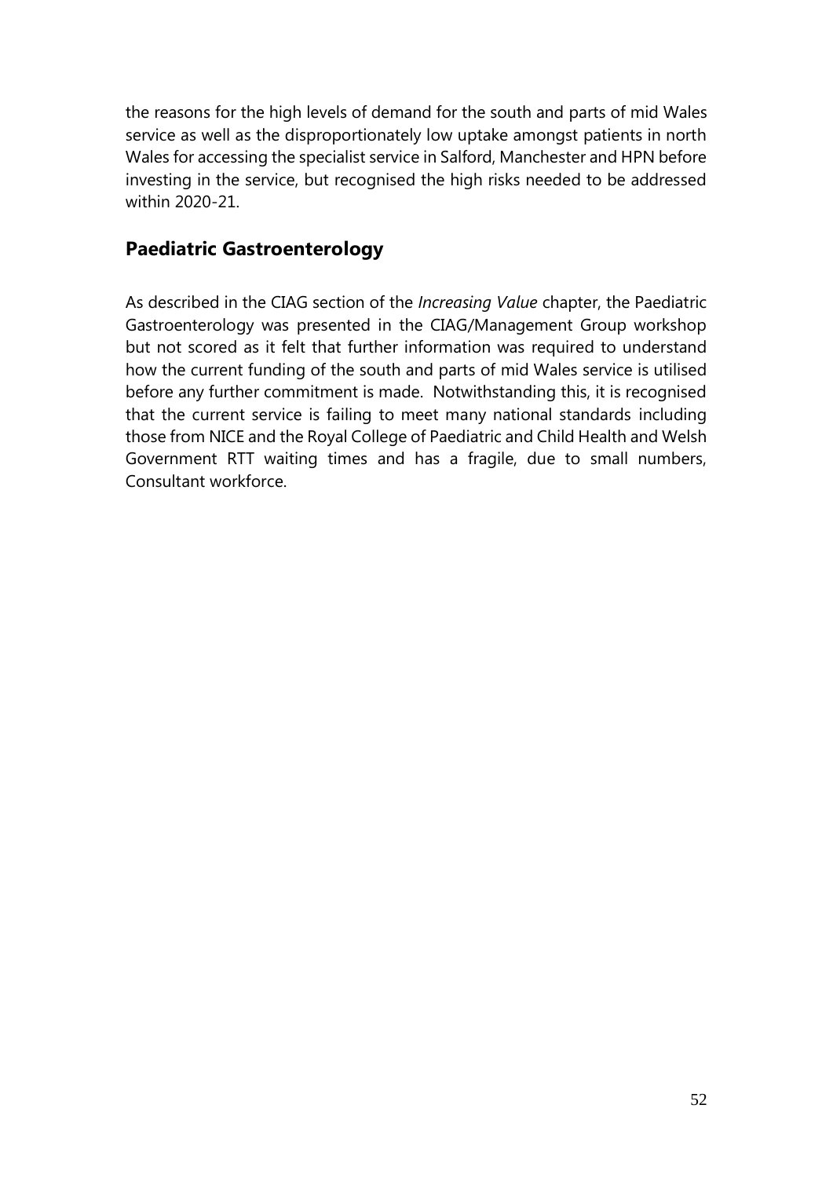the reasons for the high levels of demand for the south and parts of mid Wales service as well as the disproportionately low uptake amongst patients in north Wales for accessing the specialist service in Salford, Manchester and HPN before investing in the service, but recognised the high risks needed to be addressed within 2020-21.

## Paediatric Gastroenterology

As described in the CIAG section of the *Increasing Value* chapter, the Paediatric Gastroenterology was presented in the CIAG/Management Group workshop but not scored as it felt that further information was required to understand how the current funding of the south and parts of mid Wales service is utilised before any further commitment is made. Notwithstanding this, it is recognised that the current service is failing to meet many national standards including those from NICE and the Royal College of Paediatric and Child Health and Welsh Government RTT waiting times and has a fragile, due to small numbers, Consultant workforce.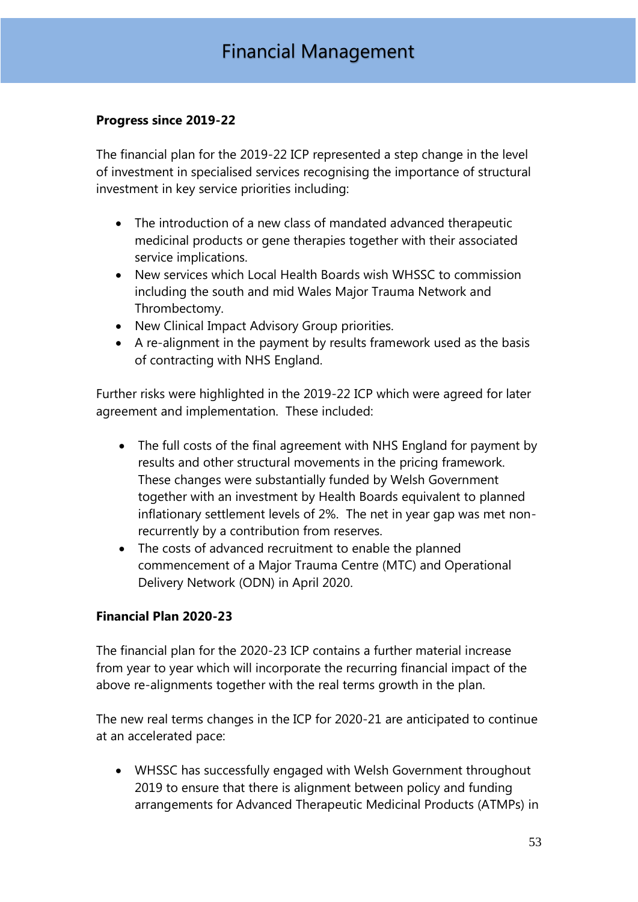# Financial Management

**Progress since 2019-22**

The financial plan for the 2019-22 ICP represented a step change in the level of investment in specialised services recognising the importance of structural investment in key service priorities including:

- The introduction of a new class of mandated advanced therapeutic medicinal products or gene therapies together with their associated service implications.
- New services which Local Health Boards wish WHSSC to commission including the south and mid Wales Major Trauma Network and Thrombectomy.
- New Clinical Impact Advisory Group priorities.
- A re-alignment in the payment by results framework used as the basis of contracting with NHS England.

Further risks were highlighted in the 2019-22 ICP which were agreed for later agreement and implementation. These included:

- The full costs of the final agreement with NHS England for payment by results and other structural movements in the pricing framework. These changes were substantially funded by Welsh Government together with an investment by Health Boards equivalent to planned inflationary settlement levels of 2%. The net in year gap was met non-recurrently by a contribution from reserves.
- The costs of advanced recruitment to enable the planned commencement of a Major Trauma Centre (MTC) and Operational Delivery Network (ODN) in April 2020.

**Financial Plan 2020-23**

The financial plan for the 2020-23 ICP contains a further material increase from year to year which will incorporate the recurring financial impact of the above re-alignments together with the real terms growth in the plan.

The new real terms changes in the ICP for 2020-21 are anticipated to continue at an accelerated pace:

- WHSSC has successfully engaged with Welsh Government throughout 2019 to ensure that there is alignment between policy and funding arrangements for Advanced Therapeutic Medicinal Products (ATMPs) in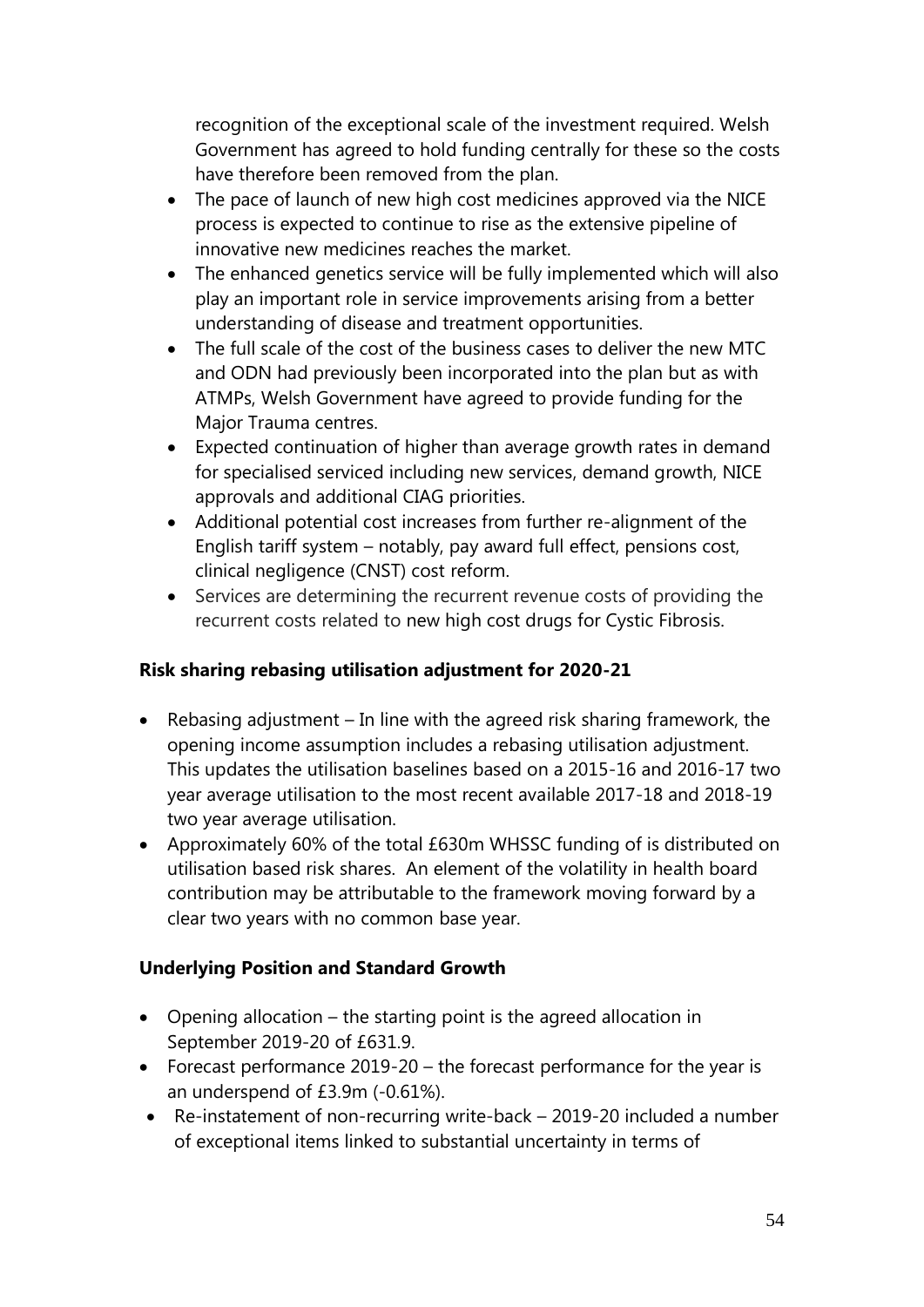recognition of the exceptional scale of the investment required. Welsh Government has agreed to hold funding centrally for these so the costs have therefore been removed from the plan.
- The pace of launch of new high cost medicines approved via the NICE process is expected to continue to rise as the extensive pipeline of innovative new medicines reaches the market.
- The enhanced genetics service will be fully implemented which will also play an important role in service improvements arising from a better understanding of disease and treatment opportunities.
- The full scale of the cost of the business cases to deliver the new MTC and ODN had previously been incorporated into the plan but as with ATMPs, Welsh Government have agreed to provide funding for the Major Trauma centres.
- Expected continuation of higher than average growth rates in demand for specialised serviced including new services, demand growth, NICE approvals and additional CIAG priorities.
- Additional potential cost increases from further re-alignment of the English tariff system – notably, pay award full effect, pensions cost, clinical negligence (CNST) cost reform.
- Services are determining the recurrent revenue costs of providing the recurrent costs related to new high cost drugs for Cystic Fibrosis.

**Risk sharing rebasing utilisation adjustment for 2020-21**

- Rebasing adjustment – In line with the agreed risk sharing framework, the opening income assumption includes a rebasing utilisation adjustment. This updates the utilisation baselines based on a 2015-16 and 2016-17 two year average utilisation to the most recent available 2017-18 and 2018-19 two year average utilisation.
- Approximately 60% of the total £630m WHSSC funding of is distributed on utilisation based risk shares. An element of the volatility in health board contribution may be attributable to the framework moving forward by a clear two years with no common base year.

**Underlying Position and Standard Growth**

- Opening allocation – the starting point is the agreed allocation in September 2019-20 of £631.9.
- Forecast performance 2019-20 – the forecast performance for the year is an underspend of £3.9m (-0.61%).
- Re-instatement of non-recurring write-back – 2019-20 included a number of exceptional items linked to substantial uncertainty in terms of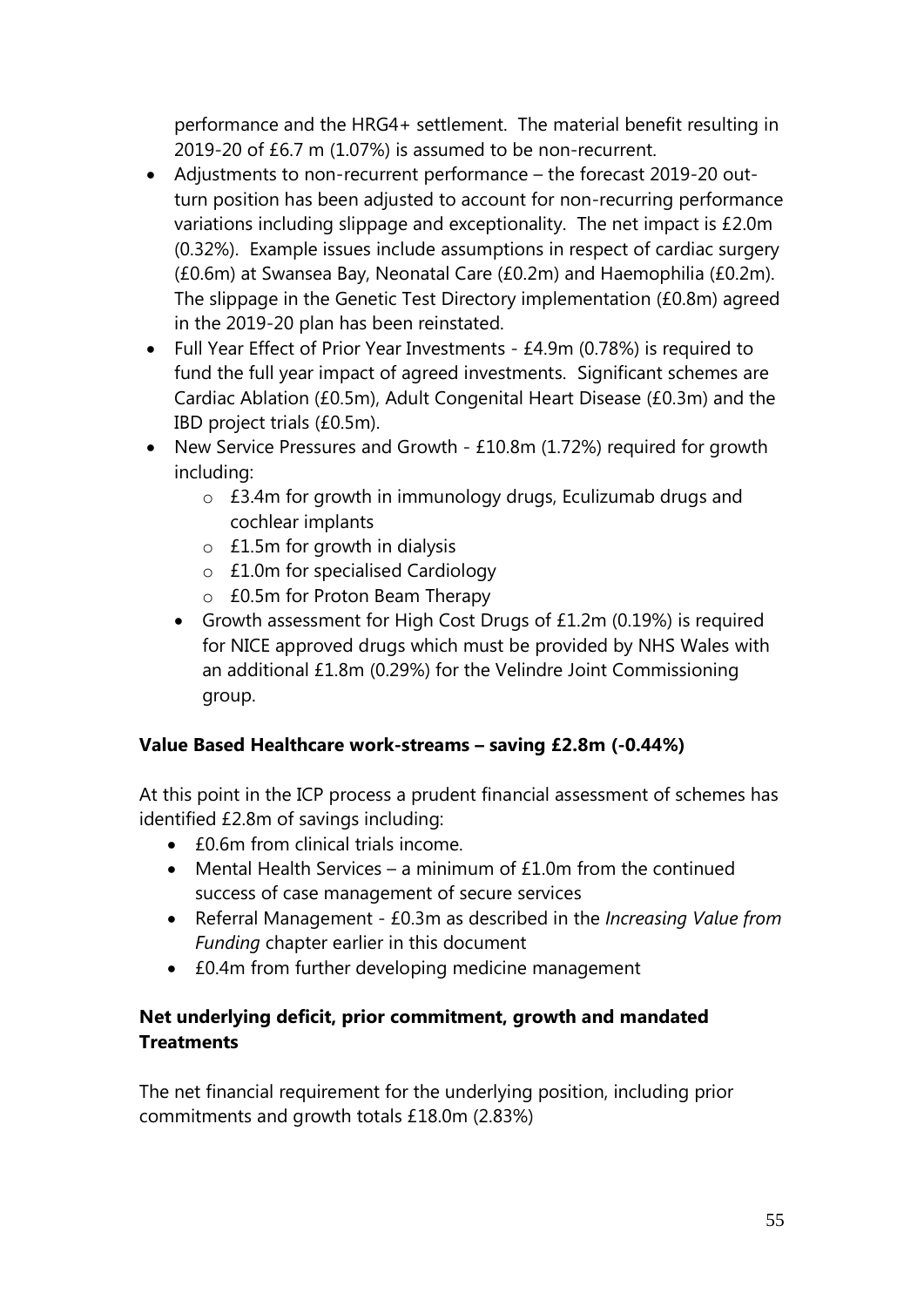performance and the HRG4+ settlement. The material benefit resulting in 2019-20 of £6.7 m (1.07%) is assumed to be non-recurrent.

- Adjustments to non-recurrent performance – the forecast 2019-20 out-turn position has been adjusted to account for non-recurring performance variations including slippage and exceptionality. The net impact is £2.0m (0.32%). Example issues include assumptions in respect of cardiac surgery (£0.6m) at Swansea Bay, Neonatal Care (£0.2m) and Haemophilia (£0.2m). The slippage in the Genetic Test Directory implementation (£0.8m) agreed in the 2019-20 plan has been reinstated.
- Full Year Effect of Prior Year Investments - £4.9m (0.78%) is required to fund the full year impact of agreed investments. Significant schemes are Cardiac Ablation (£0.5m), Adult Congenital Heart Disease (£0.3m) and the IBD project trials (£0.5m).
- New Service Pressures and Growth - £10.8m (1.72%) required for growth including:
    - £3.4m for growth in immunology drugs, Eculizumab drugs and cochlear implants
    - £1.5m for growth in dialysis
    - £1.0m for specialised Cardiology
    - £0.5m for Proton Beam Therapy
  - Growth assessment for High Cost Drugs of £1.2m (0.19%) is required for NICE approved drugs which must be provided by NHS Wales with an additional £1.8m (0.29%) for the Velindre Joint Commissioning group.

**Value Based Healthcare work-streams – saving £2.8m (-0.44%)**

At this point in the ICP process a prudent financial assessment of schemes has identified £2.8m of savings including:

- £0.6m from clinical trials income.
- Mental Health Services – a minimum of £1.0m from the continued success of case management of secure services
- Referral Management - £0.3m as described in the *Increasing Value from Funding* chapter earlier in this document
- £0.4m from further developing medicine management

**Net underlying deficit, prior commitment, growth and mandated Treatments**

The net financial requirement for the underlying position, including prior commitments and growth totals £18.0m (2.83%)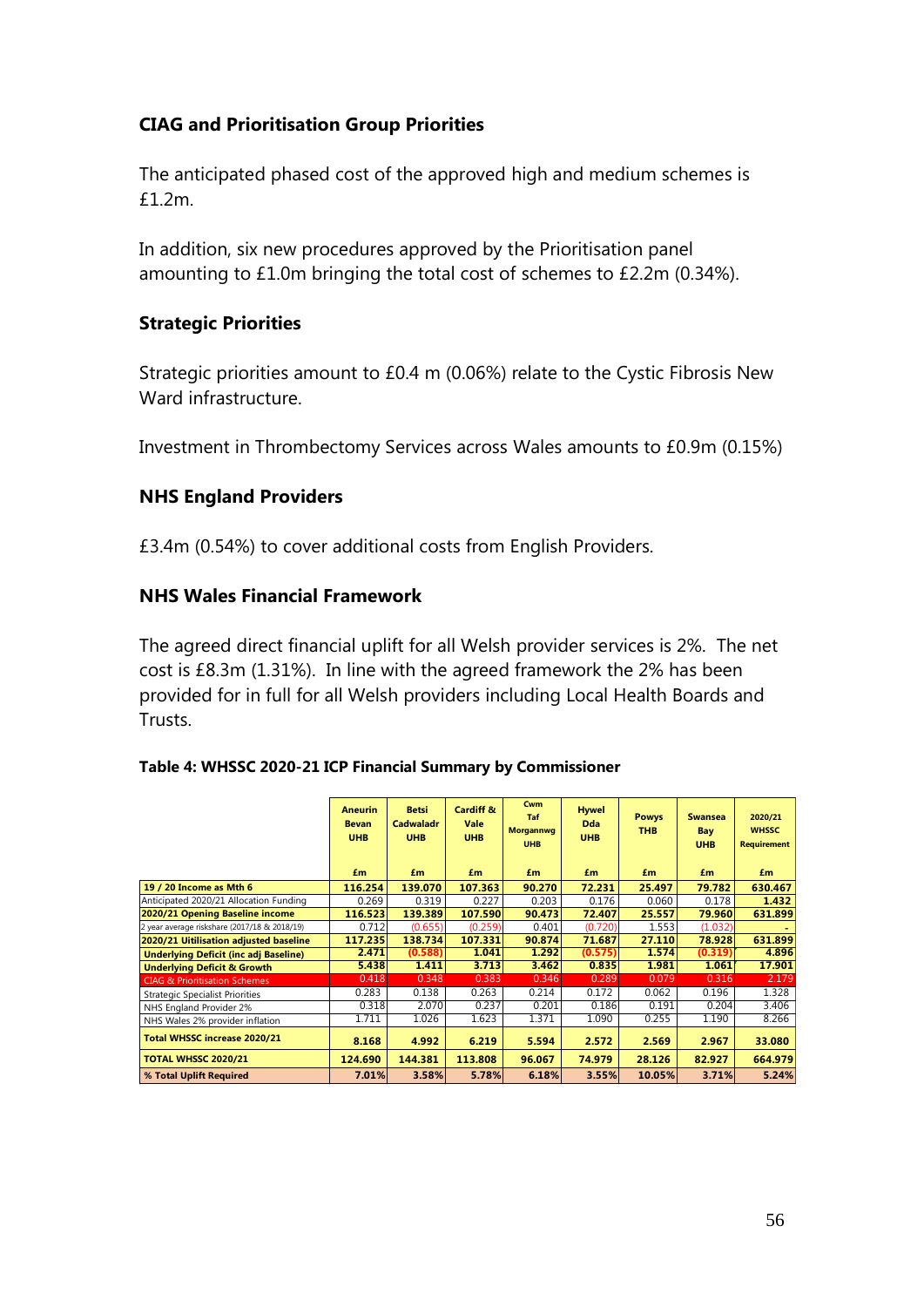### CIAG and Prioritisation Group Priorities

The anticipated phased cost of the approved high and medium schemes is £1.2m.

In addition, six new procedures approved by the Prioritisation panel amounting to £1.0m bringing the total cost of schemes to £2.2m (0.34%).

### Strategic Priorities

Strategic priorities amount to £0.4 m (0.06%) relate to the Cystic Fibrosis New Ward infrastructure.

Investment in Thrombectomy Services across Wales amounts to £0.9m (0.15%)

### NHS England Providers

£3.4m (0.54%) to cover additional costs from English Providers.

### NHS Wales Financial Framework

The agreed direct financial uplift for all Welsh provider services is 2%. The net cost is £8.3m (1.31%). In line with the agreed framework the 2% has been provided for in full for all Welsh providers including Local Health Boards and Trusts.

**Table 4: WHSSC 2020-21 ICP Financial Summary by Commissioner**

| | Aneurin Bevan UHB | Betsi Cadwaladr UHB | Cardiff & Vale UHB | Cwm Taf Morgannwg UHB | Hywel Dda UHB | Powys THB | Swansea Bay UHB | 2020/21 WHSSC Requirement |
|---|---|---|---|---|---|---|---|---|
| | £m | £m | £m | £m | £m | £m | £m | £m |
| **19 / 20 Income as Mth 6** | **116.254** | **139.070** | **107.363** | **90.270** | **72.231** | **25.497** | **79.782** | **630.467** |
| Anticipated 2020/21 Allocation Funding | 0.269 | 0.319 | 0.227 | 0.203 | 0.176 | 0.060 | 0.178 | **1.432** |
| **2020/21 Opening Baseline income** | **116.523** | **139.389** | **107.590** | **90.473** | **72.407** | **25.557** | **79.960** | **631.899** |
| 2 year average riskshare (2017/18 & 2018/19) | 0.712 | (0.655) | (0.259) | 0.401 | (0.720) | 1.553 | (1.032) | - |
| **2020/21 Uitilisation adjusted baseline** | **117.235** | **138.734** | **107.331** | **90.874** | **71.687** | **27.110** | **78.928** | **631.899** |
| **Underlying Deficit (inc adj Baseline)** | **2.471** | **(0.588)** | **1.041** | **1.292** | **(0.575)** | **1.574** | **(0.319)** | **4.896** |
| **Underlying Deficit & Growth** | **5.438** | **1.411** | **3.713** | **3.462** | **0.835** | **1.981** | **1.061** | **17.901** |
| CIAG & Prioritisation Schemes | 0.418 | 0.348 | 0.383 | 0.346 | 0.289 | 0.079 | 0.316 | 2.179 |
| Strategic Specialist Priorities | 0.283 | 0.138 | 0.263 | 0.214 | 0.172 | 0.062 | 0.196 | 1.328 |
| NHS England Provider 2% | 0.318 | 2.070 | 0.237 | 0.201 | 0.186 | 0.191 | 0.204 | 3.406 |
| NHS Wales 2% provider inflation | 1.711 | 1.026 | 1.623 | 1.371 | 1.090 | 0.255 | 1.190 | 8.266 |
| **Total WHSSC increase 2020/21** | **8.168** | **4.992** | **6.219** | **5.594** | **2.572** | **2.569** | **2.967** | **33.080** |
| **TOTAL WHSSC 2020/21** | **124.690** | **144.381** | **113.808** | **96.067** | **74.979** | **28.126** | **82.927** | **664.979** |
| **% Total Uplift Required** | **7.01%** | **3.58%** | **5.78%** | **6.18%** | **3.55%** | **10.05%** | **3.71%** | **5.24%** |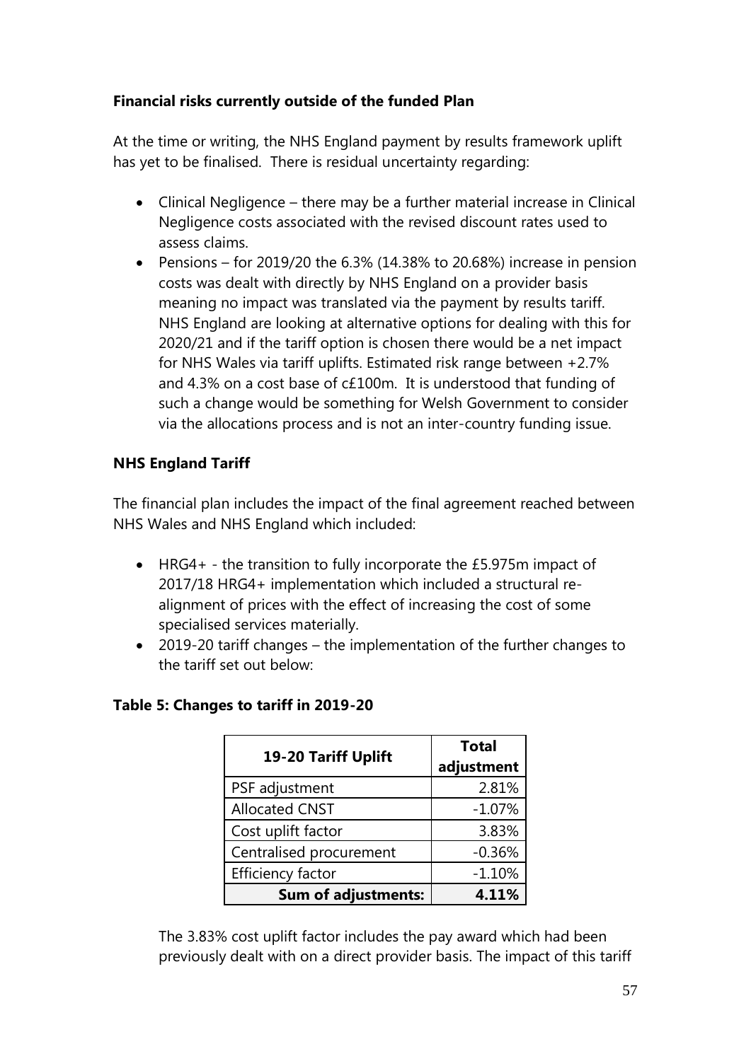**Financial risks currently outside of the funded Plan**

At the time or writing, the NHS England payment by results framework uplift has yet to be finalised. There is residual uncertainty regarding:

- Clinical Negligence – there may be a further material increase in Clinical Negligence costs associated with the revised discount rates used to assess claims.
- Pensions – for 2019/20 the 6.3% (14.38% to 20.68%) increase in pension costs was dealt with directly by NHS England on a provider basis meaning no impact was translated via the payment by results tariff. NHS England are looking at alternative options for dealing with this for 2020/21 and if the tariff option is chosen there would be a net impact for NHS Wales via tariff uplifts. Estimated risk range between +2.7% and 4.3% on a cost base of c£100m. It is understood that funding of such a change would be something for Welsh Government to consider via the allocations process and is not an inter-country funding issue.

**NHS England Tariff**

The financial plan includes the impact of the final agreement reached between NHS Wales and NHS England which included:

- HRG4+ - the transition to fully incorporate the £5.975m impact of 2017/18 HRG4+ implementation which included a structural re-alignment of prices with the effect of increasing the cost of some specialised services materially.
- 2019-20 tariff changes – the implementation of the further changes to the tariff set out below:

**Table 5: Changes to tariff in 2019-20**

| 19-20 Tariff Uplift | Total adjustment |
|---|---|
| PSF adjustment | 2.81% |
| Allocated CNST | -1.07% |
| Cost uplift factor | 3.83% |
| Centralised procurement | -0.36% |
| Efficiency factor | -1.10% |
| **Sum of adjustments:** | **4.11%** |

The 3.83% cost uplift factor includes the pay award which had been previously dealt with on a direct provider basis. The impact of this tariff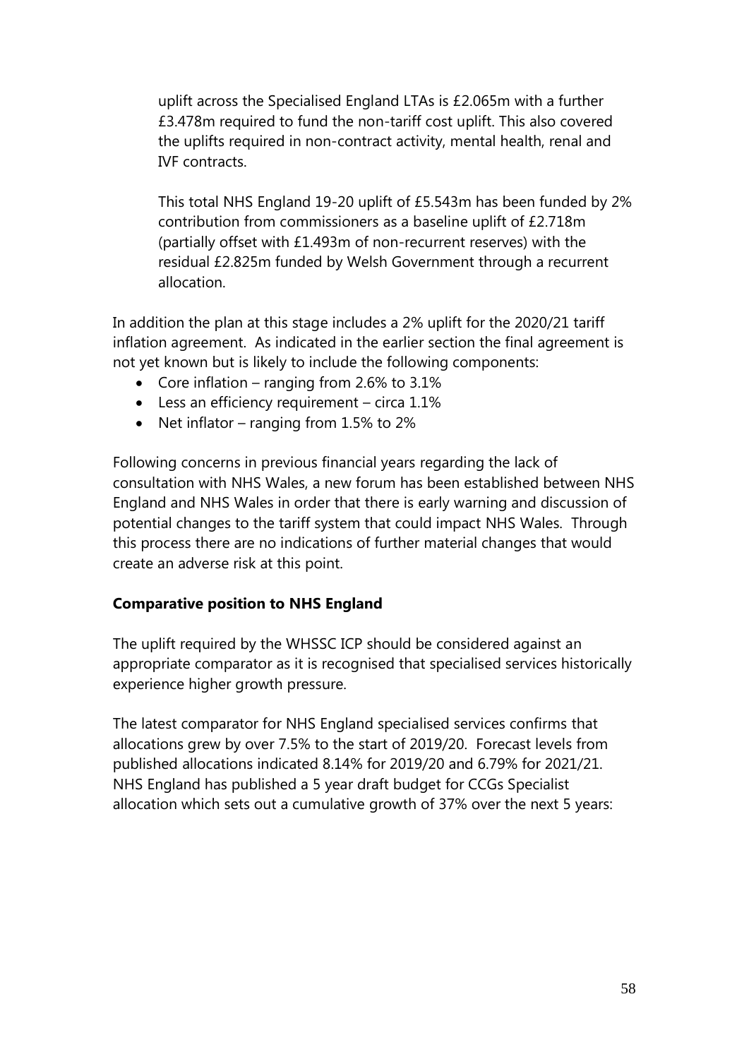uplift across the Specialised England LTAs is £2.065m with a further £3.478m required to fund the non-tariff cost uplift. This also covered the uplifts required in non-contract activity, mental health, renal and IVF contracts.

This total NHS England 19-20 uplift of £5.543m has been funded by 2% contribution from commissioners as a baseline uplift of £2.718m (partially offset with £1.493m of non-recurrent reserves) with the residual £2.825m funded by Welsh Government through a recurrent allocation.

In addition the plan at this stage includes a 2% uplift for the 2020/21 tariff inflation agreement. As indicated in the earlier section the final agreement is not yet known but is likely to include the following components:

- Core inflation – ranging from 2.6% to 3.1%
- Less an efficiency requirement – circa 1.1%
- Net inflator – ranging from 1.5% to 2%

Following concerns in previous financial years regarding the lack of consultation with NHS Wales, a new forum has been established between NHS England and NHS Wales in order that there is early warning and discussion of potential changes to the tariff system that could impact NHS Wales. Through this process there are no indications of further material changes that would create an adverse risk at this point.

**Comparative position to NHS England**

The uplift required by the WHSSC ICP should be considered against an appropriate comparator as it is recognised that specialised services historically experience higher growth pressure.

The latest comparator for NHS England specialised services confirms that allocations grew by over 7.5% to the start of 2019/20. Forecast levels from published allocations indicated 8.14% for 2019/20 and 6.79% for 2021/21. NHS England has published a 5 year draft budget for CCGs Specialist allocation which sets out a cumulative growth of 37% over the next 5 years: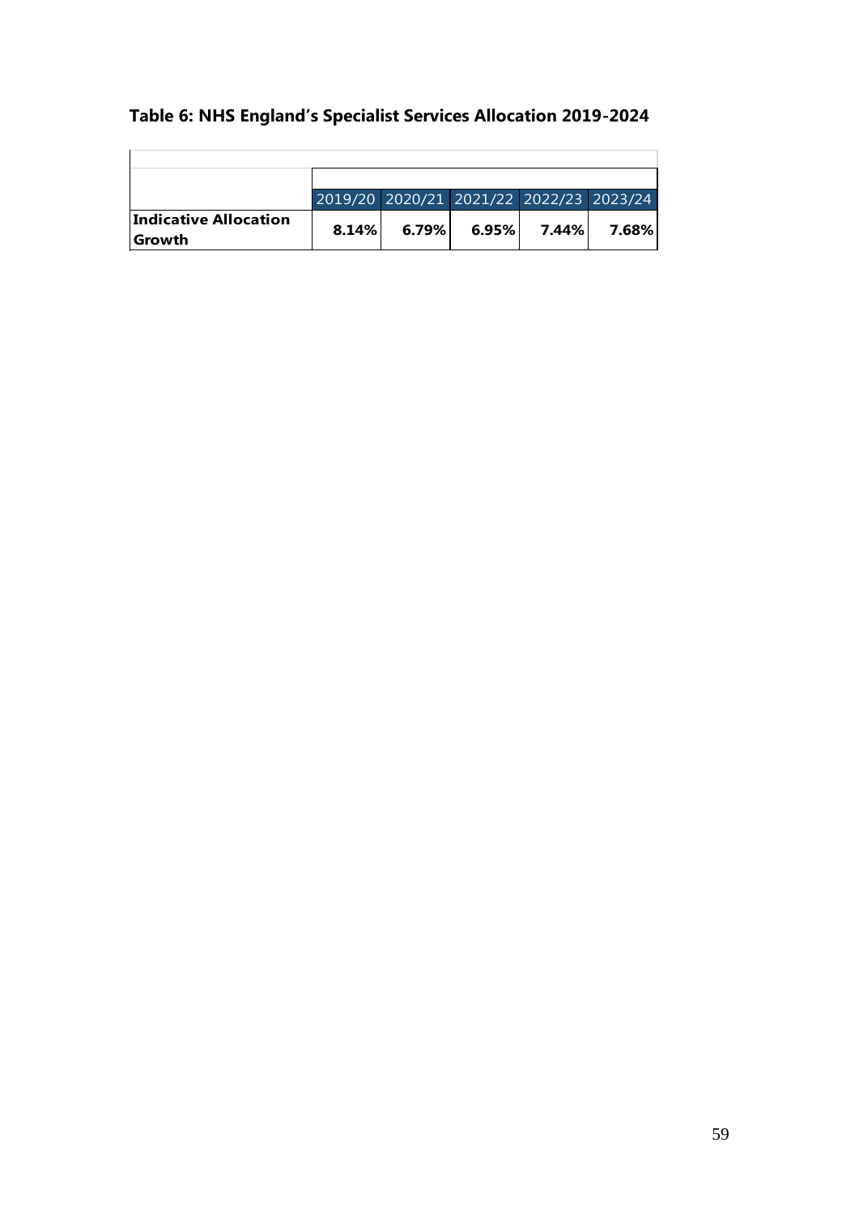**Table 6: NHS England's Specialist Services Allocation 2019-2024**

| | 2019/20 | 2020/21 | 2021/22 | 2022/23 | 2023/24 |
|---|---|---|---|---|---|
| **Indicative Allocation Growth** | **8.14%** | **6.79%** | **6.95%** | **7.44%** | **7.68%** |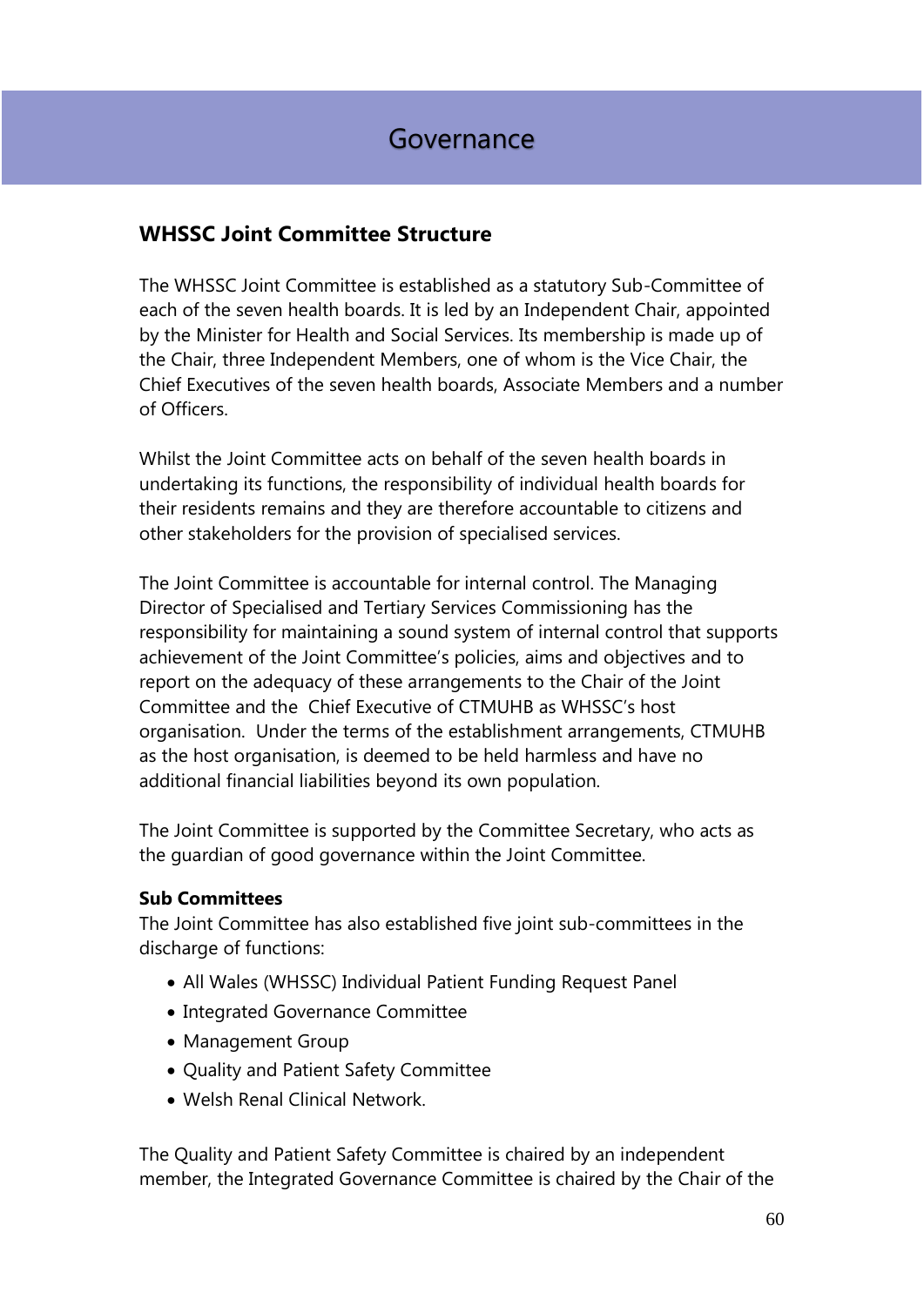# Governance

## WHSSC Joint Committee Structure

The WHSSC Joint Committee is established as a statutory Sub-Committee of each of the seven health boards. It is led by an Independent Chair, appointed by the Minister for Health and Social Services. Its membership is made up of the Chair, three Independent Members, one of whom is the Vice Chair, the Chief Executives of the seven health boards, Associate Members and a number of Officers.

Whilst the Joint Committee acts on behalf of the seven health boards in undertaking its functions, the responsibility of individual health boards for their residents remains and they are therefore accountable to citizens and other stakeholders for the provision of specialised services.

The Joint Committee is accountable for internal control. The Managing Director of Specialised and Tertiary Services Commissioning has the responsibility for maintaining a sound system of internal control that supports achievement of the Joint Committee's policies, aims and objectives and to report on the adequacy of these arrangements to the Chair of the Joint Committee and the Chief Executive of CTMUHB as WHSSC's host organisation. Under the terms of the establishment arrangements, CTMUHB as the host organisation, is deemed to be held harmless and have no additional financial liabilities beyond its own population.

The Joint Committee is supported by the Committee Secretary, who acts as the guardian of good governance within the Joint Committee.

**Sub Committees**

The Joint Committee has also established five joint sub-committees in the discharge of functions:

- All Wales (WHSSC) Individual Patient Funding Request Panel
- Integrated Governance Committee
- Management Group
- Quality and Patient Safety Committee
- Welsh Renal Clinical Network.

The Quality and Patient Safety Committee is chaired by an independent member, the Integrated Governance Committee is chaired by the Chair of the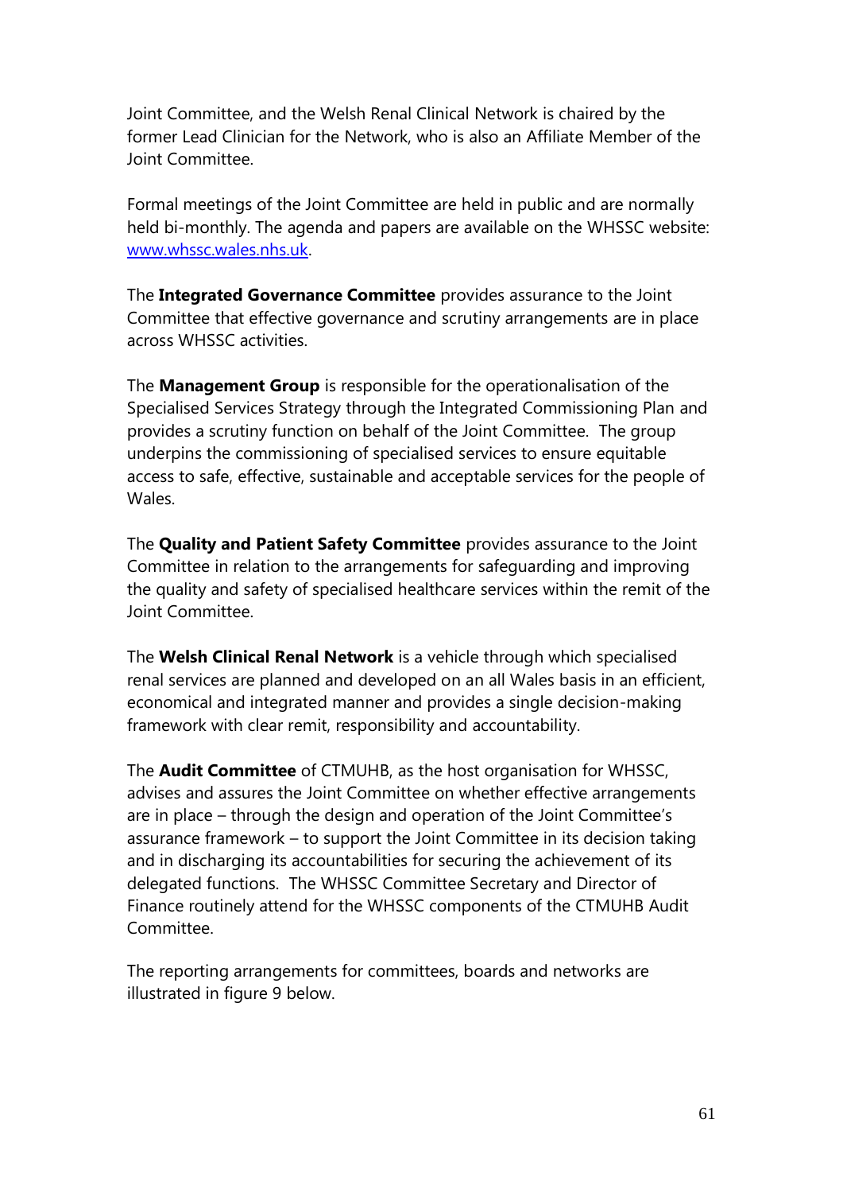Joint Committee, and the Welsh Renal Clinical Network is chaired by the former Lead Clinician for the Network, who is also an Affiliate Member of the Joint Committee.

Formal meetings of the Joint Committee are held in public and are normally held bi-monthly. The agenda and papers are available on the WHSSC website: [www.whssc.wales.nhs.uk](http://www.whssc.wales.nhs.uk).

The **Integrated Governance Committee** provides assurance to the Joint Committee that effective governance and scrutiny arrangements are in place across WHSSC activities.

The **Management Group** is responsible for the operationalisation of the Specialised Services Strategy through the Integrated Commissioning Plan and provides a scrutiny function on behalf of the Joint Committee. The group underpins the commissioning of specialised services to ensure equitable access to safe, effective, sustainable and acceptable services for the people of Wales.

The **Quality and Patient Safety Committee** provides assurance to the Joint Committee in relation to the arrangements for safeguarding and improving the quality and safety of specialised healthcare services within the remit of the Joint Committee.

The **Welsh Clinical Renal Network** is a vehicle through which specialised renal services are planned and developed on an all Wales basis in an efficient, economical and integrated manner and provides a single decision-making framework with clear remit, responsibility and accountability.

The **Audit Committee** of CTMUHB, as the host organisation for WHSSC, advises and assures the Joint Committee on whether effective arrangements are in place – through the design and operation of the Joint Committee's assurance framework – to support the Joint Committee in its decision taking and in discharging its accountabilities for securing the achievement of its delegated functions. The WHSSC Committee Secretary and Director of Finance routinely attend for the WHSSC components of the CTMUHB Audit Committee.

The reporting arrangements for committees, boards and networks are illustrated in figure 9 below.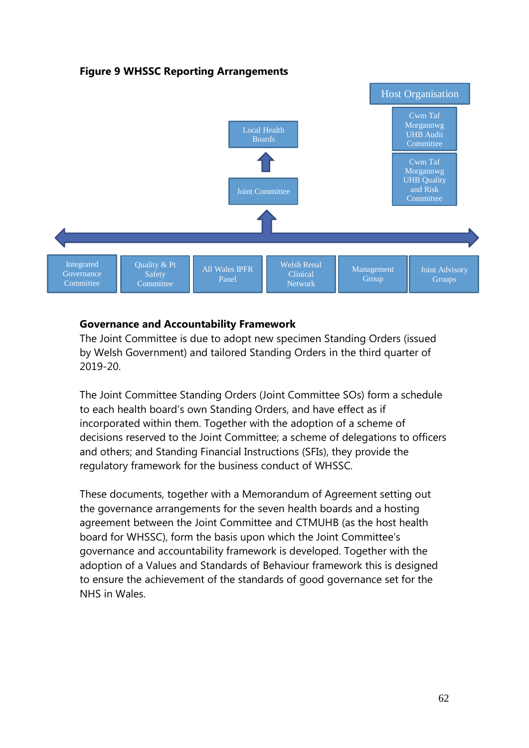**Figure 9 WHSSC Reporting Arrangements**

Host Organisation

Cwm Taf Morgannwg UHB Audit Committee

Cwm Taf Morgannwg UHB Quality and Risk Committee

Local Health Boards

Joint Committee

Integrated Governance Committee | Quality & Pt Safety Committee | All Wales IPFR Panel | Welsh Renal Clinical Network | Management Group | Joint Advisory Groups

**Governance and Accountability Framework**

The Joint Committee is due to adopt new specimen Standing Orders (issued by Welsh Government) and tailored Standing Orders in the third quarter of 2019-20.

The Joint Committee Standing Orders (Joint Committee SOs) form a schedule to each health board's own Standing Orders, and have effect as if incorporated within them. Together with the adoption of a scheme of decisions reserved to the Joint Committee; a scheme of delegations to officers and others; and Standing Financial Instructions (SFIs), they provide the regulatory framework for the business conduct of WHSSC.

These documents, together with a Memorandum of Agreement setting out the governance arrangements for the seven health boards and a hosting agreement between the Joint Committee and CTMUHB (as the host health board for WHSSC), form the basis upon which the Joint Committee's governance and accountability framework is developed. Together with the adoption of a Values and Standards of Behaviour framework this is designed to ensure the achievement of the standards of good governance set for the NHS in Wales.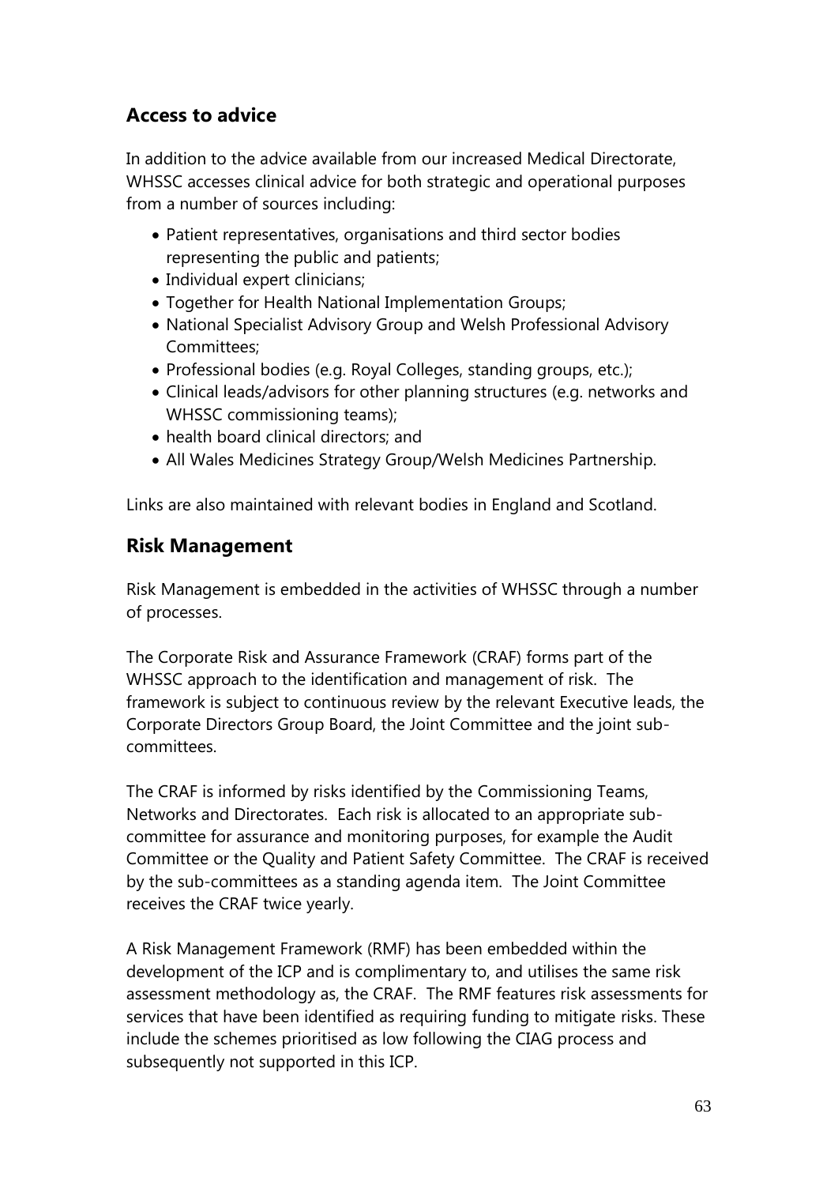## Access to advice

In addition to the advice available from our increased Medical Directorate, WHSSC accesses clinical advice for both strategic and operational purposes from a number of sources including:

- Patient representatives, organisations and third sector bodies representing the public and patients;
- Individual expert clinicians;
- Together for Health National Implementation Groups;
- National Specialist Advisory Group and Welsh Professional Advisory Committees;
- Professional bodies (e.g. Royal Colleges, standing groups, etc.);
- Clinical leads/advisors for other planning structures (e.g. networks and WHSSC commissioning teams);
- health board clinical directors; and
- All Wales Medicines Strategy Group/Welsh Medicines Partnership.

Links are also maintained with relevant bodies in England and Scotland.

## Risk Management

Risk Management is embedded in the activities of WHSSC through a number of processes.

The Corporate Risk and Assurance Framework (CRAF) forms part of the WHSSC approach to the identification and management of risk. The framework is subject to continuous review by the relevant Executive leads, the Corporate Directors Group Board, the Joint Committee and the joint sub-committees.

The CRAF is informed by risks identified by the Commissioning Teams, Networks and Directorates. Each risk is allocated to an appropriate sub-committee for assurance and monitoring purposes, for example the Audit Committee or the Quality and Patient Safety Committee. The CRAF is received by the sub-committees as a standing agenda item. The Joint Committee receives the CRAF twice yearly.

A Risk Management Framework (RMF) has been embedded within the development of the ICP and is complimentary to, and utilises the same risk assessment methodology as, the CRAF. The RMF features risk assessments for services that have been identified as requiring funding to mitigate risks. These include the schemes prioritised as low following the CIAG process and subsequently not supported in this ICP.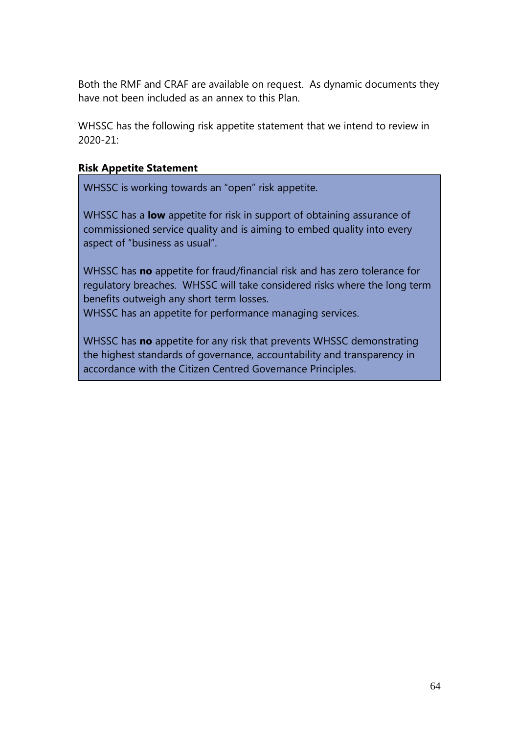Both the RMF and CRAF are available on request. As dynamic documents they have not been included as an annex to this Plan.

WHSSC has the following risk appetite statement that we intend to review in 2020-21:

**Risk Appetite Statement**

> WHSSC is working towards an "open" risk appetite.
>
> WHSSC has a **low** appetite for risk in support of obtaining assurance of commissioned service quality and is aiming to embed quality into every aspect of "business as usual".
>
> WHSSC has **no** appetite for fraud/financial risk and has zero tolerance for regulatory breaches. WHSSC will take considered risks where the long term benefits outweigh any short term losses.
> WHSSC has an appetite for performance managing services.
>
> WHSSC has **no** appetite for any risk that prevents WHSSC demonstrating the highest standards of governance, accountability and transparency in accordance with the Citizen Centred Governance Principles.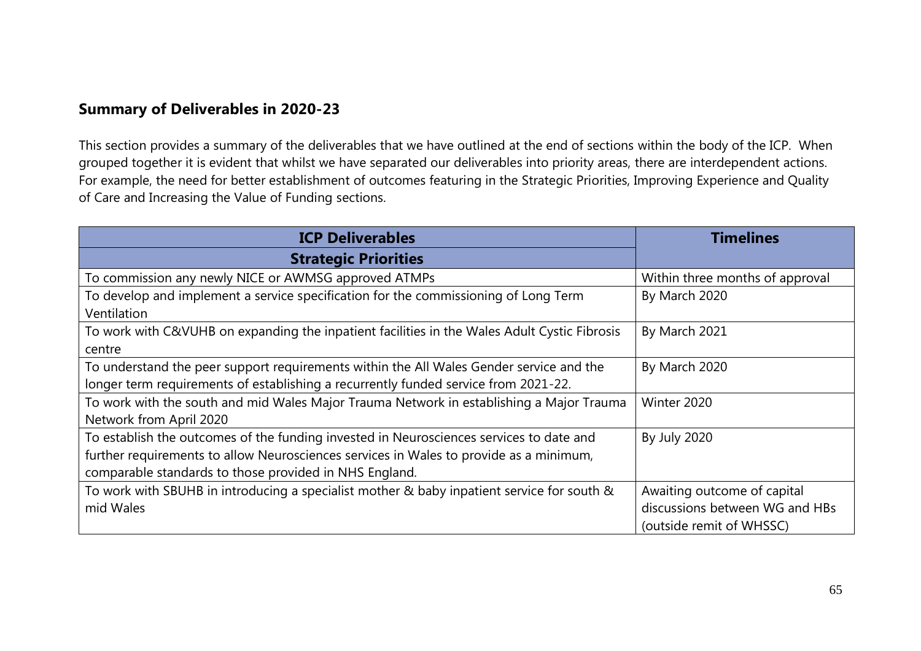## Summary of Deliverables in 2020-23

This section provides a summary of the deliverables that we have outlined at the end of sections within the body of the ICP. When grouped together it is evident that whilst we have separated our deliverables into priority areas, there are interdependent actions. For example, the need for better establishment of outcomes featuring in the Strategic Priorities, Improving Experience and Quality of Care and Increasing the Value of Funding sections.

| ICP Deliverables | Timelines |
|---|---|
| **Strategic Priorities** | |
| To commission any newly NICE or AWMSG approved ATMPs | Within three months of approval |
| To develop and implement a service specification for the commissioning of Long Term Ventilation | By March 2020 |
| To work with C&VUHB on expanding the inpatient facilities in the Wales Adult Cystic Fibrosis centre | By March 2021 |
| To understand the peer support requirements within the All Wales Gender service and the longer term requirements of establishing a recurrently funded service from 2021-22. | By March 2020 |
| To work with the south and mid Wales Major Trauma Network in establishing a Major Trauma Network from April 2020 | Winter 2020 |
| To establish the outcomes of the funding invested in Neurosciences services to date and further requirements to allow Neurosciences services in Wales to provide as a minimum, comparable standards to those provided in NHS England. | By July 2020 |
| To work with SBUHB in introducing a specialist mother & baby inpatient service for south & mid Wales | Awaiting outcome of capital discussions between WG and HBs (outside remit of WHSSC) |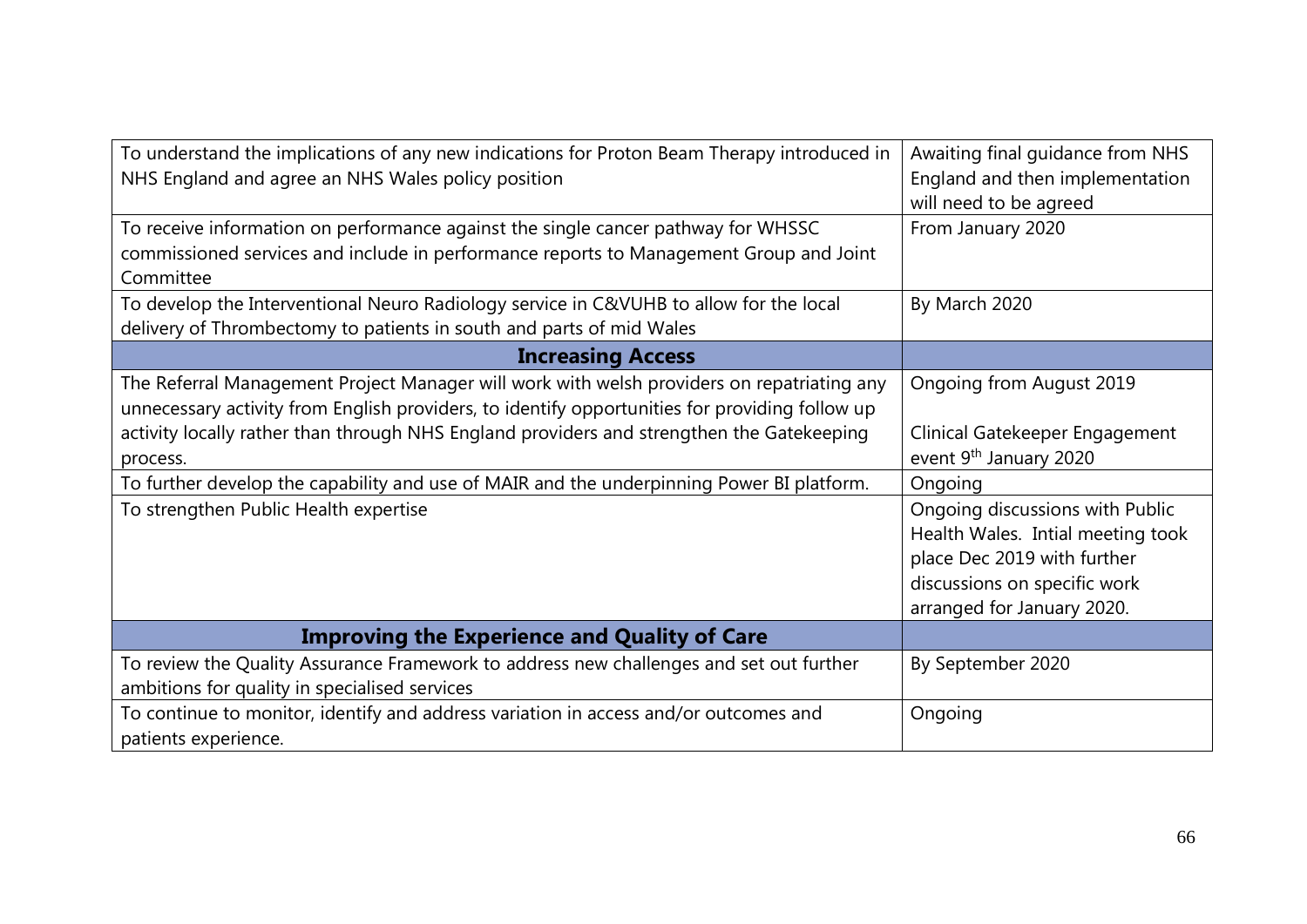| | |
|---|---|
| To understand the implications of any new indications for Proton Beam Therapy introduced in NHS England and agree an NHS Wales policy position | Awaiting final guidance from NHS England and then implementation will need to be agreed |
| To receive information on performance against the single cancer pathway for WHSSC commissioned services and include in performance reports to Management Group and Joint Committee | From January 2020 |
| To develop the Interventional Neuro Radiology service in C&VUHB to allow for the local delivery of Thrombectomy to patients in south and parts of mid Wales | By March 2020 |
| **Increasing Access** | |
| The Referral Management Project Manager will work with welsh providers on repatriating any unnecessary activity from English providers, to identify opportunities for providing follow up activity locally rather than through NHS England providers and strengthen the Gatekeeping process. | Ongoing from August 2019<br><br>Clinical Gatekeeper Engagement event 9th January 2020 |
| To further develop the capability and use of MAIR and the underpinning Power BI platform. | Ongoing |
| To strengthen Public Health expertise | Ongoing discussions with Public Health Wales. Intial meeting took place Dec 2019 with further discussions on specific work arranged for January 2020. |
| **Improving the Experience and Quality of Care** | |
| To review the Quality Assurance Framework to address new challenges and set out further ambitions for quality in specialised services | By September 2020 |
| To continue to monitor, identify and address variation in access and/or outcomes and patients experience. | Ongoing |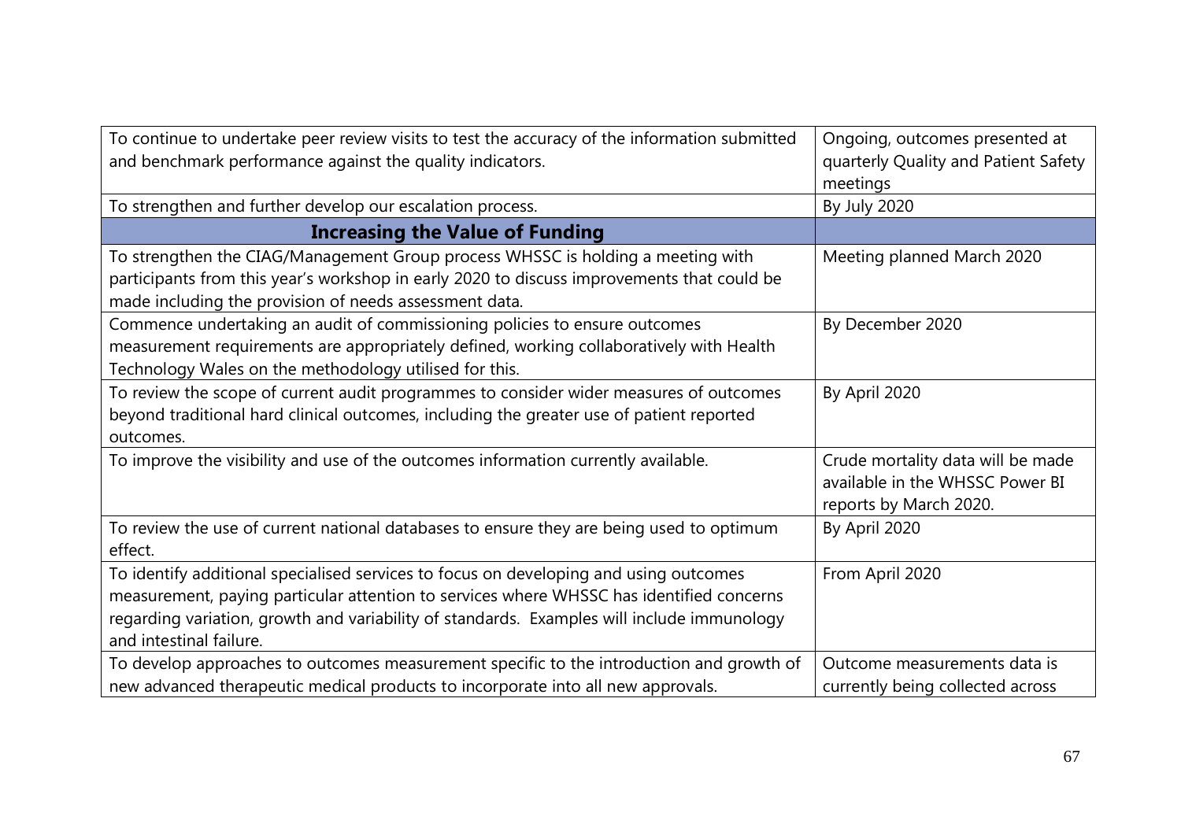| | |
|---|---|
| To continue to undertake peer review visits to test the accuracy of the information submitted and benchmark performance against the quality indicators. | Ongoing, outcomes presented at quarterly Quality and Patient Safety meetings |
| To strengthen and further develop our escalation process. | By July 2020 |
| **Increasing the Value of Funding** | |
| To strengthen the CIAG/Management Group process WHSSC is holding a meeting with participants from this year's workshop in early 2020 to discuss improvements that could be made including the provision of needs assessment data. | Meeting planned March 2020 |
| Commence undertaking an audit of commissioning policies to ensure outcomes measurement requirements are appropriately defined, working collaboratively with Health Technology Wales on the methodology utilised for this. | By December 2020 |
| To review the scope of current audit programmes to consider wider measures of outcomes beyond traditional hard clinical outcomes, including the greater use of patient reported outcomes. | By April 2020 |
| To improve the visibility and use of the outcomes information currently available. | Crude mortality data will be made available in the WHSSC Power BI reports by March 2020. |
| To review the use of current national databases to ensure they are being used to optimum effect. | By April 2020 |
| To identify additional specialised services to focus on developing and using outcomes measurement, paying particular attention to services where WHSSC has identified concerns regarding variation, growth and variability of standards. Examples will include immunology and intestinal failure. | From April 2020 |
| To develop approaches to outcomes measurement specific to the introduction and growth of new advanced therapeutic medical products to incorporate into all new approvals. | Outcome measurements data is currently being collected across |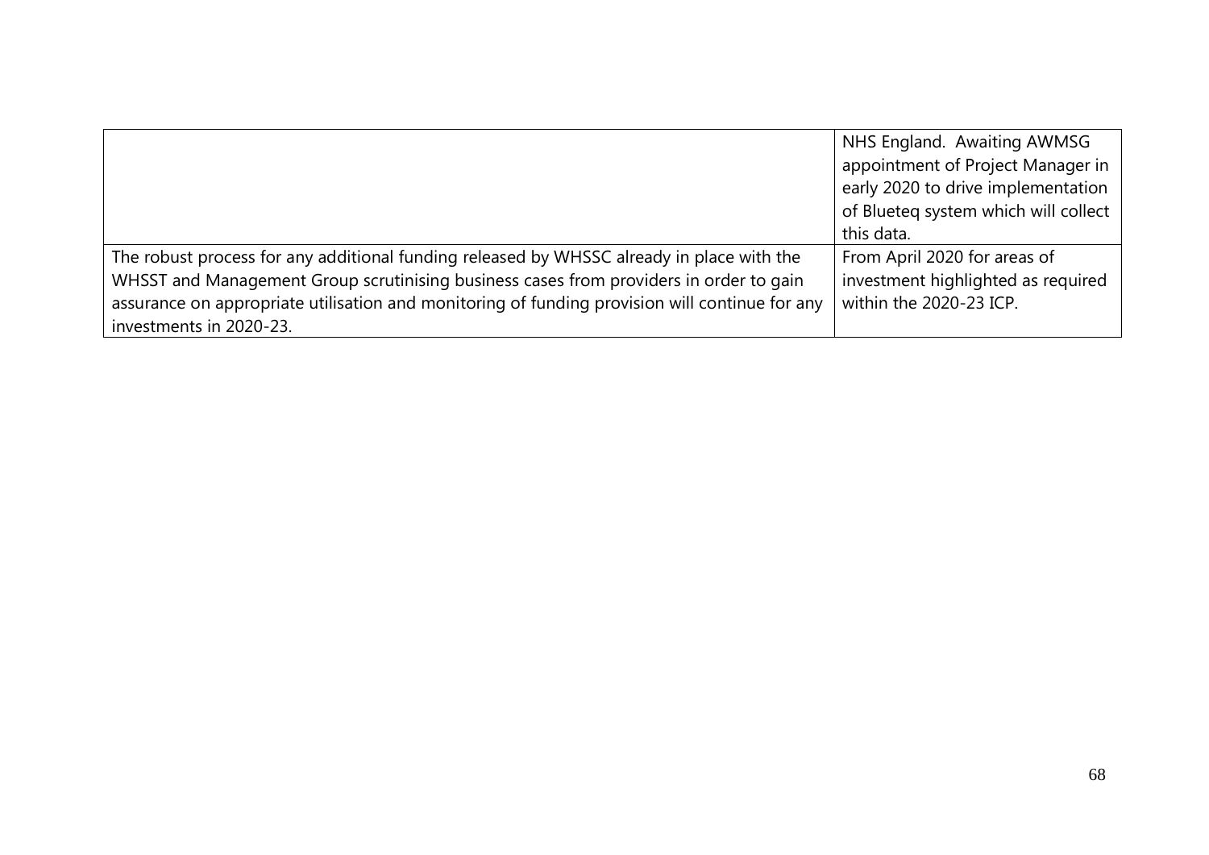| | |
|---|---|
| | NHS England. Awaiting AWMSG appointment of Project Manager in early 2020 to drive implementation of Blueteq system which will collect this data. |
| The robust process for any additional funding released by WHSSC already in place with the WHSST and Management Group scrutinising business cases from providers in order to gain assurance on appropriate utilisation and monitoring of funding provision will continue for any investments in 2020-23. | From April 2020 for areas of investment highlighted as required within the 2020-23 ICP. |